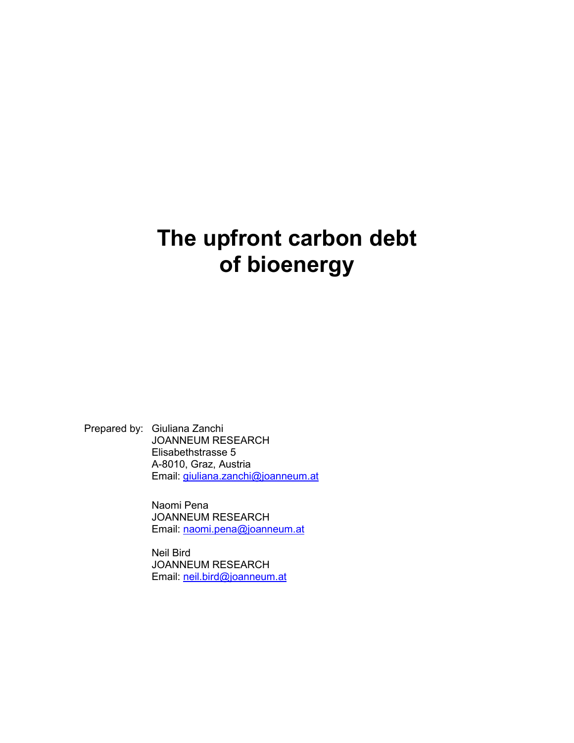# The upfront carbon debt of bioenergy

Prepared by: Giuliana Zanchi
JOANNEUM RESEARCH
Elisabethstrasse 5
A-8010, Graz, Austria
Email: giuliana.zanchi@joanneum.at

Naomi Pena
JOANNEUM RESEARCH
Email: naomi.pena@joanneum.at

Neil Bird
JOANNEUM RESEARCH
Email: neil.bird@joanneum.at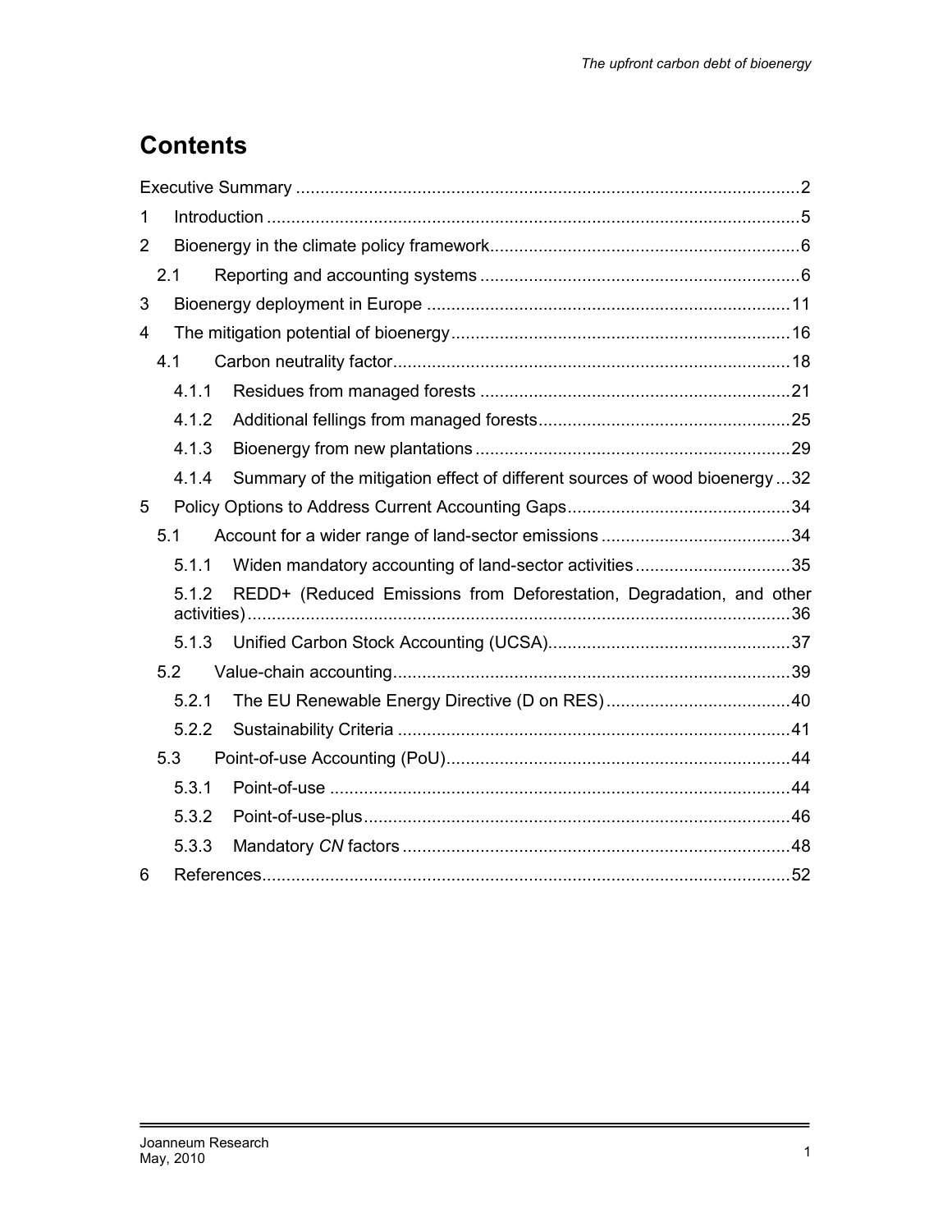# Contents

Executive Summary .......................................................................................................2

1 Introduction .............................................................................................................5

2 Bioenergy in the climate policy framework................................................................6

2.1 Reporting and accounting systems ..................................................................6

3 Bioenergy deployment in Europe ...........................................................................11

4 The mitigation potential of bioenergy......................................................................16

4.1 Carbon neutrality factor..................................................................................18

4.1.1 Residues from managed forests ................................................................21

4.1.2 Additional fellings from managed forests....................................................25

4.1.3 Bioenergy from new plantations.................................................................29

4.1.4 Summary of the mitigation effect of different sources of wood bioenergy ...32

5 Policy Options to Address Current Accounting Gaps..............................................34

5.1 Account for a wider range of land-sector emissions .......................................34

5.1.1 Widen mandatory accounting of land-sector activities................................35

5.1.2 REDD+ (Reduced Emissions from Deforestation, Degradation, and other activities)................................................................................................36

5.1.3 Unified Carbon Stock Accounting (UCSA)..................................................37

5.2 Value-chain accounting..................................................................................39

5.2.1 The EU Renewable Energy Directive (D on RES)......................................40

5.2.2 Sustainability Criteria .................................................................................41

5.3 Point-of-use Accounting (PoU).......................................................................44

5.3.1 Point-of-use ...............................................................................................44

5.3.2 Point-of-use-plus........................................................................................46

5.3.3 Mandatory *CN* factors ................................................................................48

6 References............................................................................................................52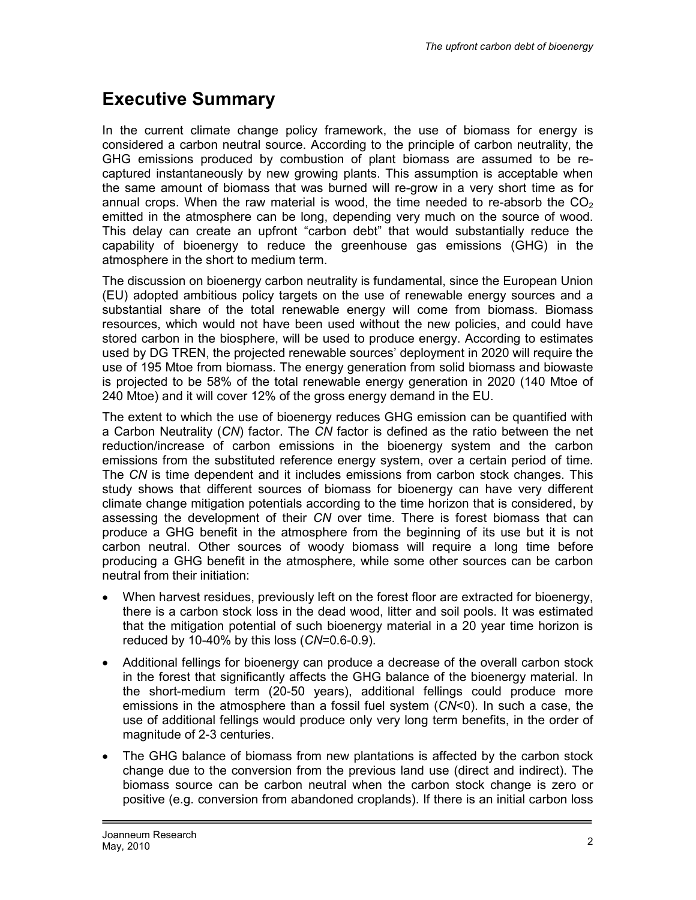# Executive Summary

In the current climate change policy framework, the use of biomass for energy is considered a carbon neutral source. According to the principle of carbon neutrality, the GHG emissions produced by combustion of plant biomass are assumed to be re-captured instantaneously by new growing plants. This assumption is acceptable when the same amount of biomass that was burned will re-grow in a very short time as for annual crops. When the raw material is wood, the time needed to re-absorb the $CO_2$ emitted in the atmosphere can be long, depending very much on the source of wood. This delay can create an upfront "carbon debt" that would substantially reduce the capability of bioenergy to reduce the greenhouse gas emissions (GHG) in the atmosphere in the short to medium term.

The discussion on bioenergy carbon neutrality is fundamental, since the European Union (EU) adopted ambitious policy targets on the use of renewable energy sources and a substantial share of the total renewable energy will come from biomass. Biomass resources, which would not have been used without the new policies, and could have stored carbon in the biosphere, will be used to produce energy. According to estimates used by DG TREN, the projected renewable sources' deployment in 2020 will require the use of 195 Mtoe from biomass. The energy generation from solid biomass and biowaste is projected to be 58% of the total renewable energy generation in 2020 (140 Mtoe of 240 Mtoe) and it will cover 12% of the gross energy demand in the EU.

The extent to which the use of bioenergy reduces GHG emission can be quantified with a Carbon Neutrality (*CN*) factor. The *CN* factor is defined as the ratio between the net reduction/increase of carbon emissions in the bioenergy system and the carbon emissions from the substituted reference energy system, over a certain period of time. The *CN* is time dependent and it includes emissions from carbon stock changes. This study shows that different sources of biomass for bioenergy can have very different climate change mitigation potentials according to the time horizon that is considered, by assessing the development of their *CN* over time. There is forest biomass that can produce a GHG benefit in the atmosphere from the beginning of its use but it is not carbon neutral. Other sources of woody biomass will require a long time before producing a GHG benefit in the atmosphere, while some other sources can be carbon neutral from their initiation:

- When harvest residues, previously left on the forest floor are extracted for bioenergy, there is a carbon stock loss in the dead wood, litter and soil pools. It was estimated that the mitigation potential of such bioenergy material in a 20 year time horizon is reduced by 10-40% by this loss (*CN*=0.6-0.9).
- Additional fellings for bioenergy can produce a decrease of the overall carbon stock in the forest that significantly affects the GHG balance of the bioenergy material. In the short-medium term (20-50 years), additional fellings could produce more emissions in the atmosphere than a fossil fuel system (*CN*<0). In such a case, the use of additional fellings would produce only very long term benefits, in the order of magnitude of 2-3 centuries.
- The GHG balance of biomass from new plantations is affected by the carbon stock change due to the conversion from the previous land use (direct and indirect). The biomass source can be carbon neutral when the carbon stock change is zero or positive (e.g. conversion from abandoned croplands). If there is an initial carbon loss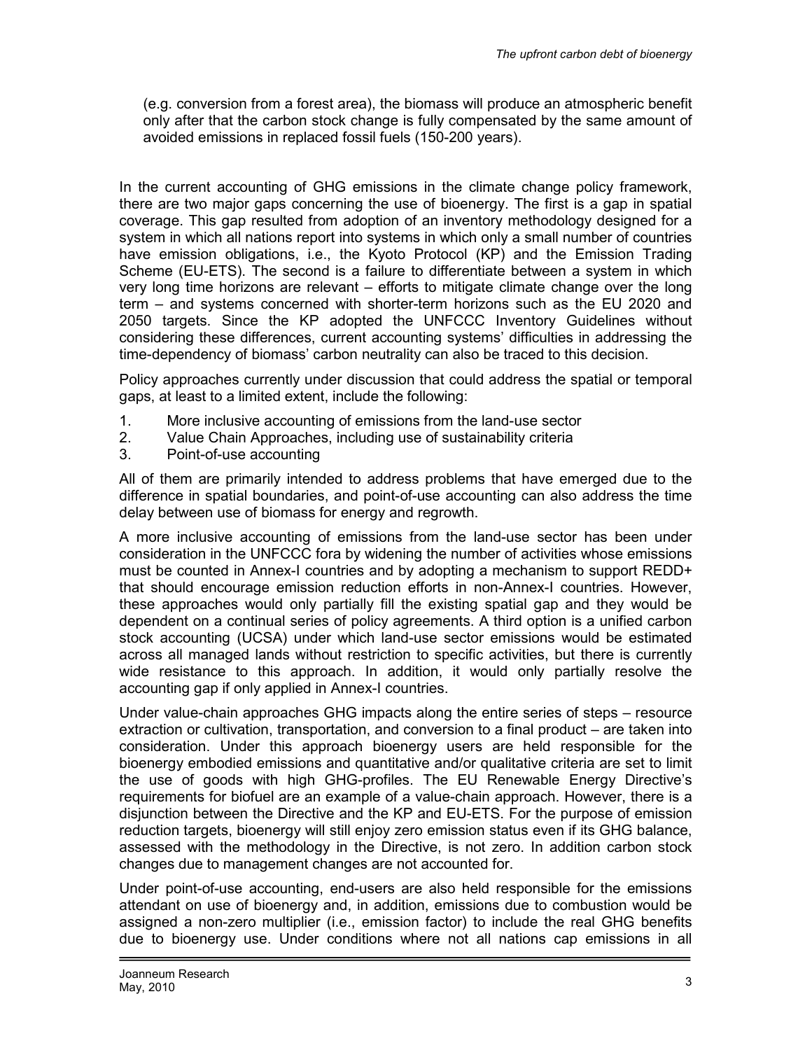(e.g. conversion from a forest area), the biomass will produce an atmospheric benefit only after that the carbon stock change is fully compensated by the same amount of avoided emissions in replaced fossil fuels (150-200 years).

In the current accounting of GHG emissions in the climate change policy framework, there are two major gaps concerning the use of bioenergy. The first is a gap in spatial coverage. This gap resulted from adoption of an inventory methodology designed for a system in which all nations report into systems in which only a small number of countries have emission obligations, i.e., the Kyoto Protocol (KP) and the Emission Trading Scheme (EU-ETS). The second is a failure to differentiate between a system in which very long time horizons are relevant – efforts to mitigate climate change over the long term – and systems concerned with shorter-term horizons such as the EU 2020 and 2050 targets. Since the KP adopted the UNFCCC Inventory Guidelines without considering these differences, current accounting systems' difficulties in addressing the time-dependency of biomass' carbon neutrality can also be traced to this decision.

Policy approaches currently under discussion that could address the spatial or temporal gaps, at least to a limited extent, include the following:

1. More inclusive accounting of emissions from the land-use sector
2. Value Chain Approaches, including use of sustainability criteria
3. Point-of-use accounting

All of them are primarily intended to address problems that have emerged due to the difference in spatial boundaries, and point-of-use accounting can also address the time delay between use of biomass for energy and regrowth.

A more inclusive accounting of emissions from the land-use sector has been under consideration in the UNFCCC fora by widening the number of activities whose emissions must be counted in Annex-I countries and by adopting a mechanism to support REDD+ that should encourage emission reduction efforts in non-Annex-I countries. However, these approaches would only partially fill the existing spatial gap and they would be dependent on a continual series of policy agreements. A third option is a unified carbon stock accounting (UCSA) under which land-use sector emissions would be estimated across all managed lands without restriction to specific activities, but there is currently wide resistance to this approach. In addition, it would only partially resolve the accounting gap if only applied in Annex-I countries.

Under value-chain approaches GHG impacts along the entire series of steps – resource extraction or cultivation, transportation, and conversion to a final product – are taken into consideration. Under this approach bioenergy users are held responsible for the bioenergy embodied emissions and quantitative and/or qualitative criteria are set to limit the use of goods with high GHG-profiles. The EU Renewable Energy Directive's requirements for biofuel are an example of a value-chain approach. However, there is a disjunction between the Directive and the KP and EU-ETS. For the purpose of emission reduction targets, bioenergy will still enjoy zero emission status even if its GHG balance, assessed with the methodology in the Directive, is not zero. In addition carbon stock changes due to management changes are not accounted for.

Under point-of-use accounting, end-users are also held responsible for the emissions attendant on use of bioenergy and, in addition, emissions due to combustion would be assigned a non-zero multiplier (i.e., emission factor) to include the real GHG benefits due to bioenergy use. Under conditions where not all nations cap emissions in all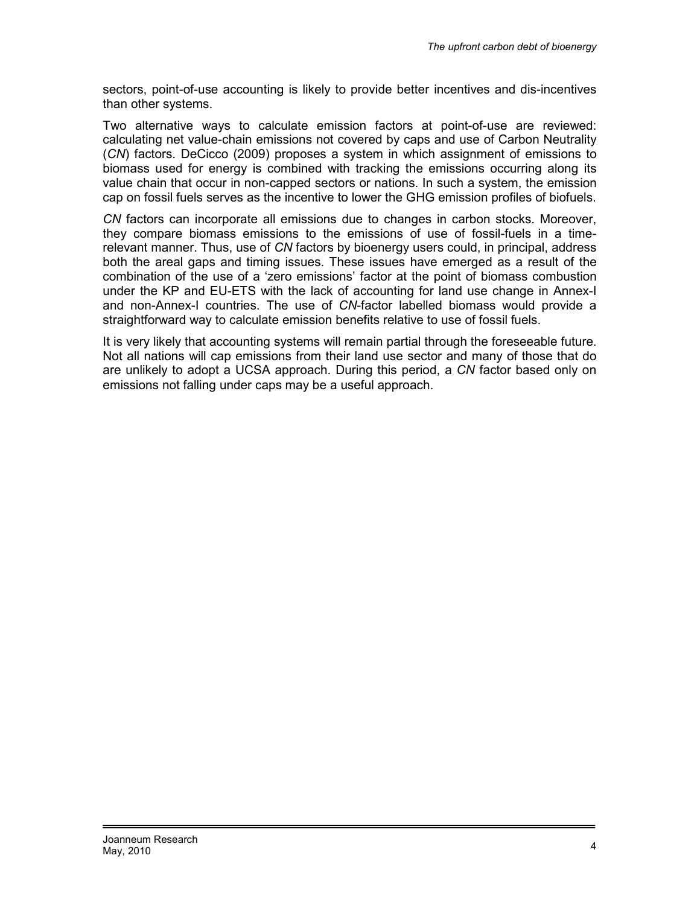sectors, point-of-use accounting is likely to provide better incentives and dis-incentives than other systems.

Two alternative ways to calculate emission factors at point-of-use are reviewed: calculating net value-chain emissions not covered by caps and use of Carbon Neutrality (*CN*) factors. DeCicco (2009) proposes a system in which assignment of emissions to biomass used for energy is combined with tracking the emissions occurring along its value chain that occur in non-capped sectors or nations. In such a system, the emission cap on fossil fuels serves as the incentive to lower the GHG emission profiles of biofuels.

*CN* factors can incorporate all emissions due to changes in carbon stocks. Moreover, they compare biomass emissions to the emissions of use of fossil-fuels in a time-relevant manner. Thus, use of *CN* factors by bioenergy users could, in principal, address both the areal gaps and timing issues. These issues have emerged as a result of the combination of the use of a 'zero emissions' factor at the point of biomass combustion under the KP and EU-ETS with the lack of accounting for land use change in Annex-I and non-Annex-I countries. The use of *CN*-factor labelled biomass would provide a straightforward way to calculate emission benefits relative to use of fossil fuels.

It is very likely that accounting systems will remain partial through the foreseeable future. Not all nations will cap emissions from their land use sector and many of those that do are unlikely to adopt a UCSA approach. During this period, a *CN* factor based only on emissions not falling under caps may be a useful approach.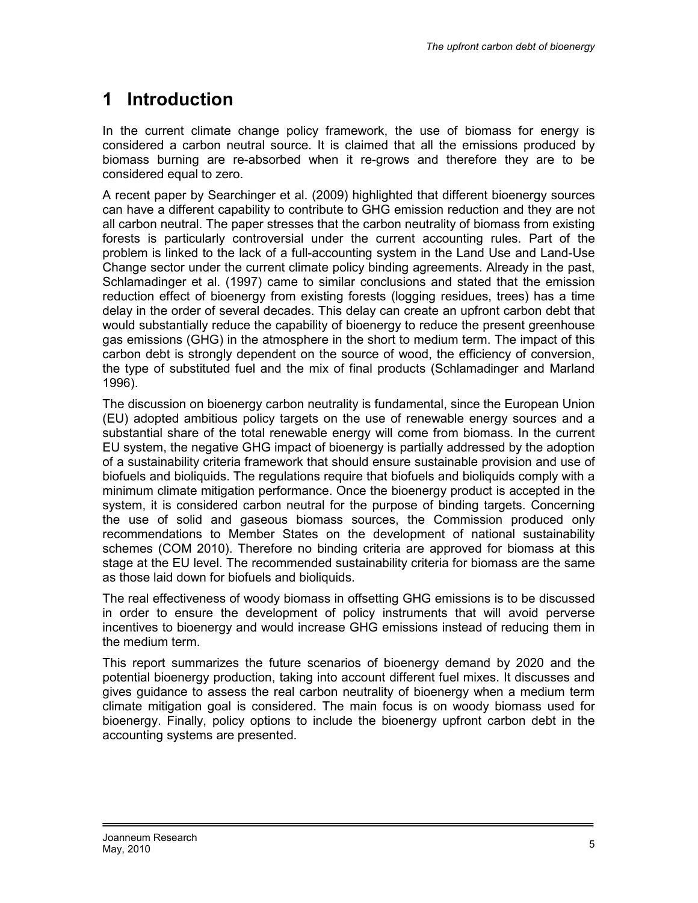# 1 Introduction

In the current climate change policy framework, the use of biomass for energy is considered a carbon neutral source. It is claimed that all the emissions produced by biomass burning are re-absorbed when it re-grows and therefore they are to be considered equal to zero.

A recent paper by Searchinger et al. (2009) highlighted that different bioenergy sources can have a different capability to contribute to GHG emission reduction and they are not all carbon neutral. The paper stresses that the carbon neutrality of biomass from existing forests is particularly controversial under the current accounting rules. Part of the problem is linked to the lack of a full-accounting system in the Land Use and Land-Use Change sector under the current climate policy binding agreements. Already in the past, Schlamadinger et al. (1997) came to similar conclusions and stated that the emission reduction effect of bioenergy from existing forests (logging residues, trees) has a time delay in the order of several decades. This delay can create an upfront carbon debt that would substantially reduce the capability of bioenergy to reduce the present greenhouse gas emissions (GHG) in the atmosphere in the short to medium term. The impact of this carbon debt is strongly dependent on the source of wood, the efficiency of conversion, the type of substituted fuel and the mix of final products (Schlamadinger and Marland 1996).

The discussion on bioenergy carbon neutrality is fundamental, since the European Union (EU) adopted ambitious policy targets on the use of renewable energy sources and a substantial share of the total renewable energy will come from biomass. In the current EU system, the negative GHG impact of bioenergy is partially addressed by the adoption of a sustainability criteria framework that should ensure sustainable provision and use of biofuels and bioliquids. The regulations require that biofuels and bioliquids comply with a minimum climate mitigation performance. Once the bioenergy product is accepted in the system, it is considered carbon neutral for the purpose of binding targets. Concerning the use of solid and gaseous biomass sources, the Commission produced only recommendations to Member States on the development of national sustainability schemes (COM 2010). Therefore no binding criteria are approved for biomass at this stage at the EU level. The recommended sustainability criteria for biomass are the same as those laid down for biofuels and bioliquids.

The real effectiveness of woody biomass in offsetting GHG emissions is to be discussed in order to ensure the development of policy instruments that will avoid perverse incentives to bioenergy and would increase GHG emissions instead of reducing them in the medium term.

This report summarizes the future scenarios of bioenergy demand by 2020 and the potential bioenergy production, taking into account different fuel mixes. It discusses and gives guidance to assess the real carbon neutrality of bioenergy when a medium term climate mitigation goal is considered. The main focus is on woody biomass used for bioenergy. Finally, policy options to include the bioenergy upfront carbon debt in the accounting systems are presented.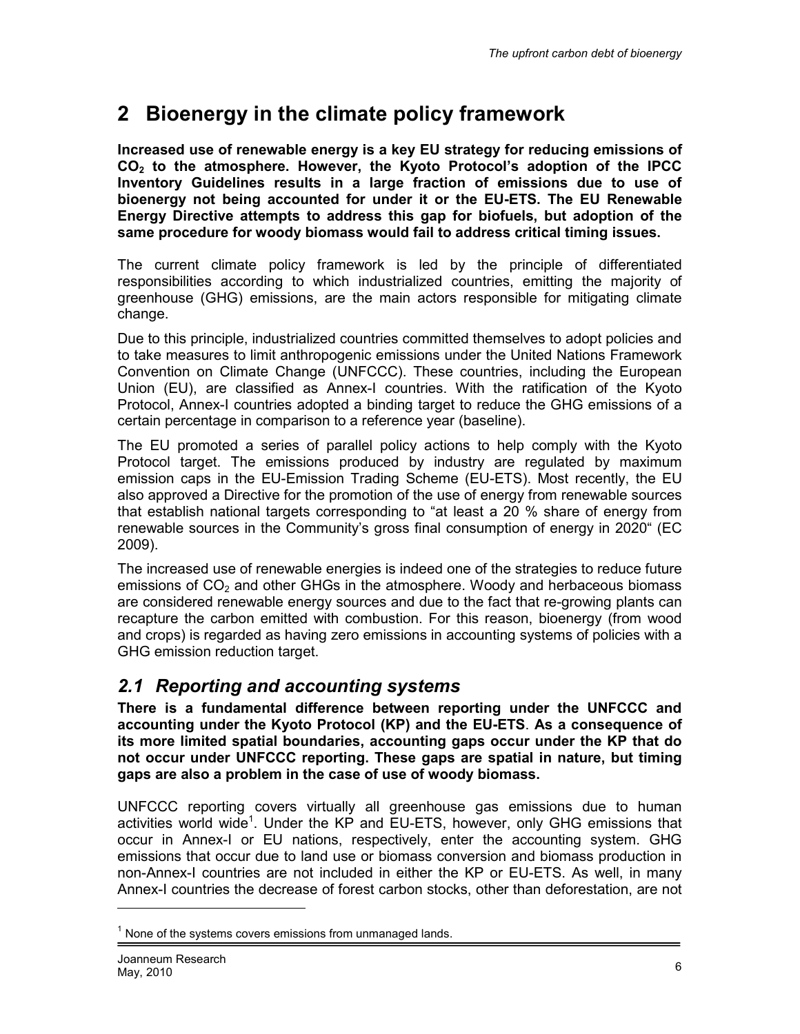# 2 Bioenergy in the climate policy framework

**Increased use of renewable energy is a key EU strategy for reducing emissions of $CO_2$ to the atmosphere. However, the Kyoto Protocol's adoption of the IPCC Inventory Guidelines results in a large fraction of emissions due to use of bioenergy not being accounted for under it or the EU-ETS. The EU Renewable Energy Directive attempts to address this gap for biofuels, but adoption of the same procedure for woody biomass would fail to address critical timing issues.**

The current climate policy framework is led by the principle of differentiated responsibilities according to which industrialized countries, emitting the majority of greenhouse (GHG) emissions, are the main actors responsible for mitigating climate change.

Due to this principle, industrialized countries committed themselves to adopt policies and to take measures to limit anthropogenic emissions under the United Nations Framework Convention on Climate Change (UNFCCC). These countries, including the European Union (EU), are classified as Annex-I countries. With the ratification of the Kyoto Protocol, Annex-I countries adopted a binding target to reduce the GHG emissions of a certain percentage in comparison to a reference year (baseline).

The EU promoted a series of parallel policy actions to help comply with the Kyoto Protocol target. The emissions produced by industry are regulated by maximum emission caps in the EU-Emission Trading Scheme (EU-ETS). Most recently, the EU also approved a Directive for the promotion of the use of energy from renewable sources that establish national targets corresponding to "at least a 20 % share of energy from renewable sources in the Community's gross final consumption of energy in 2020" (EC 2009).

The increased use of renewable energies is indeed one of the strategies to reduce future emissions of $CO_2$ and other GHGs in the atmosphere. Woody and herbaceous biomass are considered renewable energy sources and due to the fact that re-growing plants can recapture the carbon emitted with combustion. For this reason, bioenergy (from wood and crops) is regarded as having zero emissions in accounting systems of policies with a GHG emission reduction target.

## *2.1 Reporting and accounting systems*

**There is a fundamental difference between reporting under the UNFCCC and accounting under the Kyoto Protocol (KP) and the EU-ETS. As a consequence of its more limited spatial boundaries, accounting gaps occur under the KP that do not occur under UNFCCC reporting. These gaps are spatial in nature, but timing gaps are also a problem in the case of use of woody biomass.**

UNFCCC reporting covers virtually all greenhouse gas emissions due to human activities world wide[1]. Under the KP and EU-ETS, however, only GHG emissions that occur in Annex-I or EU nations, respectively, enter the accounting system. GHG emissions that occur due to land use or biomass conversion and biomass production in non-Annex-I countries are not included in either the KP or EU-ETS. As well, in many Annex-I countries the decrease of forest carbon stocks, other than deforestation, are not

[1] None of the systems covers emissions from unmanaged lands.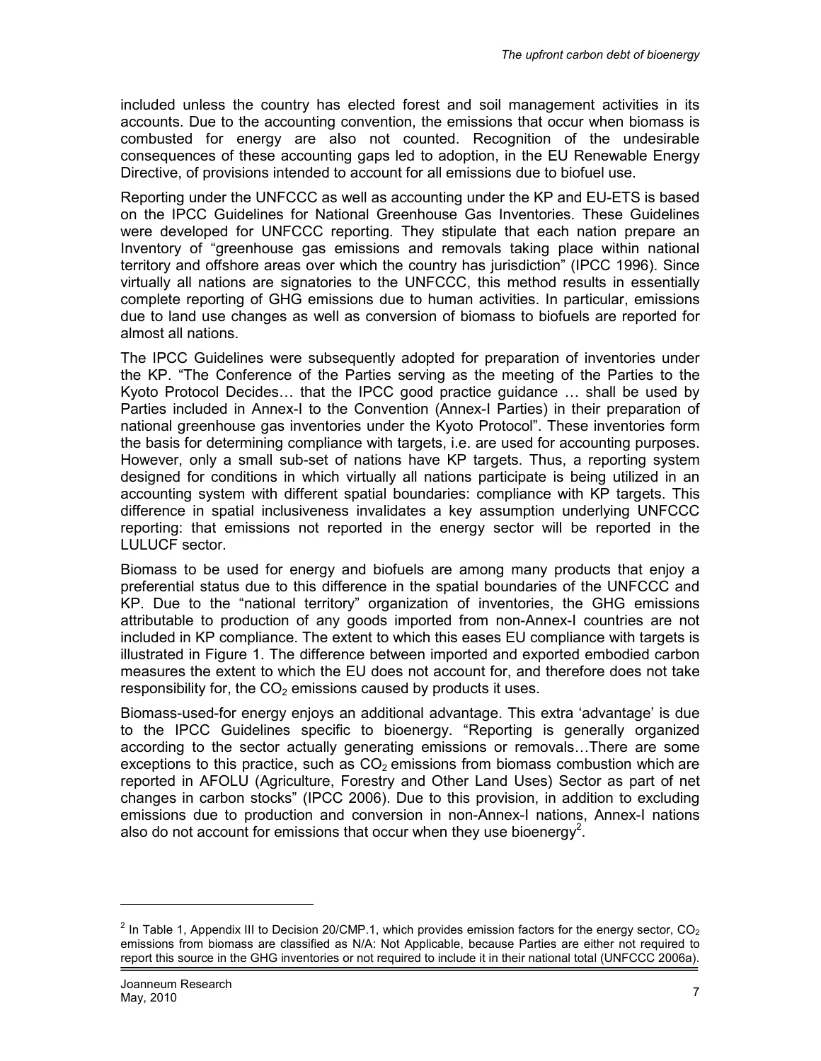included unless the country has elected forest and soil management activities in its accounts. Due to the accounting convention, the emissions that occur when biomass is combusted for energy are also not counted. Recognition of the undesirable consequences of these accounting gaps led to adoption, in the EU Renewable Energy Directive, of provisions intended to account for all emissions due to biofuel use.

Reporting under the UNFCCC as well as accounting under the KP and EU-ETS is based on the IPCC Guidelines for National Greenhouse Gas Inventories. These Guidelines were developed for UNFCCC reporting. They stipulate that each nation prepare an Inventory of "greenhouse gas emissions and removals taking place within national territory and offshore areas over which the country has jurisdiction" (IPCC 1996). Since virtually all nations are signatories to the UNFCCC, this method results in essentially complete reporting of GHG emissions due to human activities. In particular, emissions due to land use changes as well as conversion of biomass to biofuels are reported for almost all nations.

The IPCC Guidelines were subsequently adopted for preparation of inventories under the KP. "The Conference of the Parties serving as the meeting of the Parties to the Kyoto Protocol Decides… that the IPCC good practice guidance … shall be used by Parties included in Annex-I to the Convention (Annex-I Parties) in their preparation of national greenhouse gas inventories under the Kyoto Protocol". These inventories form the basis for determining compliance with targets, i.e. are used for accounting purposes. However, only a small sub-set of nations have KP targets. Thus, a reporting system designed for conditions in which virtually all nations participate is being utilized in an accounting system with different spatial boundaries: compliance with KP targets. This difference in spatial inclusiveness invalidates a key assumption underlying UNFCCC reporting: that emissions not reported in the energy sector will be reported in the LULUCF sector.

Biomass to be used for energy and biofuels are among many products that enjoy a preferential status due to this difference in the spatial boundaries of the UNFCCC and KP. Due to the "national territory" organization of inventories, the GHG emissions attributable to production of any goods imported from non-Annex-I countries are not included in KP compliance. The extent to which this eases EU compliance with targets is illustrated in Figure 1. The difference between imported and exported embodied carbon measures the extent to which the EU does not account for, and therefore does not take responsibility for, the $CO_2$ emissions caused by products it uses.

Biomass-used-for energy enjoys an additional advantage. This extra 'advantage' is due to the IPCC Guidelines specific to bioenergy. "Reporting is generally organized according to the sector actually generating emissions or removals…There are some exceptions to this practice, such as $CO_2$ emissions from biomass combustion which are reported in AFOLU (Agriculture, Forestry and Other Land Uses) Sector as part of net changes in carbon stocks" (IPCC 2006). Due to this provision, in addition to excluding emissions due to production and conversion in non-Annex-I nations, Annex-I nations also do not account for emissions that occur when they use bioenergy[2].

[2] In Table 1, Appendix III to Decision 20/CMP.1, which provides emission factors for the energy sector, $CO_2$ emissions from biomass are classified as N/A: Not Applicable, because Parties are either not required to report this source in the GHG inventories or not required to include it in their national total (UNFCCC 2006a).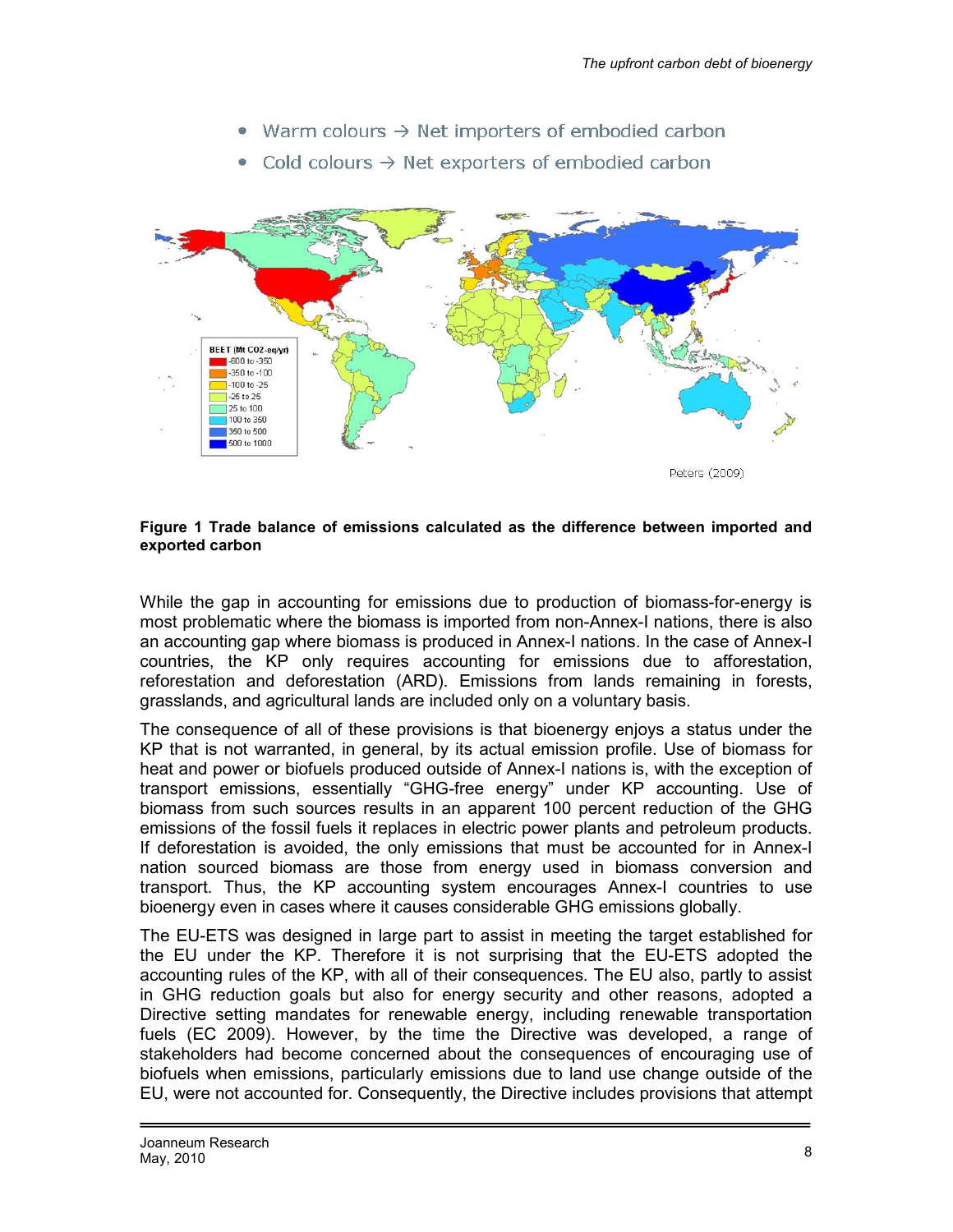- Warm colours → Net importers of embodied carbon
- Cold colours → Net exporters of embodied carbon

BEET (Mt CO2-eq/yr)

- -800 to -350
- -350 to -100
- -100 to -25
- -25 to 25
- 25 to 100
- 100 to 350
- 350 to 500
- 500 to 1000

Peters (2009)

**Figure 1 Trade balance of emissions calculated as the difference between imported and exported carbon**

While the gap in accounting for emissions due to production of biomass-for-energy is most problematic where the biomass is imported from non-Annex-I nations, there is also an accounting gap where biomass is produced in Annex-I nations. In the case of Annex-I countries, the KP only requires accounting for emissions due to afforestation, reforestation and deforestation (ARD). Emissions from lands remaining in forests, grasslands, and agricultural lands are included only on a voluntary basis.

The consequence of all of these provisions is that bioenergy enjoys a status under the KP that is not warranted, in general, by its actual emission profile. Use of biomass for heat and power or biofuels produced outside of Annex-I nations is, with the exception of transport emissions, essentially "GHG-free energy" under KP accounting. Use of biomass from such sources results in an apparent 100 percent reduction of the GHG emissions of the fossil fuels it replaces in electric power plants and petroleum products. If deforestation is avoided, the only emissions that must be accounted for in Annex-I nation sourced biomass are those from energy used in biomass conversion and transport. Thus, the KP accounting system encourages Annex-I countries to use bioenergy even in cases where it causes considerable GHG emissions globally.

The EU-ETS was designed in large part to assist in meeting the target established for the EU under the KP. Therefore it is not surprising that the EU-ETS adopted the accounting rules of the KP, with all of their consequences. The EU also, partly to assist in GHG reduction goals but also for energy security and other reasons, adopted a Directive setting mandates for renewable energy, including renewable transportation fuels (EC 2009). However, by the time the Directive was developed, a range of stakeholders had become concerned about the consequences of encouraging use of biofuels when emissions, particularly emissions due to land use change outside of the EU, were not accounted for. Consequently, the Directive includes provisions that attempt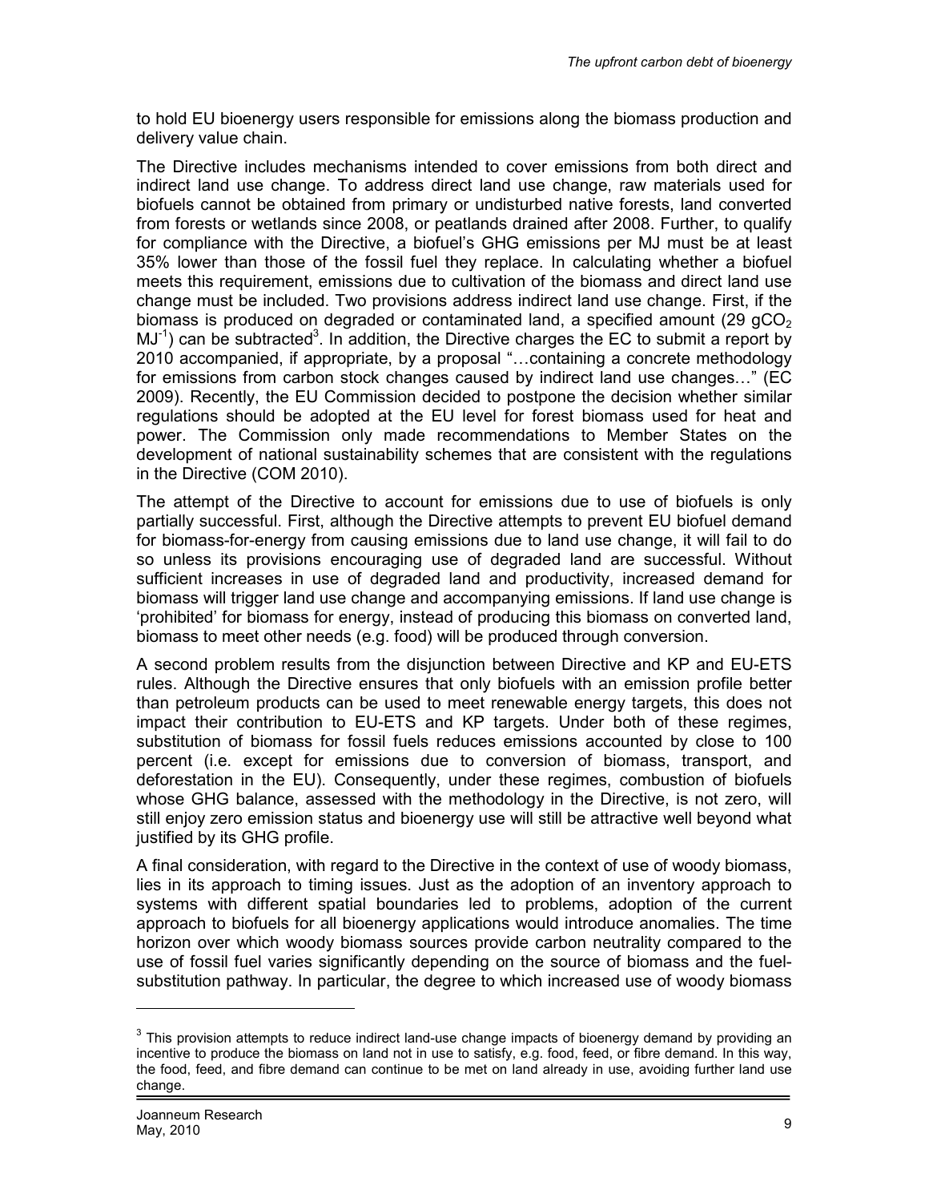to hold EU bioenergy users responsible for emissions along the biomass production and delivery value chain.

The Directive includes mechanisms intended to cover emissions from both direct and indirect land use change. To address direct land use change, raw materials used for biofuels cannot be obtained from primary or undisturbed native forests, land converted from forests or wetlands since 2008, or peatlands drained after 2008. Further, to qualify for compliance with the Directive, a biofuel's GHG emissions per MJ must be at least 35% lower than those of the fossil fuel they replace. In calculating whether a biofuel meets this requirement, emissions due to cultivation of the biomass and direct land use change must be included. Two provisions address indirect land use change. First, if the biomass is produced on degraded or contaminated land, a specified amount (29 $gCO_2$ $MJ^{-1}$) can be subtracted[3]. In addition, the Directive charges the EC to submit a report by 2010 accompanied, if appropriate, by a proposal "…containing a concrete methodology for emissions from carbon stock changes caused by indirect land use changes…" (EC 2009). Recently, the EU Commission decided to postpone the decision whether similar regulations should be adopted at the EU level for forest biomass used for heat and power. The Commission only made recommendations to Member States on the development of national sustainability schemes that are consistent with the regulations in the Directive (COM 2010).

The attempt of the Directive to account for emissions due to use of biofuels is only partially successful. First, although the Directive attempts to prevent EU biofuel demand for biomass-for-energy from causing emissions due to land use change, it will fail to do so unless its provisions encouraging use of degraded land are successful. Without sufficient increases in use of degraded land and productivity, increased demand for biomass will trigger land use change and accompanying emissions. If land use change is 'prohibited' for biomass for energy, instead of producing this biomass on converted land, biomass to meet other needs (e.g. food) will be produced through conversion.

A second problem results from the disjunction between Directive and KP and EU-ETS rules. Although the Directive ensures that only biofuels with an emission profile better than petroleum products can be used to meet renewable energy targets, this does not impact their contribution to EU-ETS and KP targets. Under both of these regimes, substitution of biomass for fossil fuels reduces emissions accounted by close to 100 percent (i.e. except for emissions due to conversion of biomass, transport, and deforestation in the EU). Consequently, under these regimes, combustion of biofuels whose GHG balance, assessed with the methodology in the Directive, is not zero, will still enjoy zero emission status and bioenergy use will still be attractive well beyond what justified by its GHG profile.

A final consideration, with regard to the Directive in the context of use of woody biomass, lies in its approach to timing issues. Just as the adoption of an inventory approach to systems with different spatial boundaries led to problems, adoption of the current approach to biofuels for all bioenergy applications would introduce anomalies. The time horizon over which woody biomass sources provide carbon neutrality compared to the use of fossil fuel varies significantly depending on the source of biomass and the fuel-substitution pathway. In particular, the degree to which increased use of woody biomass

---

[3] This provision attempts to reduce indirect land-use change impacts of bioenergy demand by providing an incentive to produce the biomass on land not in use to satisfy, e.g. food, feed, or fibre demand. In this way, the food, feed, and fibre demand can continue to be met on land already in use, avoiding further land use change.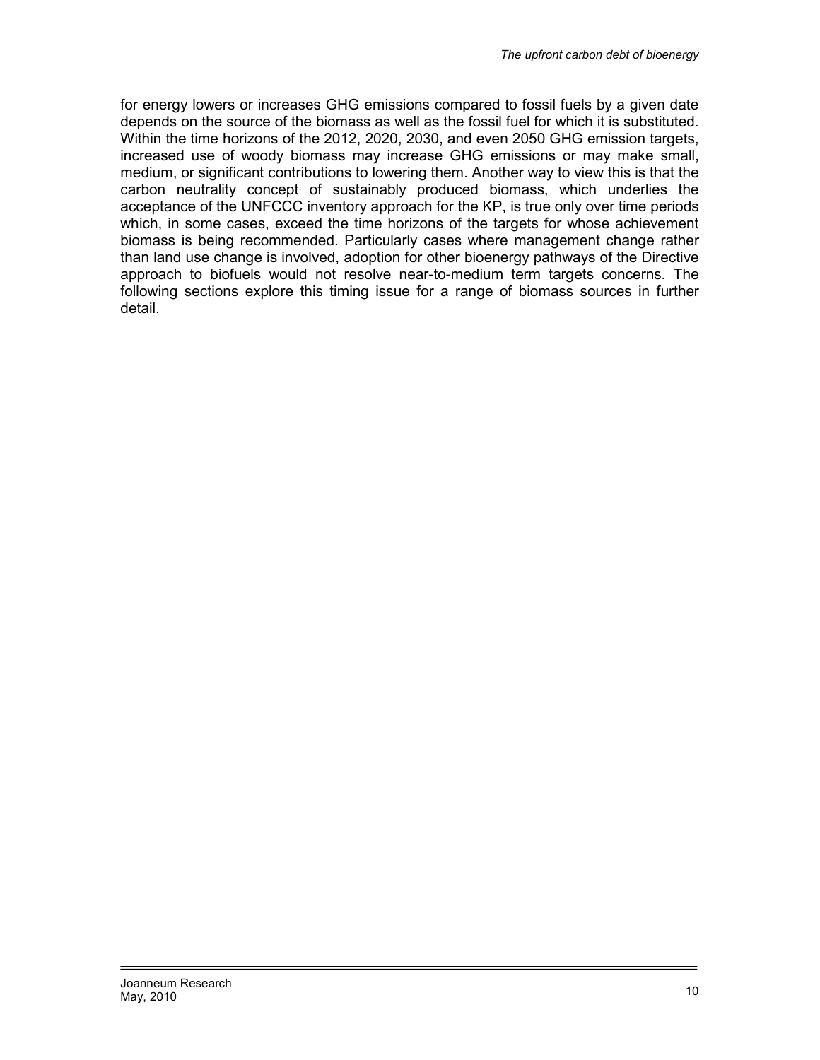for energy lowers or increases GHG emissions compared to fossil fuels by a given date depends on the source of the biomass as well as the fossil fuel for which it is substituted. Within the time horizons of the 2012, 2020, 2030, and even 2050 GHG emission targets, increased use of woody biomass may increase GHG emissions or may make small, medium, or significant contributions to lowering them. Another way to view this is that the carbon neutrality concept of sustainably produced biomass, which underlies the acceptance of the UNFCCC inventory approach for the KP, is true only over time periods which, in some cases, exceed the time horizons of the targets for whose achievement biomass is being recommended. Particularly cases where management change rather than land use change is involved, adoption for other bioenergy pathways of the Directive approach to biofuels would not resolve near-to-medium term targets concerns. The following sections explore this timing issue for a range of biomass sources in further detail.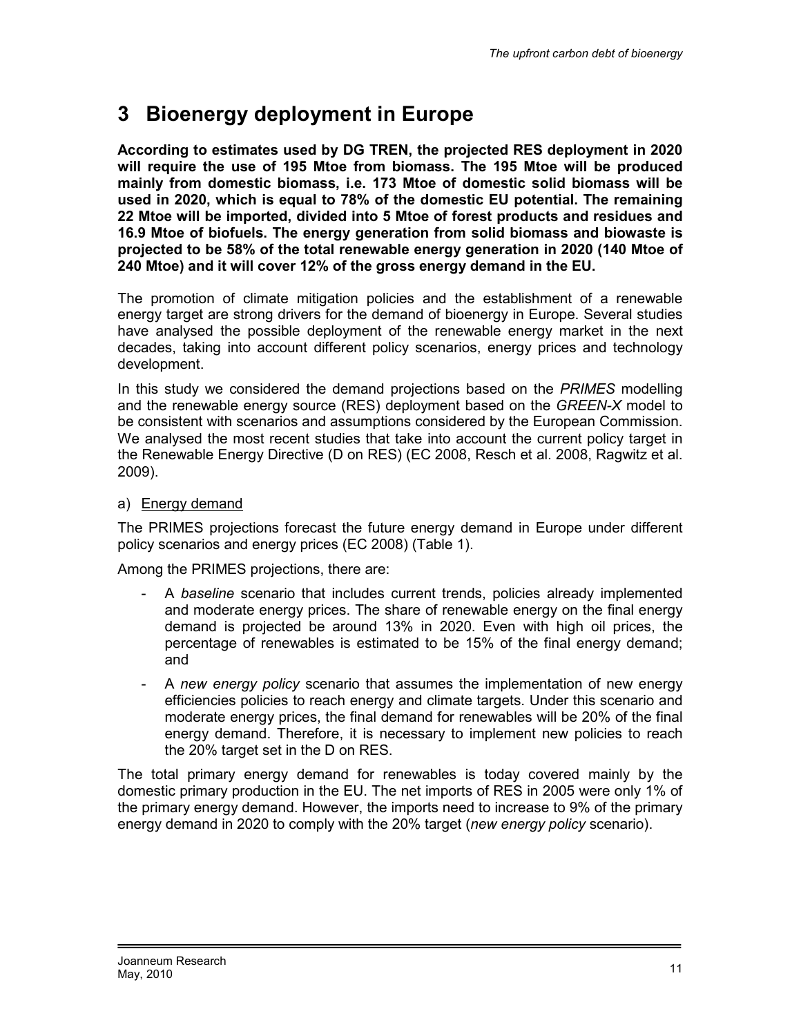# 3 Bioenergy deployment in Europe

**According to estimates used by DG TREN, the projected RES deployment in 2020 will require the use of 195 Mtoe from biomass. The 195 Mtoe will be produced mainly from domestic biomass, i.e. 173 Mtoe of domestic solid biomass will be used in 2020, which is equal to 78% of the domestic EU potential. The remaining 22 Mtoe will be imported, divided into 5 Mtoe of forest products and residues and 16.9 Mtoe of biofuels. The energy generation from solid biomass and biowaste is projected to be 58% of the total renewable energy generation in 2020 (140 Mtoe of 240 Mtoe) and it will cover 12% of the gross energy demand in the EU.**

The promotion of climate mitigation policies and the establishment of a renewable energy target are strong drivers for the demand of bioenergy in Europe. Several studies have analysed the possible deployment of the renewable energy market in the next decades, taking into account different policy scenarios, energy prices and technology development.

In this study we considered the demand projections based on the *PRIMES* modelling and the renewable energy source (RES) deployment based on the *GREEN-X* model to be consistent with scenarios and assumptions considered by the European Commission. We analysed the most recent studies that take into account the current policy target in the Renewable Energy Directive (D on RES) (EC 2008, Resch et al. 2008, Ragwitz et al. 2009).

a) Energy demand

The PRIMES projections forecast the future energy demand in Europe under different policy scenarios and energy prices (EC 2008) (Table 1).

Among the PRIMES projections, there are:

- A *baseline* scenario that includes current trends, policies already implemented and moderate energy prices. The share of renewable energy on the final energy demand is projected be around 13% in 2020. Even with high oil prices, the percentage of renewables is estimated to be 15% of the final energy demand; and
- A *new energy policy* scenario that assumes the implementation of new energy efficiencies policies to reach energy and climate targets. Under this scenario and moderate energy prices, the final demand for renewables will be 20% of the final energy demand. Therefore, it is necessary to implement new policies to reach the 20% target set in the D on RES.

The total primary energy demand for renewables is today covered mainly by the domestic primary production in the EU. The net imports of RES in 2005 were only 1% of the primary energy demand. However, the imports need to increase to 9% of the primary energy demand in 2020 to comply with the 20% target (*new energy policy* scenario).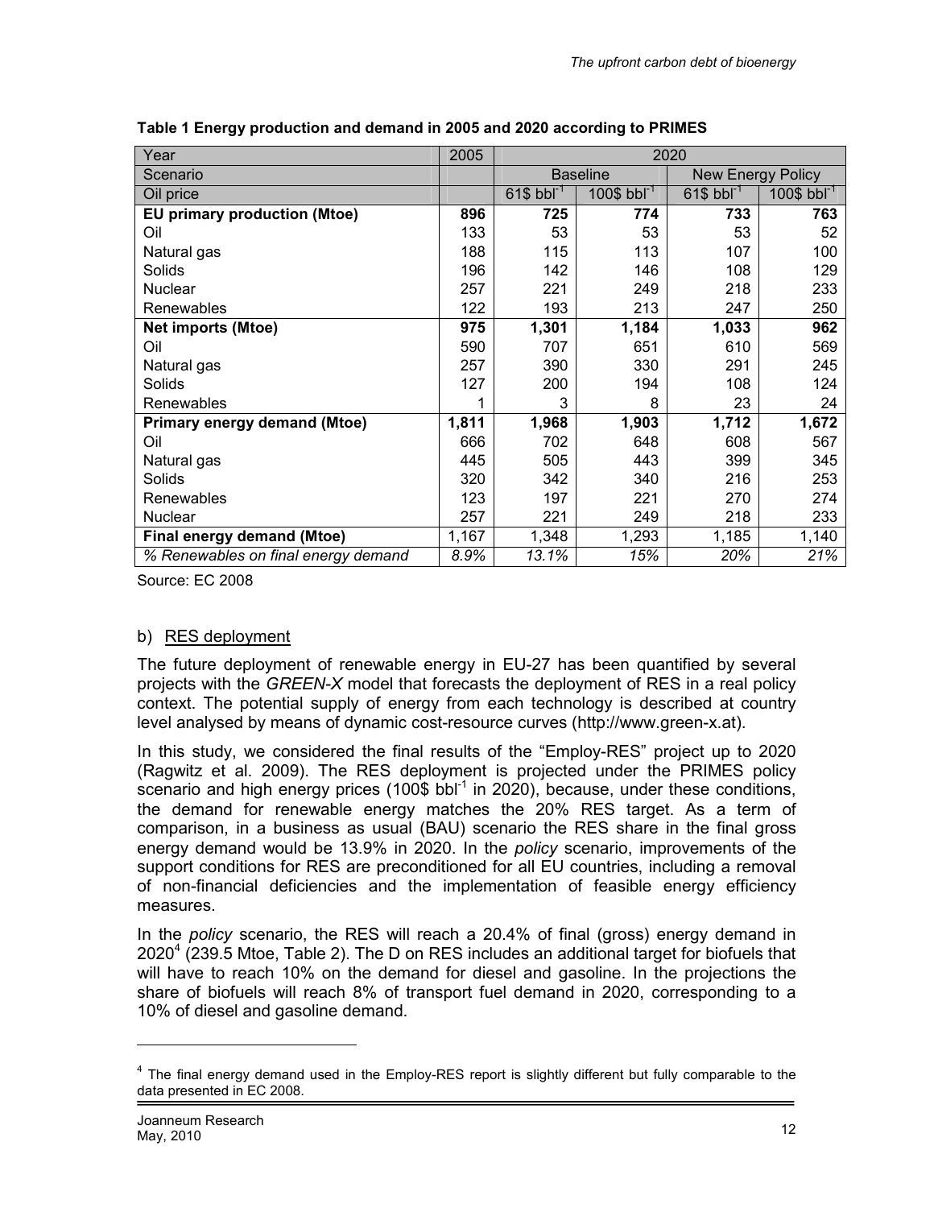**Table 1 Energy production and demand in 2005 and 2020 according to PRIMES**

| Year | 2005 | 2020 | | | |
|---|---|---|---|---|---|
| Scenario | | Baseline | | New Energy Policy | |
| Oil price | | 61$ $bbl^{-1}$ | 100$ $bbl^{-1}$ | 61$ $bbl^{-1}$ | 100$ $bbl^{-1}$ |
| **EU primary production (Mtoe)** | **896** | **725** | **774** | **733** | **763** |
| Oil | 133 | 53 | 53 | 53 | 52 |
| Natural gas | 188 | 115 | 113 | 107 | 100 |
| Solids | 196 | 142 | 146 | 108 | 129 |
| Nuclear | 257 | 221 | 249 | 218 | 233 |
| Renewables | 122 | 193 | 213 | 247 | 250 |
| **Net imports (Mtoe)** | **975** | **1,301** | **1,184** | **1,033** | **962** |
| Oil | 590 | 707 | 651 | 610 | 569 |
| Natural gas | 257 | 390 | 330 | 291 | 245 |
| Solids | 127 | 200 | 194 | 108 | 124 |
| Renewables | 1 | 3 | 8 | 23 | 24 |
| **Primary energy demand (Mtoe)** | **1,811** | **1,968** | **1,903** | **1,712** | **1,672** |
| Oil | 666 | 702 | 648 | 608 | 567 |
| Natural gas | 445 | 505 | 443 | 399 | 345 |
| Solids | 320 | 342 | 340 | 216 | 253 |
| Renewables | 123 | 197 | 221 | 270 | 274 |
| Nuclear | 257 | 221 | 249 | 218 | 233 |
| **Final energy demand (Mtoe)** | 1,167 | 1,348 | 1,293 | 1,185 | 1,140 |
| *% Renewables on final energy demand* | *8.9%* | *13.1%* | *15%* | *20%* | *21%* |

Source: EC 2008

b) RES deployment

The future deployment of renewable energy in EU-27 has been quantified by several projects with the *GREEN-X* model that forecasts the deployment of RES in a real policy context. The potential supply of energy from each technology is described at country level analysed by means of dynamic cost-resource curves (http://www.green-x.at).

In this study, we considered the final results of the "Employ-RES" project up to 2020 (Ragwitz et al. 2009). The RES deployment is projected under the PRIMES policy scenario and high energy prices (100$ $bbl^{-1}$ in 2020), because, under these conditions, the demand for renewable energy matches the 20% RES target. As a term of comparison, in a business as usual (BAU) scenario the RES share in the final gross energy demand would be 13.9% in 2020. In the *policy* scenario, improvements of the support conditions for RES are preconditioned for all EU countries, including a removal of non-financial deficiencies and the implementation of feasible energy efficiency measures.

In the *policy* scenario, the RES will reach a 20.4% of final (gross) energy demand in 2020[4] (239.5 Mtoe, Table 2). The D on RES includes an additional target for biofuels that will have to reach 10% on the demand for diesel and gasoline. In the projections the share of biofuels will reach 8% of transport fuel demand in 2020, corresponding to a 10% of diesel and gasoline demand.

[4] The final energy demand used in the Employ-RES report is slightly different but fully comparable to the data presented in EC 2008.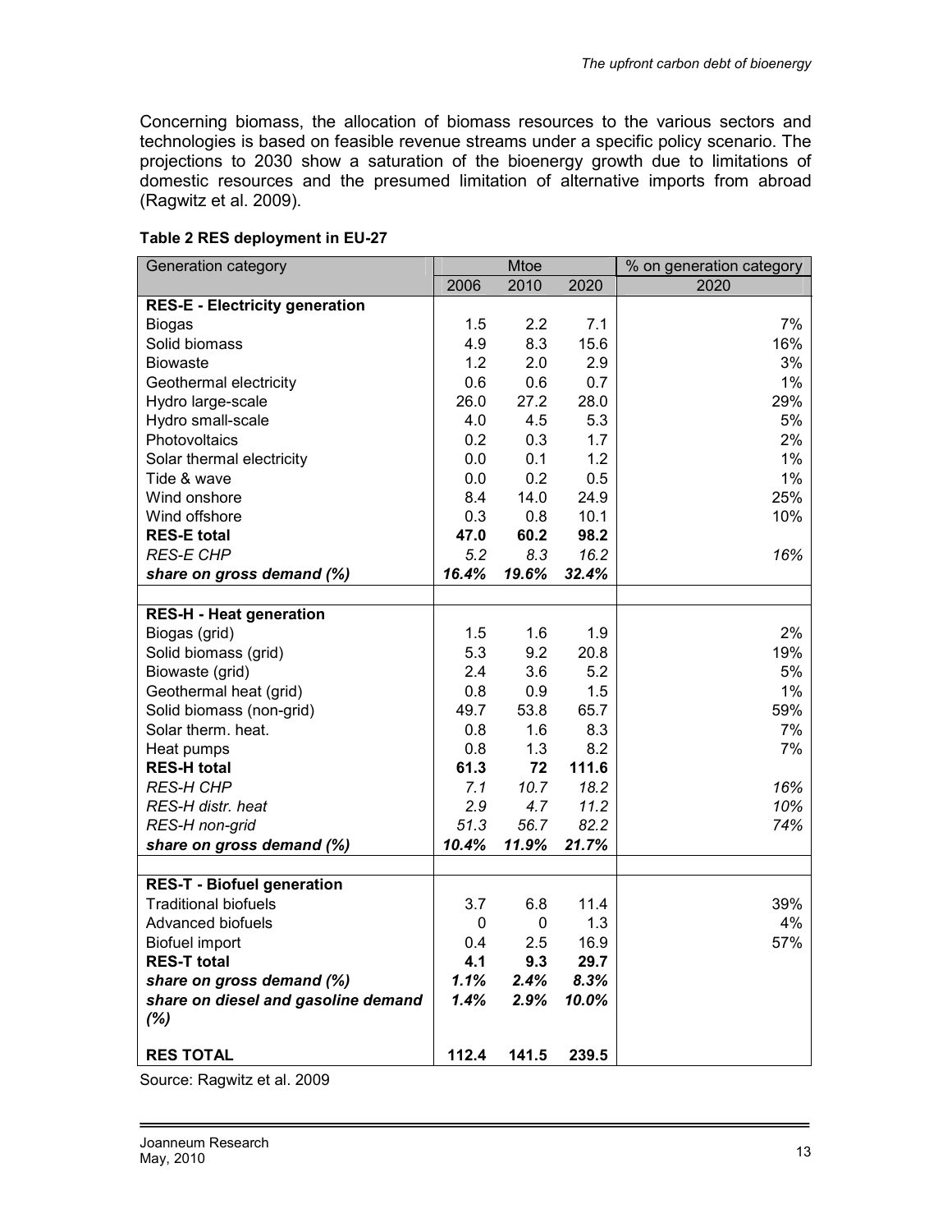Concerning biomass, the allocation of biomass resources to the various sectors and technologies is based on feasible revenue streams under a specific policy scenario. The projections to 2030 show a saturation of the bioenergy growth due to limitations of domestic resources and the presumed limitation of alternative imports from abroad (Ragwitz et al. 2009).

**Table 2 RES deployment in EU-27**

| Generation category | Mtoe | | | % on generation category |
|---|---|---|---|---|
| | 2006 | 2010 | 2020 | 2020 |
| **RES-E - Electricity generation** | | | | |
| Biogas | 1.5 | 2.2 | 7.1 | 7% |
| Solid biomass | 4.9 | 8.3 | 15.6 | 16% |
| Biowaste | 1.2 | 2.0 | 2.9 | 3% |
| Geothermal electricity | 0.6 | 0.6 | 0.7 | 1% |
| Hydro large-scale | 26.0 | 27.2 | 28.0 | 29% |
| Hydro small-scale | 4.0 | 4.5 | 5.3 | 5% |
| Photovoltaics | 0.2 | 0.3 | 1.7 | 2% |
| Solar thermal electricity | 0.0 | 0.1 | 1.2 | 1% |
| Tide & wave | 0.0 | 0.2 | 0.5 | 1% |
| Wind onshore | 8.4 | 14.0 | 24.9 | 25% |
| Wind offshore | 0.3 | 0.8 | 10.1 | 10% |
| **RES-E total** | **47.0** | **60.2** | **98.2** | |
| *RES-E CHP* | *5.2* | *8.3* | *16.2* | *16%* |
| ***share on gross demand (%)*** | ***16.4%*** | ***19.6%*** | ***32.4%*** | |
| | | | | |
| **RES-H - Heat generation** | | | | |
| Biogas (grid) | 1.5 | 1.6 | 1.9 | 2% |
| Solid biomass (grid) | 5.3 | 9.2 | 20.8 | 19% |
| Biowaste (grid) | 2.4 | 3.6 | 5.2 | 5% |
| Geothermal heat (grid) | 0.8 | 0.9 | 1.5 | 1% |
| Solid biomass (non-grid) | 49.7 | 53.8 | 65.7 | 59% |
| Solar therm. heat. | 0.8 | 1.6 | 8.3 | 7% |
| Heat pumps | 0.8 | 1.3 | 8.2 | 7% |
| **RES-H total** | **61.3** | **72** | **111.6** | |
| *RES-H CHP* | *7.1* | *10.7* | *18.2* | *16%* |
| *RES-H distr. heat* | *2.9* | *4.7* | *11.2* | *10%* |
| *RES-H non-grid* | *51.3* | *56.7* | *82.2* | *74%* |
| ***share on gross demand (%)*** | ***10.4%*** | ***11.9%*** | ***21.7%*** | |
| | | | | |
| **RES-T - Biofuel generation** | | | | |
| Traditional biofuels | 3.7 | 6.8 | 11.4 | 39% |
| Advanced biofuels | 0 | 0 | 1.3 | 4% |
| Biofuel import | 0.4 | 2.5 | 16.9 | 57% |
| **RES-T total** | **4.1** | **9.3** | **29.7** | |
| ***share on gross demand (%)*** | ***1.1%*** | ***2.4%*** | ***8.3%*** | |
| ***share on diesel and gasoline demand (%)*** | ***1.4%*** | ***2.9%*** | ***10.0%*** | |
| | | | | |
| **RES TOTAL** | **112.4** | **141.5** | **239.5** | |

Source: Ragwitz et al. 2009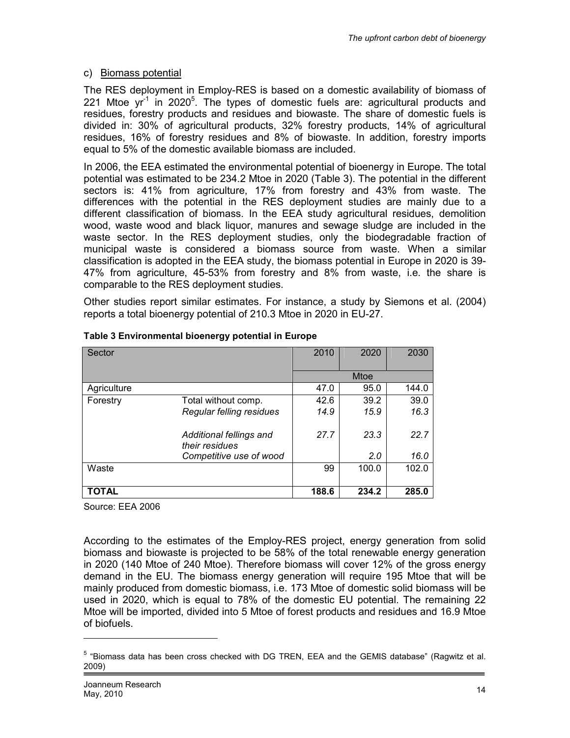c) Biomass potential

The RES deployment in Employ-RES is based on a domestic availability of biomass of 221 Mtoe $yr^{-1}$ in 2020[5]. The types of domestic fuels are: agricultural products and residues, forestry products and residues and biowaste. The share of domestic fuels is divided in: 30% of agricultural products, 32% forestry products, 14% of agricultural residues, 16% of forestry residues and 8% of biowaste. In addition, forestry imports equal to 5% of the domestic available biomass are included.

In 2006, the EEA estimated the environmental potential of bioenergy in Europe. The total potential was estimated to be 234.2 Mtoe in 2020 (Table 3). The potential in the different sectors is: 41% from agriculture, 17% from forestry and 43% from waste. The differences with the potential in the RES deployment studies are mainly due to a different classification of biomass. In the EEA study agricultural residues, demolition wood, waste wood and black liquor, manures and sewage sludge are included in the waste sector. In the RES deployment studies, only the biodegradable fraction of municipal waste is considered a biomass source from waste. When a similar classification is adopted in the EEA study, the biomass potential in Europe in 2020 is 39-47% from agriculture, 45-53% from forestry and 8% from waste, i.e. the share is comparable to the RES deployment studies.

Other studies report similar estimates. For instance, a study by Siemons et al. (2004) reports a total bioenergy potential of 210.3 Mtoe in 2020 in EU-27.

**Table 3 Environmental bioenergy potential in Europe**

| Sector | | 2010 | 2020 | 2030 |
|---|---|---|---|---|
| | | | Mtoe | |
| Agriculture | | 47.0 | 95.0 | 144.0 |
| Forestry | Total without comp. | 42.6 | 39.2 | 39.0 |
| | *Regular felling residues* | *14.9* | *15.9* | *16.3* |
| | *Additional fellings and their residues* | *27.7* | *23.3* | *22.7* |
| | *Competitive use of wood* | | *2.0* | *16.0* |
| Waste | | 99 | 100.0 | 102.0 |
| **TOTAL** | | **188.6** | **234.2** | **285.0** |

Source: EEA 2006

According to the estimates of the Employ-RES project, energy generation from solid biomass and biowaste is projected to be 58% of the total renewable energy generation in 2020 (140 Mtoe of 240 Mtoe). Therefore biomass will cover 12% of the gross energy demand in the EU. The biomass energy generation will require 195 Mtoe that will be mainly produced from domestic biomass, i.e. 173 Mtoe of domestic solid biomass will be used in 2020, which is equal to 78% of the domestic EU potential. The remaining 22 Mtoe will be imported, divided into 5 Mtoe of forest products and residues and 16.9 Mtoe of biofuels.

[5] "Biomass data has been cross checked with DG TREN, EEA and the GEMIS database" (Ragwitz et al. 2009)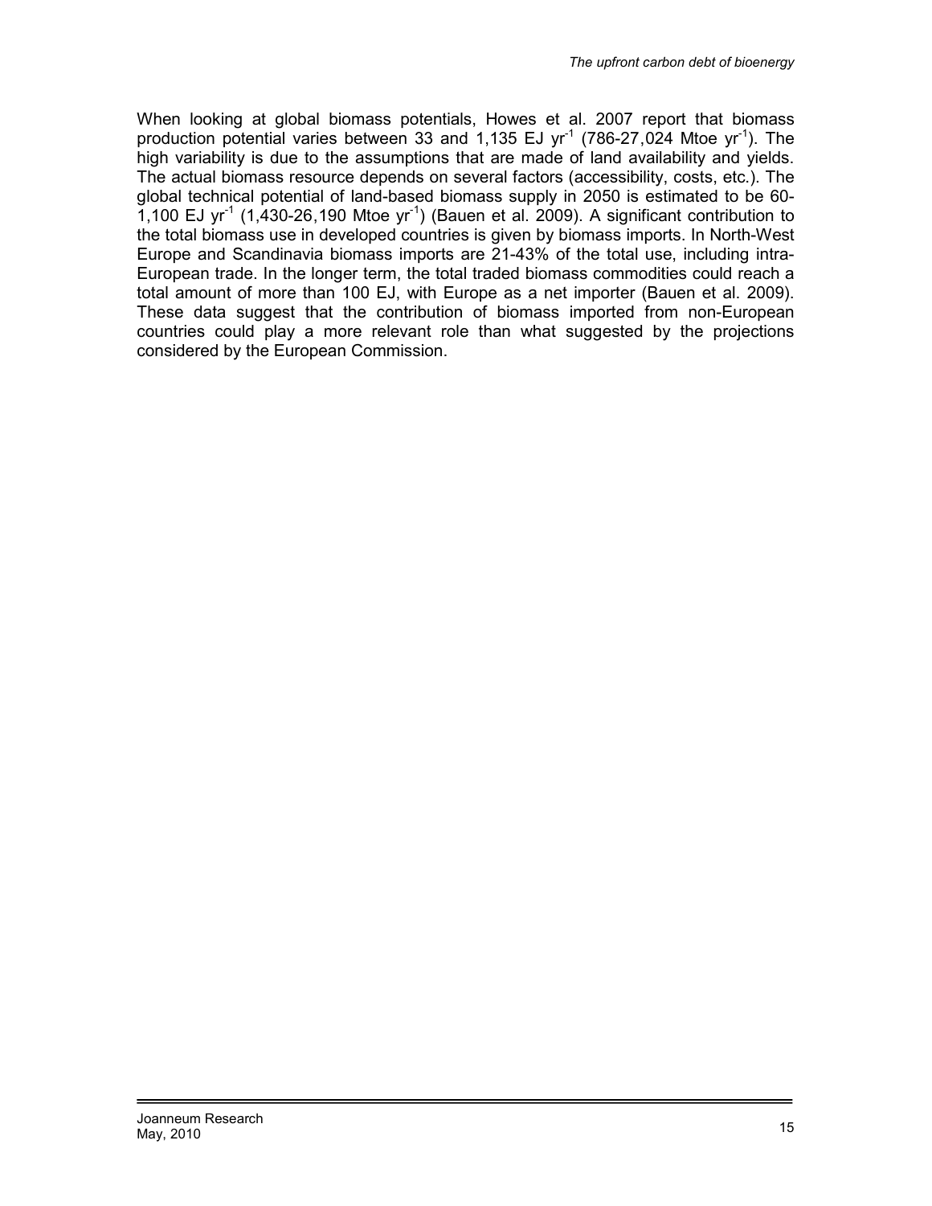When looking at global biomass potentials, Howes et al. 2007 report that biomass production potential varies between 33 and 1,135 EJ $yr^{-1}$ (786-27,024 Mtoe $yr^{-1}$). The high variability is due to the assumptions that are made of land availability and yields. The actual biomass resource depends on several factors (accessibility, costs, etc.). The global technical potential of land-based biomass supply in 2050 is estimated to be 60-1,100 EJ $yr^{-1}$ (1,430-26,190 Mtoe $yr^{-1}$) (Bauen et al. 2009). A significant contribution to the total biomass use in developed countries is given by biomass imports. In North-West Europe and Scandinavia biomass imports are 21-43% of the total use, including intra-European trade. In the longer term, the total traded biomass commodities could reach a total amount of more than 100 EJ, with Europe as a net importer (Bauen et al. 2009). These data suggest that the contribution of biomass imported from non-European countries could play a more relevant role than what suggested by the projections considered by the European Commission.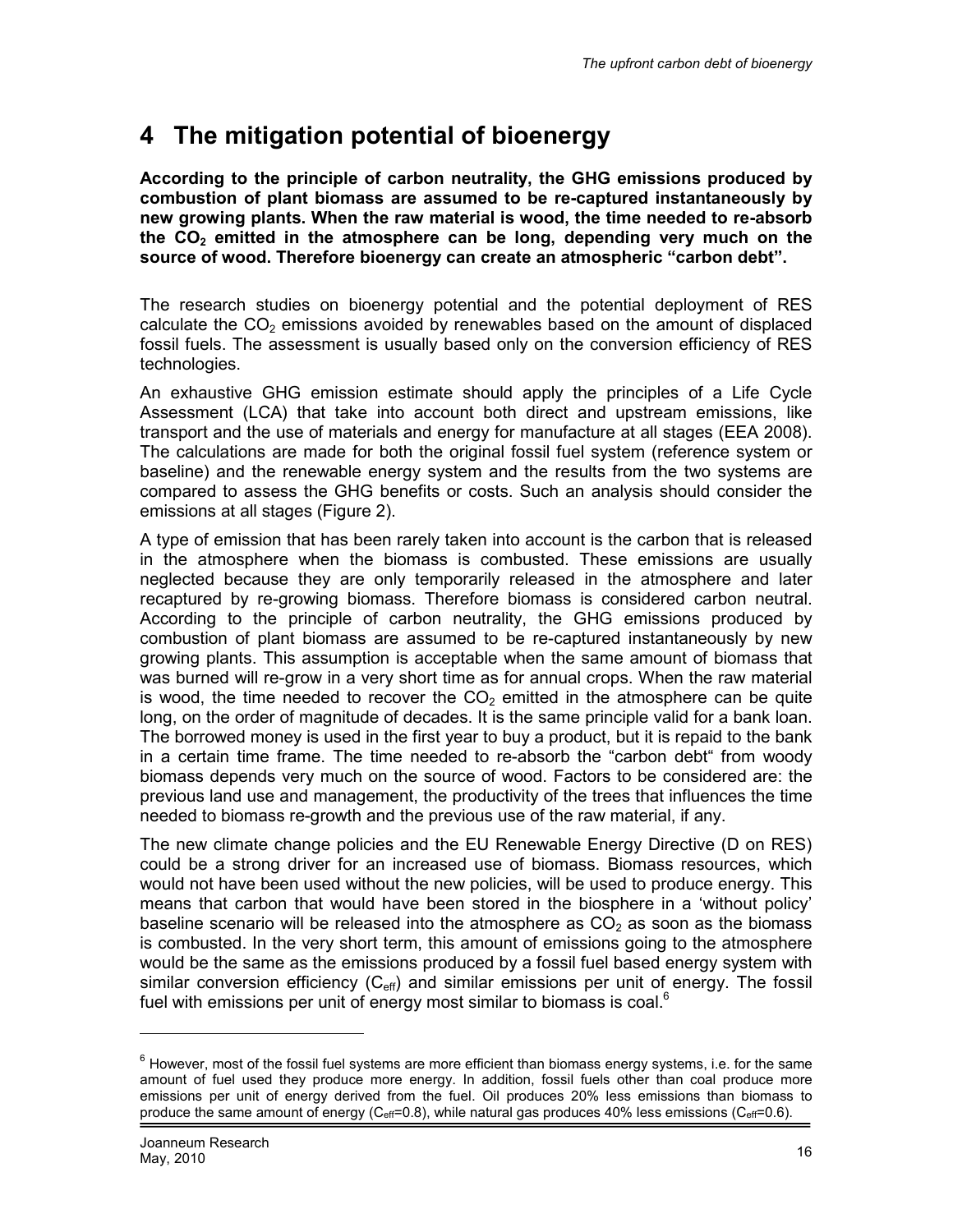# 4 The mitigation potential of bioenergy

**According to the principle of carbon neutrality, the GHG emissions produced by combustion of plant biomass are assumed to be re-captured instantaneously by new growing plants. When the raw material is wood, the time needed to re-absorb the $CO_2$ emitted in the atmosphere can be long, depending very much on the source of wood. Therefore bioenergy can create an atmospheric "carbon debt".**

The research studies on bioenergy potential and the potential deployment of RES calculate the $CO_2$ emissions avoided by renewables based on the amount of displaced fossil fuels. The assessment is usually based only on the conversion efficiency of RES technologies.

An exhaustive GHG emission estimate should apply the principles of a Life Cycle Assessment (LCA) that take into account both direct and upstream emissions, like transport and the use of materials and energy for manufacture at all stages (EEA 2008). The calculations are made for both the original fossil fuel system (reference system or baseline) and the renewable energy system and the results from the two systems are compared to assess the GHG benefits or costs. Such an analysis should consider the emissions at all stages (Figure 2).

A type of emission that has been rarely taken into account is the carbon that is released in the atmosphere when the biomass is combusted. These emissions are usually neglected because they are only temporarily released in the atmosphere and later recaptured by re-growing biomass. Therefore biomass is considered carbon neutral. According to the principle of carbon neutrality, the GHG emissions produced by combustion of plant biomass are assumed to be re-captured instantaneously by new growing plants. This assumption is acceptable when the same amount of biomass that was burned will re-grow in a very short time as for annual crops. When the raw material is wood, the time needed to recover the $CO_2$ emitted in the atmosphere can be quite long, on the order of magnitude of decades. It is the same principle valid for a bank loan. The borrowed money is used in the first year to buy a product, but it is repaid to the bank in a certain time frame. The time needed to re-absorb the "carbon debt" from woody biomass depends very much on the source of wood. Factors to be considered are: the previous land use and management, the productivity of the trees that influences the time needed to biomass re-growth and the previous use of the raw material, if any.

The new climate change policies and the EU Renewable Energy Directive (D on RES) could be a strong driver for an increased use of biomass. Biomass resources, which would not have been used without the new policies, will be used to produce energy. This means that carbon that would have been stored in the biosphere in a 'without policy' baseline scenario will be released into the atmosphere as $CO_2$ as soon as the biomass is combusted. In the very short term, this amount of emissions going to the atmosphere would be the same as the emissions produced by a fossil fuel based energy system with similar conversion efficiency ($C_{eff}$) and similar emissions per unit of energy. The fossil fuel with emissions per unit of energy most similar to biomass is coal.[6]

[6] However, most of the fossil fuel systems are more efficient than biomass energy systems, i.e. for the same amount of fuel used they produce more energy. In addition, fossil fuels other than coal produce more emissions per unit of energy derived from the fuel. Oil produces 20% less emissions than biomass to produce the same amount of energy ($C_{eff}$=0.8), while natural gas produces 40% less emissions ($C_{eff}$=0.6).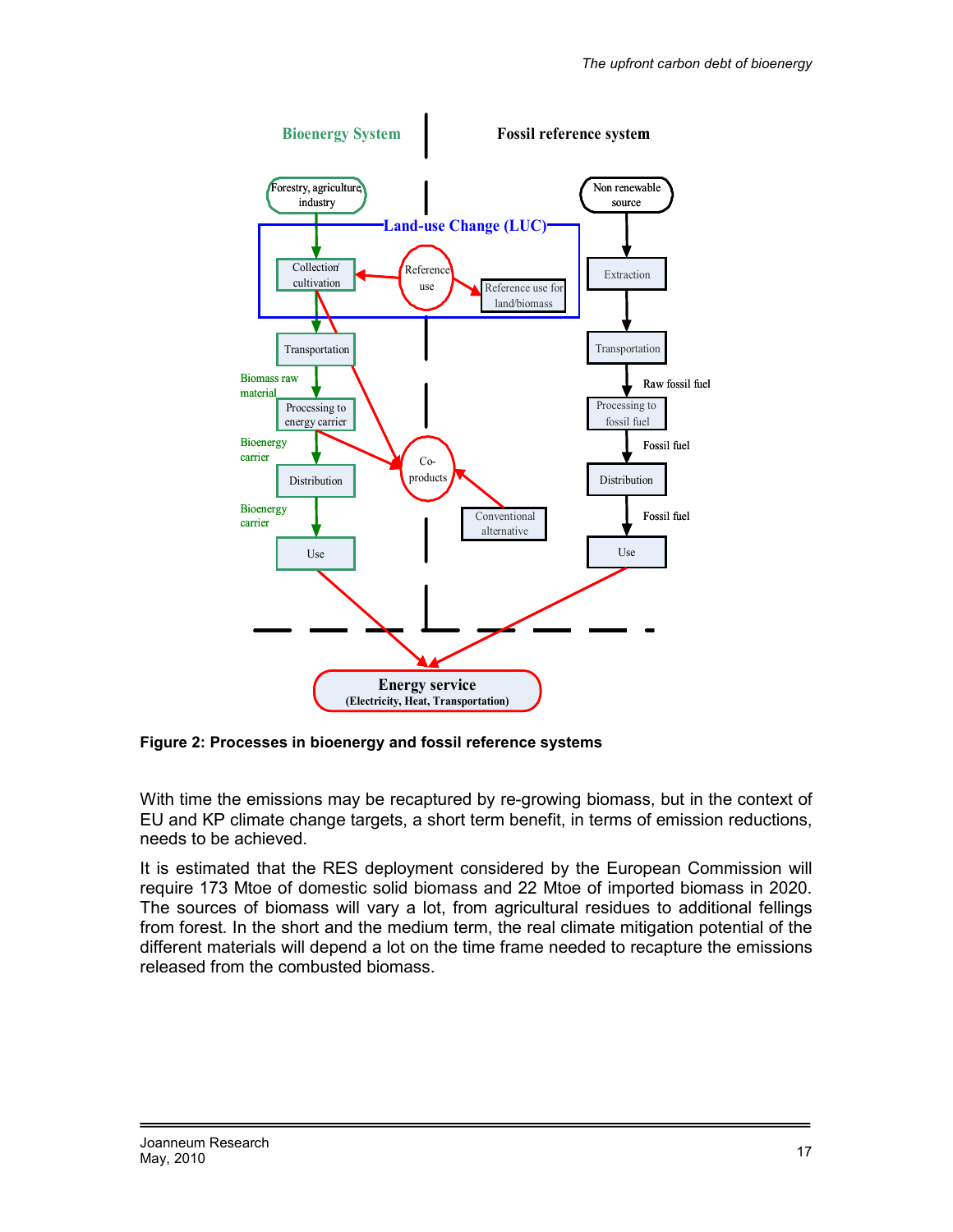**Figure 2: Processes in bioenergy and fossil reference systems**

With time the emissions may be recaptured by re-growing biomass, but in the context of EU and KP climate change targets, a short term benefit, in terms of emission reductions, needs to be achieved.

It is estimated that the RES deployment considered by the European Commission will require 173 Mtoe of domestic solid biomass and 22 Mtoe of imported biomass in 2020. The sources of biomass will vary a lot, from agricultural residues to additional fellings from forest. In the short and the medium term, the real climate mitigation potential of the different materials will depend a lot on the time frame needed to recapture the emissions released from the combusted biomass.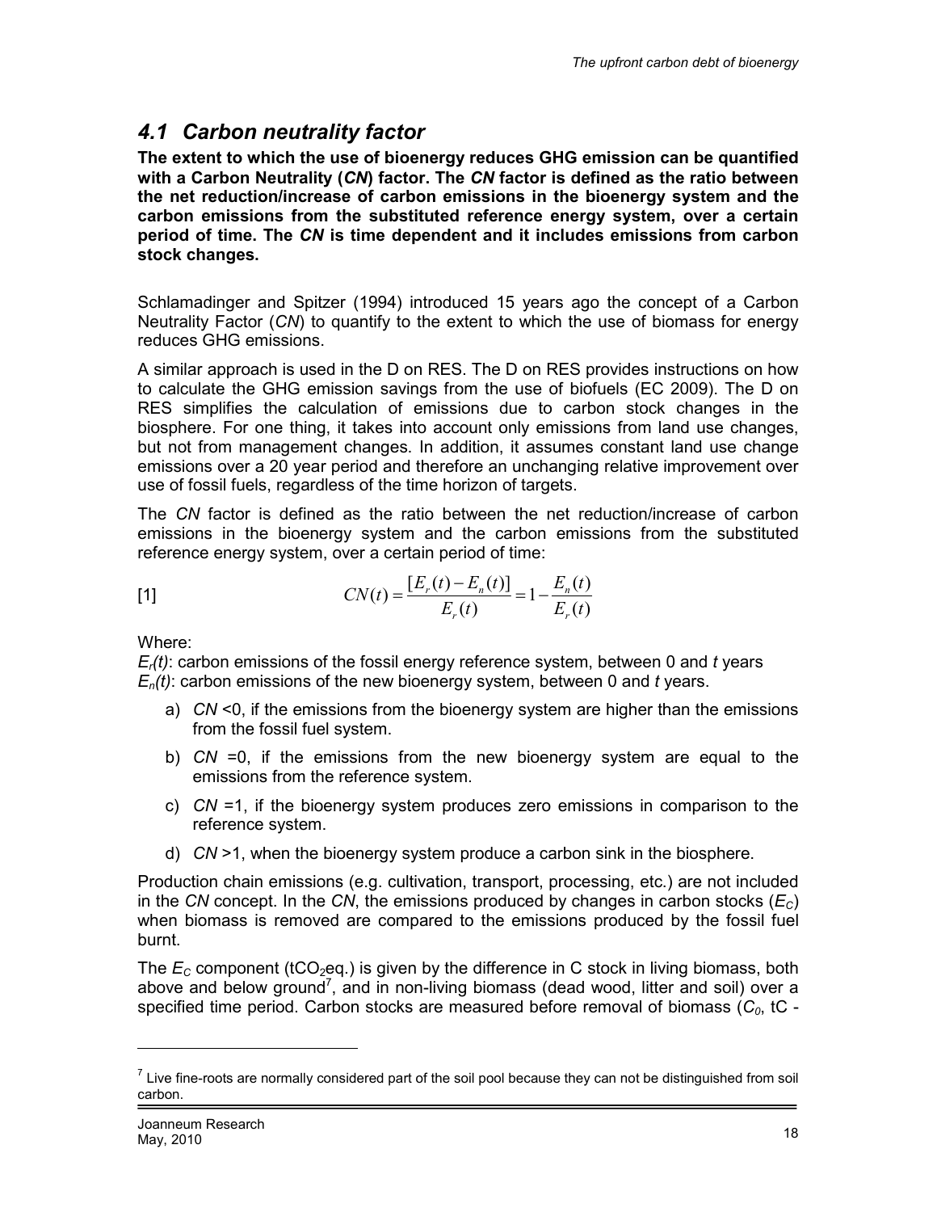## 4.1 Carbon neutrality factor

**The extent to which the use of bioenergy reduces GHG emission can be quantified with a Carbon Neutrality (*CN*) factor. The *CN* factor is defined as the ratio between the net reduction/increase of carbon emissions in the bioenergy system and the carbon emissions from the substituted reference energy system, over a certain period of time. The *CN* is time dependent and it includes emissions from carbon stock changes.**

Schlamadinger and Spitzer (1994) introduced 15 years ago the concept of a Carbon Neutrality Factor (*CN*) to quantify to the extent to which the use of biomass for energy reduces GHG emissions.

A similar approach is used in the D on RES. The D on RES provides instructions on how to calculate the GHG emission savings from the use of biofuels (EC 2009). The D on RES simplifies the calculation of emissions due to carbon stock changes in the biosphere. For one thing, it takes into account only emissions from land use changes, but not from management changes. In addition, it assumes constant land use change emissions over a 20 year period and therefore an unchanging relative improvement over use of fossil fuels, regardless of the time horizon of targets.

The *CN* factor is defined as the ratio between the net reduction/increase of carbon emissions in the bioenergy system and the carbon emissions from the substituted reference energy system, over a certain period of time:

[1] $$CN(t) = \frac{[E_r(t) - E_n(t)]}{E_r(t)} = 1 - \frac{E_n(t)}{E_r(t)}$$

Where:

$E_r(t)$: carbon emissions of the fossil energy reference system, between 0 and *t* years
$E_n(t)$: carbon emissions of the new bioenergy system, between 0 and *t* years.

a) *CN* <0, if the emissions from the bioenergy system are higher than the emissions from the fossil fuel system.
b) *CN* =0, if the emissions from the new bioenergy system are equal to the emissions from the reference system.
c) *CN* =1, if the bioenergy system produces zero emissions in comparison to the reference system.
d) *CN* >1, when the bioenergy system produce a carbon sink in the biosphere.

Production chain emissions (e.g. cultivation, transport, processing, etc.) are not included in the *CN* concept. In the *CN*, the emissions produced by changes in carbon stocks ($E_C$) when biomass is removed are compared to the emissions produced by the fossil fuel burnt.

The $E_C$ component (t$CO_2$eq.) is given by the difference in C stock in living biomass, both above and below ground[7], and in non-living biomass (dead wood, litter and soil) over a specified time period. Carbon stocks are measured before removal of biomass ($C_0$, tC -

[7] Live fine-roots are normally considered part of the soil pool because they can not be distinguished from soil carbon.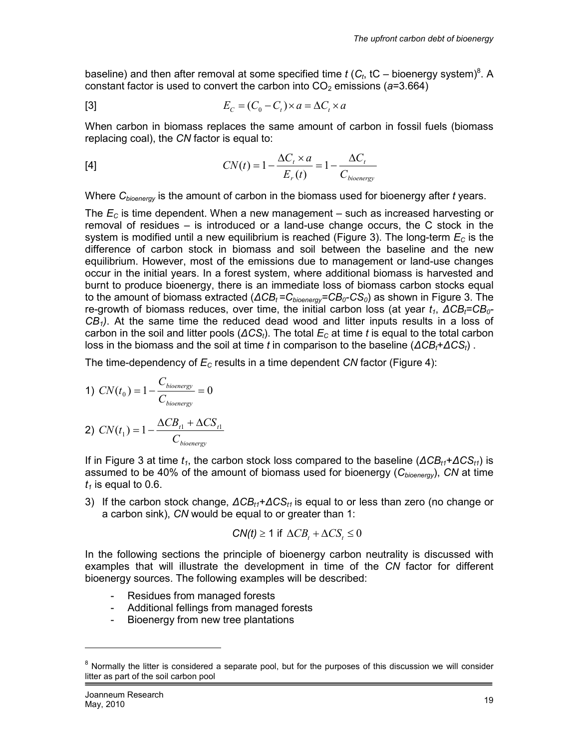baseline) and then after removal at some specified time $t$ ($C_t$, tC – bioenergy system)[8]. A constant factor is used to convert the carbon into $CO_2$ emissions ($a$=3.664)

$$[3] \qquad E_C = (C_0 - C_t) \times a = \Delta C_t \times a$$

When carbon in biomass replaces the same amount of carbon in fossil fuels (biomass replacing coal), the *CN* factor is equal to:

$$[4] \qquad CN(t) = 1 - \frac{\Delta C_t \times a}{E_r(t)} = 1 - \frac{\Delta C_t}{C_{bioenergy}}$$

Where $C_{bioenergy}$ is the amount of carbon in the biomass used for bioenergy after *t* years.

The $E_C$ is time dependent. When a new management – such as increased harvesting or removal of residues – is introduced or a land-use change occurs, the C stock in the system is modified until a new equilibrium is reached (Figure 3). The long-term $E_C$ is the difference of carbon stock in biomass and soil between the baseline and the new equilibrium. However, most of the emissions due to management or land-use changes occur in the initial years. In a forest system, where additional biomass is harvested and burnt to produce bioenergy, there is an immediate loss of biomass carbon stocks equal to the amount of biomass extracted ($\Delta CB_t = C_{bioenergy} = CB_0 - CS_0$) as shown in Figure 3. The re-growth of biomass reduces, over time, the initial carbon loss (at year $t_1$, $\Delta CB_t = CB_0 - CB_1$). At the same time the reduced dead wood and litter inputs results in a loss of carbon in the soil and litter pools ($\Delta CS_t$). The total $E_C$ at time *t* is equal to the total carbon loss in the biomass and the soil at time *t* in comparison to the baseline ($\Delta CB_t + \Delta CS_t$) .

The time-dependency of $E_C$ results in a time dependent *CN* factor (Figure 4):

1) $CN(t_0) = 1 - \dfrac{C_{bioenergy}}{C_{bioenergy}} = 0$

2) $CN(t_1) = 1 - \dfrac{\Delta CB_{t1} + \Delta CS_{t1}}{C_{bioenergy}}$

If in Figure 3 at time $t_1$, the carbon stock loss compared to the baseline ($\Delta CB_{t1} + \Delta CS_{t1}$) is assumed to be 40% of the amount of biomass used for bioenergy ($C_{bioenergy}$), *CN* at time $t_1$ is equal to 0.6.

3) If the carbon stock change, $\Delta CB_{t1} + \Delta CS_{t1}$ is equal to or less than zero (no change or a carbon sink), *CN* would be equal to or greater than 1:

$$CN(t) \geq 1 \text{ if } \Delta CB_t + \Delta CS_t \leq 0$$

In the following sections the principle of bioenergy carbon neutrality is discussed with examples that will illustrate the development in time of the *CN* factor for different bioenergy sources. The following examples will be described:

- Residues from managed forests
- Additional fellings from managed forests
- Bioenergy from new tree plantations

[8] Normally the litter is considered a separate pool, but for the purposes of this discussion we will consider litter as part of the soil carbon pool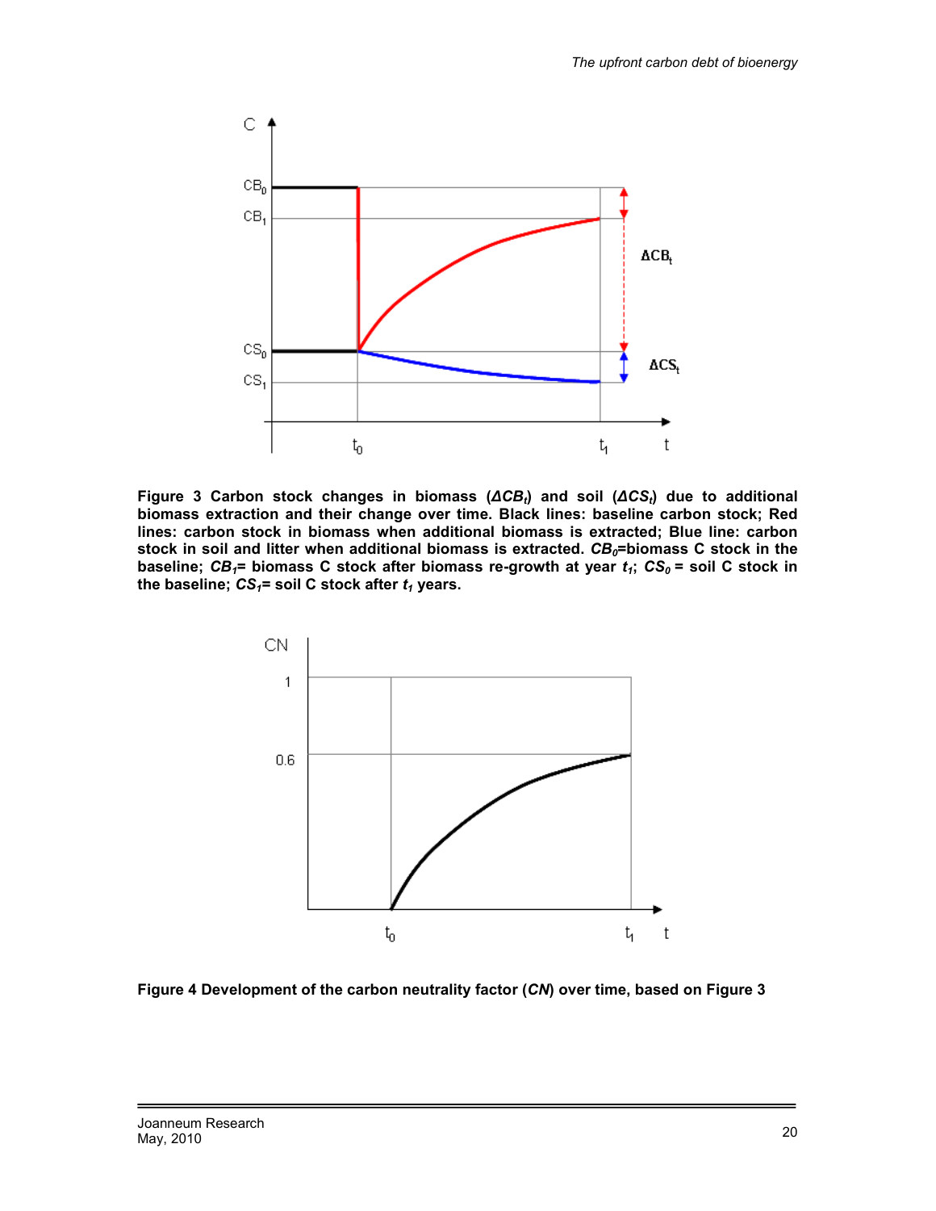**Figure 3 Carbon stock changes in biomass (*$\Delta CB_t$*) and soil (*$\Delta CS_t$*) due to additional biomass extraction and their change over time. Black lines: baseline carbon stock; Red lines: carbon stock in biomass when additional biomass is extracted; Blue line: carbon stock in soil and litter when additional biomass is extracted. *$CB_0$*=biomass C stock in the baseline; *$CB_1$*= biomass C stock after biomass re-growth at year *$t_1$*; *$CS_0$* = soil C stock in the baseline; *$CS_1$*= soil C stock after *$t_1$* years.**

**Figure 4 Development of the carbon neutrality factor (*CN*) over time, based on Figure 3**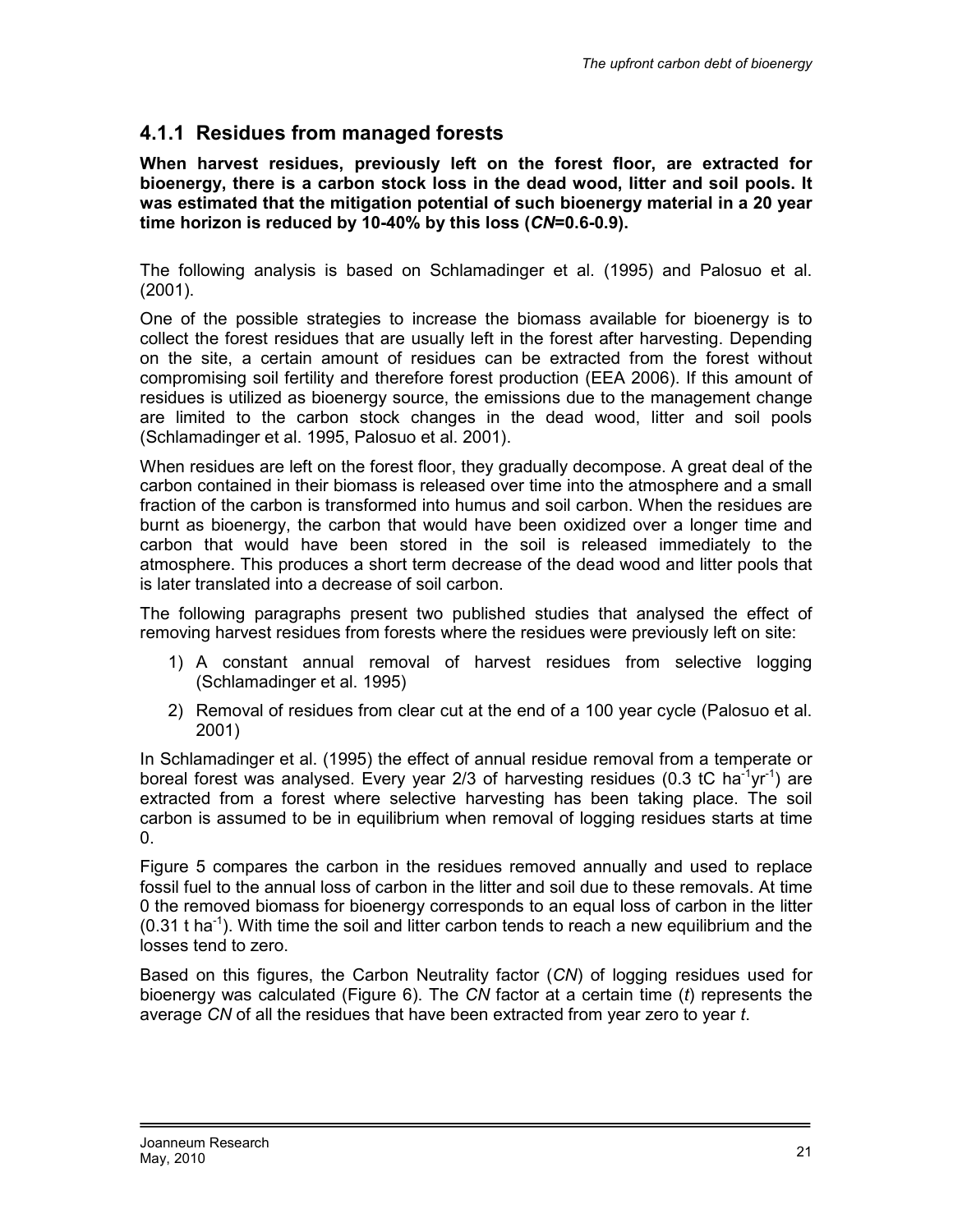### 4.1.1 Residues from managed forests

**When harvest residues, previously left on the forest floor, are extracted for bioenergy, there is a carbon stock loss in the dead wood, litter and soil pools. It was estimated that the mitigation potential of such bioenergy material in a 20 year time horizon is reduced by 10-40% by this loss (*CN*=0.6-0.9).**

The following analysis is based on Schlamadinger et al. (1995) and Palosuo et al. (2001).

One of the possible strategies to increase the biomass available for bioenergy is to collect the forest residues that are usually left in the forest after harvesting. Depending on the site, a certain amount of residues can be extracted from the forest without compromising soil fertility and therefore forest production (EEA 2006). If this amount of residues is utilized as bioenergy source, the emissions due to the management change are limited to the carbon stock changes in the dead wood, litter and soil pools (Schlamadinger et al. 1995, Palosuo et al. 2001).

When residues are left on the forest floor, they gradually decompose. A great deal of the carbon contained in their biomass is released over time into the atmosphere and a small fraction of the carbon is transformed into humus and soil carbon. When the residues are burnt as bioenergy, the carbon that would have been oxidized over a longer time and carbon that would have been stored in the soil is released immediately to the atmosphere. This produces a short term decrease of the dead wood and litter pools that is later translated into a decrease of soil carbon.

The following paragraphs present two published studies that analysed the effect of removing harvest residues from forests where the residues were previously left on site:

1) A constant annual removal of harvest residues from selective logging (Schlamadinger et al. 1995)
2) Removal of residues from clear cut at the end of a 100 year cycle (Palosuo et al. 2001)

In Schlamadinger et al. (1995) the effect of annual residue removal from a temperate or boreal forest was analysed. Every year 2/3 of harvesting residues (0.3 tC $ha^{-1}yr^{-1}$) are extracted from a forest where selective harvesting has been taking place. The soil carbon is assumed to be in equilibrium when removal of logging residues starts at time 0.

Figure 5 compares the carbon in the residues removed annually and used to replace fossil fuel to the annual loss of carbon in the litter and soil due to these removals. At time 0 the removed biomass for bioenergy corresponds to an equal loss of carbon in the litter (0.31 t $ha^{-1}$). With time the soil and litter carbon tends to reach a new equilibrium and the losses tend to zero.

Based on this figures, the Carbon Neutrality factor (*CN*) of logging residues used for bioenergy was calculated (Figure 6). The *CN* factor at a certain time (*t*) represents the average *CN* of all the residues that have been extracted from year zero to year *t*.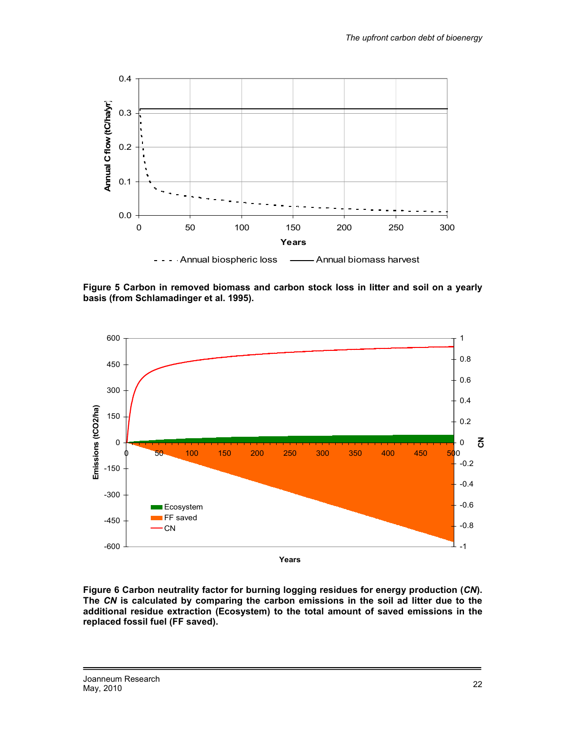**Figure 5 Carbon in removed biomass and carbon stock loss in litter and soil on a yearly basis (from Schlamadinger et al. 1995).**

**Figure 6 Carbon neutrality factor for burning logging residues for energy production (*CN*). The *CN* is calculated by comparing the carbon emissions in the soil ad litter due to the additional residue extraction (Ecosystem) to the total amount of saved emissions in the replaced fossil fuel (FF saved).**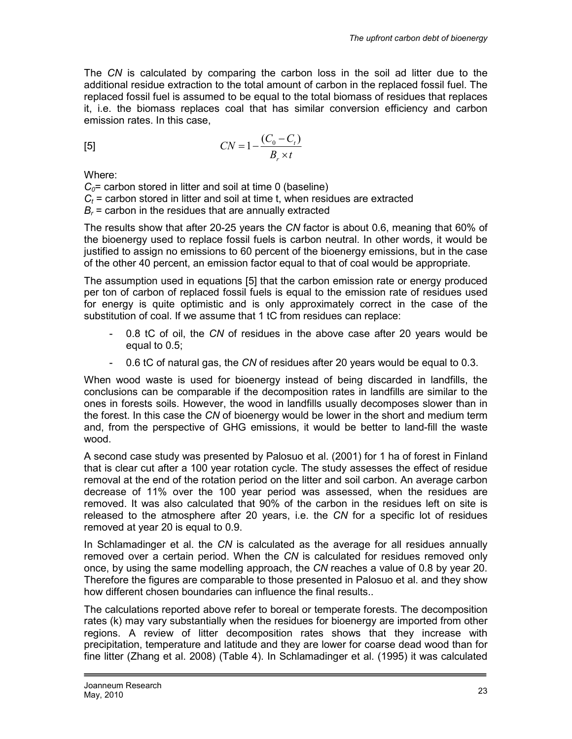The *CN* is calculated by comparing the carbon loss in the soil ad litter due to the additional residue extraction to the total amount of carbon in the replaced fossil fuel. The replaced fossil fuel is assumed to be equal to the total biomass of residues that replaces it, i.e. the biomass replaces coal that has similar conversion efficiency and carbon emission rates. In this case,

$$CN = 1 - \frac{(C_0 - C_t)}{B_r \times t} \qquad [5]$$

Where:

$C_0$= carbon stored in litter and soil at time 0 (baseline)

$C_t$ = carbon stored in litter and soil at time t, when residues are extracted

$B_r$ = carbon in the residues that are annually extracted

The results show that after 20-25 years the *CN* factor is about 0.6, meaning that 60% of the bioenergy used to replace fossil fuels is carbon neutral. In other words, it would be justified to assign no emissions to 60 percent of the bioenergy emissions, but in the case of the other 40 percent, an emission factor equal to that of coal would be appropriate.

The assumption used in equations [5] that the carbon emission rate or energy produced per ton of carbon of replaced fossil fuels is equal to the emission rate of residues used for energy is quite optimistic and is only approximately correct in the case of the substitution of coal. If we assume that 1 tC from residues can replace:

- 0.8 tC of oil, the *CN* of residues in the above case after 20 years would be equal to 0.5;
- 0.6 tC of natural gas, the *CN* of residues after 20 years would be equal to 0.3.

When wood waste is used for bioenergy instead of being discarded in landfills, the conclusions can be comparable if the decomposition rates in landfills are similar to the ones in forests soils. However, the wood in landfills usually decomposes slower than in the forest. In this case the *CN* of bioenergy would be lower in the short and medium term and, from the perspective of GHG emissions, it would be better to land-fill the waste wood.

A second case study was presented by Palosuo et al. (2001) for 1 ha of forest in Finland that is clear cut after a 100 year rotation cycle. The study assesses the effect of residue removal at the end of the rotation period on the litter and soil carbon. An average carbon decrease of 11% over the 100 year period was assessed, when the residues are removed. It was also calculated that 90% of the carbon in the residues left on site is released to the atmosphere after 20 years, i.e. the *CN* for a specific lot of residues removed at year 20 is equal to 0.9.

In Schlamadinger et al. the *CN* is calculated as the average for all residues annually removed over a certain period. When the *CN* is calculated for residues removed only once, by using the same modelling approach, the *CN* reaches a value of 0.8 by year 20. Therefore the figures are comparable to those presented in Palosuo et al. and they show how different chosen boundaries can influence the final results..

The calculations reported above refer to boreal or temperate forests. The decomposition rates (k) may vary substantially when the residues for bioenergy are imported from other regions. A review of litter decomposition rates shows that they increase with precipitation, temperature and latitude and they are lower for coarse dead wood than for fine litter (Zhang et al. 2008) (Table 4). In Schlamadinger et al. (1995) it was calculated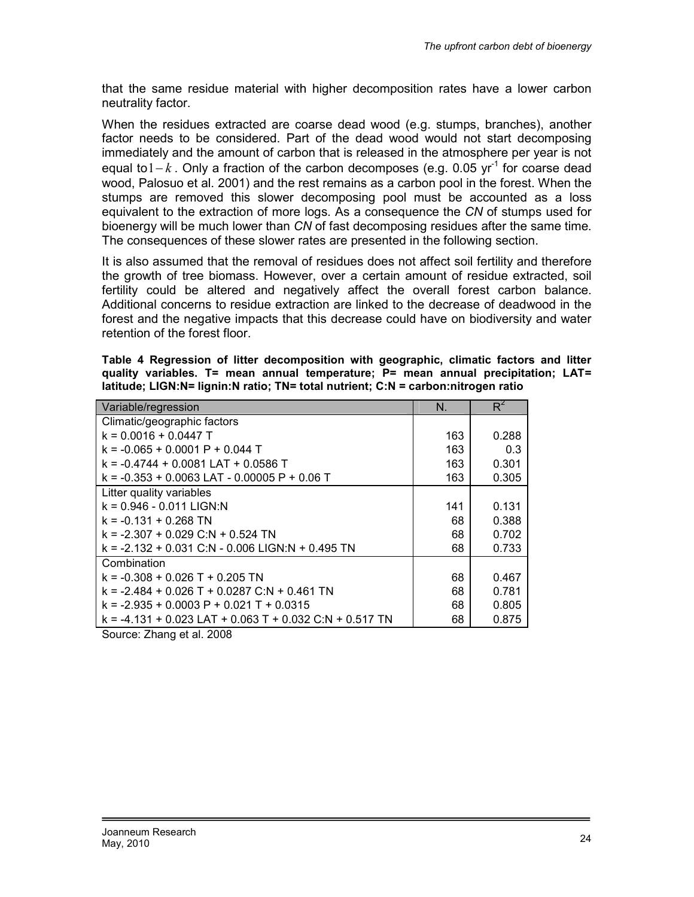that the same residue material with higher decomposition rates have a lower carbon neutrality factor.

When the residues extracted are coarse dead wood (e.g. stumps, branches), another factor needs to be considered. Part of the dead wood would not start decomposing immediately and the amount of carbon that is released in the atmosphere per year is not equal to $1-k$. Only a fraction of the carbon decomposes (e.g. 0.05 $yr^{-1}$ for coarse dead wood, Palosuo et al. 2001) and the rest remains as a carbon pool in the forest. When the stumps are removed this slower decomposing pool must be accounted as a loss equivalent to the extraction of more logs. As a consequence the *CN* of stumps used for bioenergy will be much lower than *CN* of fast decomposing residues after the same time. The consequences of these slower rates are presented in the following section.

It is also assumed that the removal of residues does not affect soil fertility and therefore the growth of tree biomass. However, over a certain amount of residue extracted, soil fertility could be altered and negatively affect the overall forest carbon balance. Additional concerns to residue extraction are linked to the decrease of deadwood in the forest and the negative impacts that this decrease could have on biodiversity and water retention of the forest floor.

**Table 4 Regression of litter decomposition with geographic, climatic factors and litter quality variables. T= mean annual temperature; P= mean annual precipitation; LAT= latitude; LIGN:N= lignin:N ratio; TN= total nutrient; C:N = carbon:nitrogen ratio**

| Variable/regression | N. | $R^2$ |
|---|---|---|
| Climatic/geographic factors | | |
| k = 0.0016 + 0.0447 T | 163 | 0.288 |
| k = -0.065 + 0.0001 P + 0.044 T | 163 | 0.3 |
| k = -0.4744 + 0.0081 LAT + 0.0586 T | 163 | 0.301 |
| k = -0.353 + 0.0063 LAT - 0.00005 P + 0.06 T | 163 | 0.305 |
| Litter quality variables | | |
| k = 0.946 - 0.011 LIGN:N | 141 | 0.131 |
| k = -0.131 + 0.268 TN | 68 | 0.388 |
| k = -2.307 + 0.029 C:N + 0.524 TN | 68 | 0.702 |
| k = -2.132 + 0.031 C:N - 0.006 LIGN:N + 0.495 TN | 68 | 0.733 |
| Combination | | |
| k = -0.308 + 0.026 T + 0.205 TN | 68 | 0.467 |
| k = -2.484 + 0.026 T + 0.0287 C:N + 0.461 TN | 68 | 0.781 |
| k = -2.935 + 0.0003 P + 0.021 T + 0.0315 | 68 | 0.805 |
| k = -4.131 + 0.023 LAT + 0.063 T + 0.032 C:N + 0.517 TN | 68 | 0.875 |

Source: Zhang et al. 2008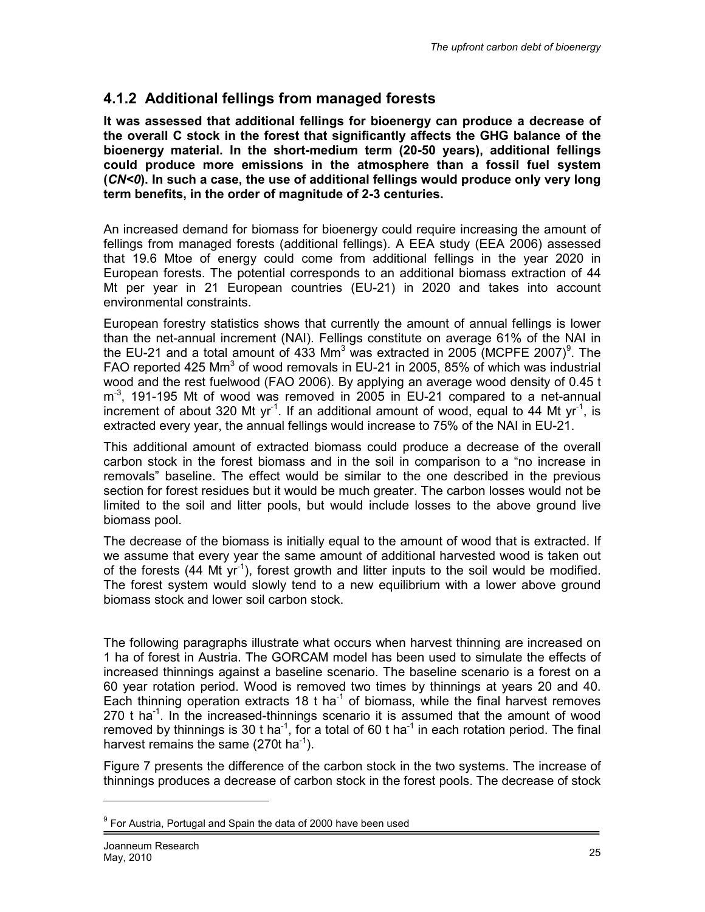### 4.1.2 Additional fellings from managed forests

**It was assessed that additional fellings for bioenergy can produce a decrease of the overall C stock in the forest that significantly affects the GHG balance of the bioenergy material. In the short-medium term (20-50 years), additional fellings could produce more emissions in the atmosphere than a fossil fuel system (*CN<0*). In such a case, the use of additional fellings would produce only very long term benefits, in the order of magnitude of 2-3 centuries.**

An increased demand for biomass for bioenergy could require increasing the amount of fellings from managed forests (additional fellings). A EEA study (EEA 2006) assessed that 19.6 Mtoe of energy could come from additional fellings in the year 2020 in European forests. The potential corresponds to an additional biomass extraction of 44 Mt per year in 21 European countries (EU-21) in 2020 and takes into account environmental constraints.

European forestry statistics shows that currently the amount of annual fellings is lower than the net-annual increment (NAI). Fellings constitute on average 61% of the NAI in the EU-21 and a total amount of 433 $Mm^3$ was extracted in 2005 (MCPFE 2007)[9]. The FAO reported 425 $Mm^3$ of wood removals in EU-21 in 2005, 85% of which was industrial wood and the rest fuelwood (FAO 2006). By applying an average wood density of 0.45 t $m^{-3}$, 191-195 Mt of wood was removed in 2005 in EU-21 compared to a net-annual increment of about 320 Mt $yr^{-1}$. If an additional amount of wood, equal to 44 Mt $yr^{-1}$, is extracted every year, the annual fellings would increase to 75% of the NAI in EU-21.

This additional amount of extracted biomass could produce a decrease of the overall carbon stock in the forest biomass and in the soil in comparison to a "no increase in removals" baseline. The effect would be similar to the one described in the previous section for forest residues but it would be much greater. The carbon losses would not be limited to the soil and litter pools, but would include losses to the above ground live biomass pool.

The decrease of the biomass is initially equal to the amount of wood that is extracted. If we assume that every year the same amount of additional harvested wood is taken out of the forests (44 Mt $yr^{-1}$), forest growth and litter inputs to the soil would be modified. The forest system would slowly tend to a new equilibrium with a lower above ground biomass stock and lower soil carbon stock.

The following paragraphs illustrate what occurs when harvest thinning are increased on 1 ha of forest in Austria. The GORCAM model has been used to simulate the effects of increased thinnings against a baseline scenario. The baseline scenario is a forest on a 60 year rotation period. Wood is removed two times by thinnings at years 20 and 40. Each thinning operation extracts 18 t $ha^{-1}$ of biomass, while the final harvest removes 270 t $ha^{-1}$. In the increased-thinnings scenario it is assumed that the amount of wood removed by thinnings is 30 t $ha^{-1}$, for a total of 60 t $ha^{-1}$ in each rotation period. The final harvest remains the same (270t $ha^{-1}$).

Figure 7 presents the difference of the carbon stock in the two systems. The increase of thinnings produces a decrease of carbon stock in the forest pools. The decrease of stock

[9] For Austria, Portugal and Spain the data of 2000 have been used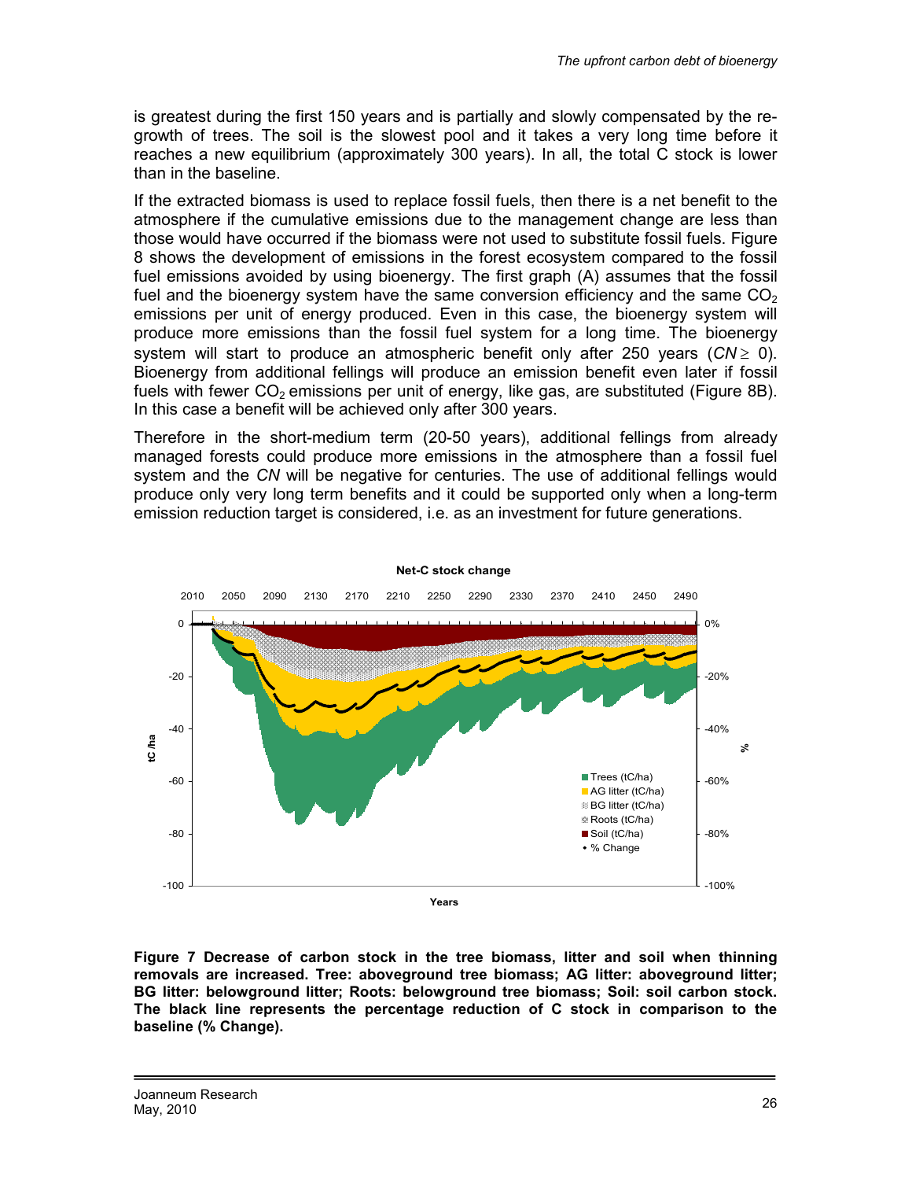is greatest during the first 150 years and is partially and slowly compensated by the re-growth of trees. The soil is the slowest pool and it takes a very long time before it reaches a new equilibrium (approximately 300 years). In all, the total C stock is lower than in the baseline.

If the extracted biomass is used to replace fossil fuels, then there is a net benefit to the atmosphere if the cumulative emissions due to the management change are less than those would have occurred if the biomass were not used to substitute fossil fuels. Figure 8 shows the development of emissions in the forest ecosystem compared to the fossil fuel emissions avoided by using bioenergy. The first graph (A) assumes that the fossil fuel and the bioenergy system have the same conversion efficiency and the same $CO_2$ emissions per unit of energy produced. Even in this case, the bioenergy system will produce more emissions than the fossil fuel system for a long time. The bioenergy system will start to produce an atmospheric benefit only after 250 years ($CN \geq 0$). Bioenergy from additional fellings will produce an emission benefit even later if fossil fuels with fewer $CO_2$ emissions per unit of energy, like gas, are substituted (Figure 8B). In this case a benefit will be achieved only after 300 years.

Therefore in the short-medium term (20-50 years), additional fellings from already managed forests could produce more emissions in the atmosphere than a fossil fuel system and the *CN* will be negative for centuries. The use of additional fellings would produce only very long term benefits and it could be supported only when a long-term emission reduction target is considered, i.e. as an investment for future generations.

**Figure 7 Decrease of carbon stock in the tree biomass, litter and soil when thinning removals are increased. Tree: aboveground tree biomass; AG litter: aboveground litter; BG litter: belowground litter; Roots: belowground tree biomass; Soil: soil carbon stock. The black line represents the percentage reduction of C stock in comparison to the baseline (% Change).**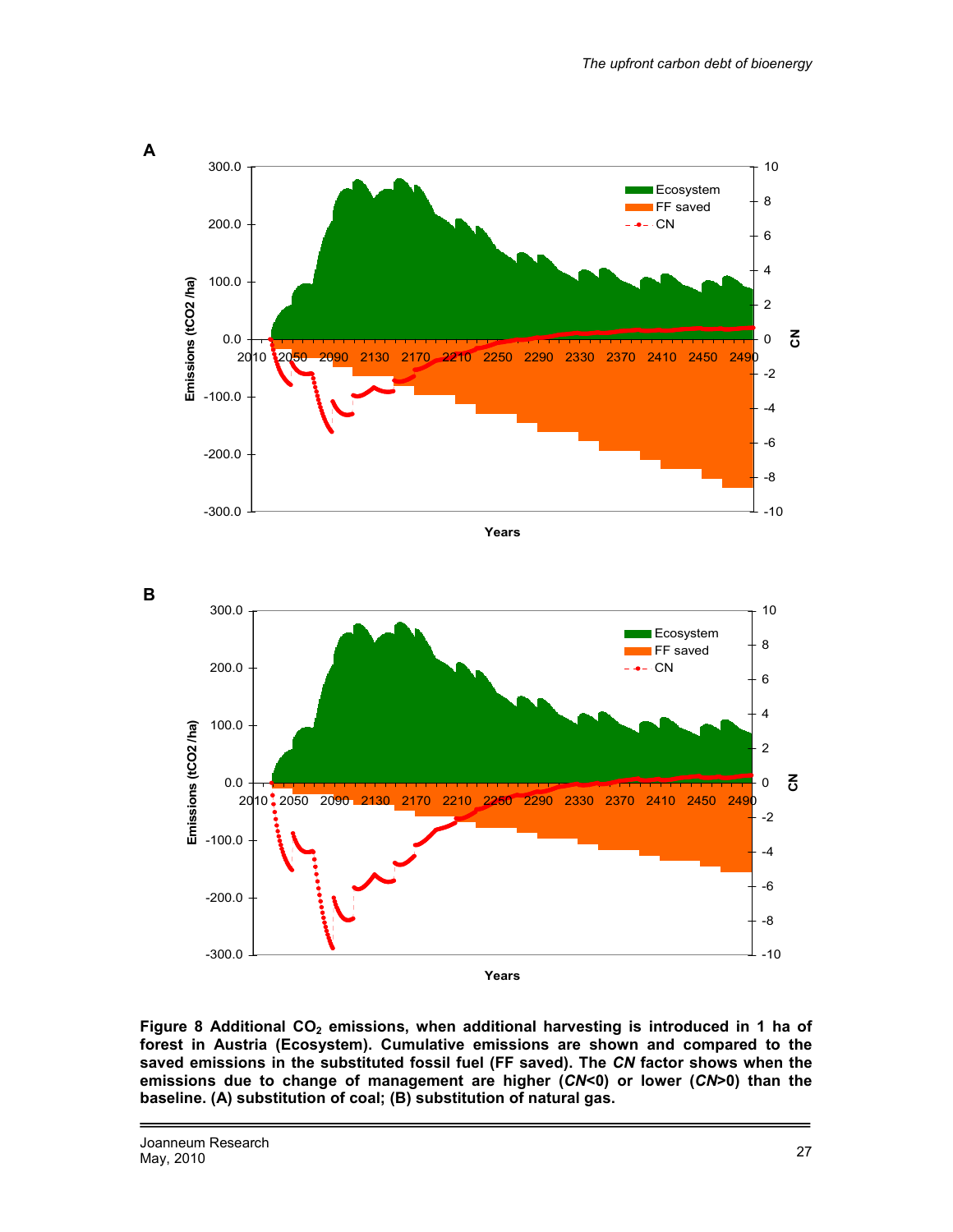**A**

**B**

**Figure 8 Additional $CO_2$ emissions, when additional harvesting is introduced in 1 ha of forest in Austria (Ecosystem). Cumulative emissions are shown and compared to the saved emissions in the substituted fossil fuel (FF saved). The *CN* factor shows when the emissions due to change of management are higher (*CN*<0) or lower (*CN*>0) than the baseline. (A) substitution of coal; (B) substitution of natural gas.**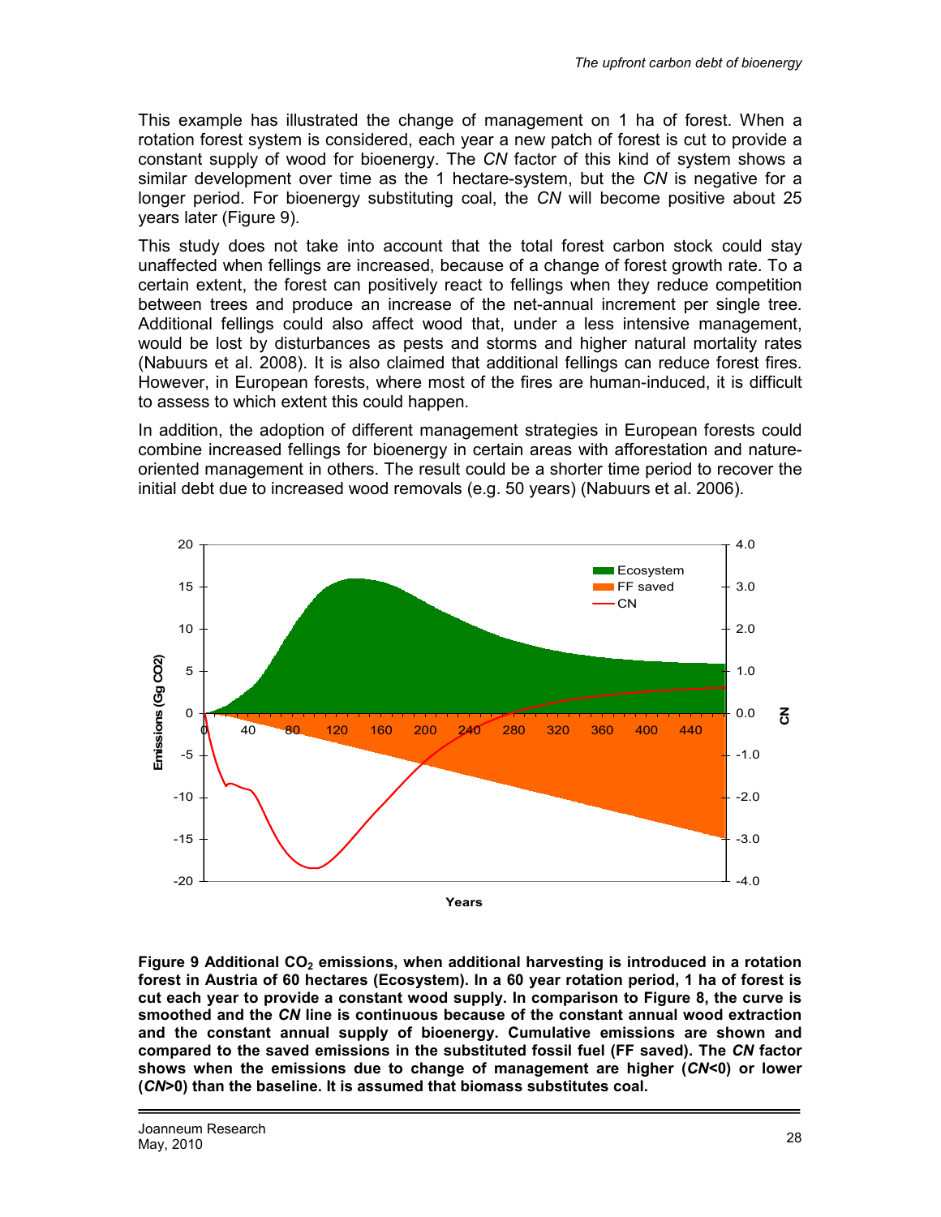This example has illustrated the change of management on 1 ha of forest. When a rotation forest system is considered, each year a new patch of forest is cut to provide a constant supply of wood for bioenergy. The *CN* factor of this kind of system shows a similar development over time as the 1 hectare-system, but the *CN* is negative for a longer period. For bioenergy substituting coal, the *CN* will become positive about 25 years later (Figure 9).

This study does not take into account that the total forest carbon stock could stay unaffected when fellings are increased, because of a change of forest growth rate. To a certain extent, the forest can positively react to fellings when they reduce competition between trees and produce an increase of the net-annual increment per single tree. Additional fellings could also affect wood that, under a less intensive management, would be lost by disturbances as pests and storms and higher natural mortality rates (Nabuurs et al. 2008). It is also claimed that additional fellings can reduce forest fires. However, in European forests, where most of the fires are human-induced, it is difficult to assess to which extent this could happen.

In addition, the adoption of different management strategies in European forests could combine increased fellings for bioenergy in certain areas with afforestation and nature-oriented management in others. The result could be a shorter time period to recover the initial debt due to increased wood removals (e.g. 50 years) (Nabuurs et al. 2006).

**Figure 9 Additional $CO_2$ emissions, when additional harvesting is introduced in a rotation forest in Austria of 60 hectares (Ecosystem). In a 60 year rotation period, 1 ha of forest is cut each year to provide a constant wood supply. In comparison to Figure 8, the curve is smoothed and the *CN* line is continuous because of the constant annual wood extraction and the constant annual supply of bioenergy. Cumulative emissions are shown and compared to the saved emissions in the substituted fossil fuel (FF saved). The *CN* factor shows when the emissions due to change of management are higher (*CN*<0) or lower (*CN*>0) than the baseline. It is assumed that biomass substitutes coal.**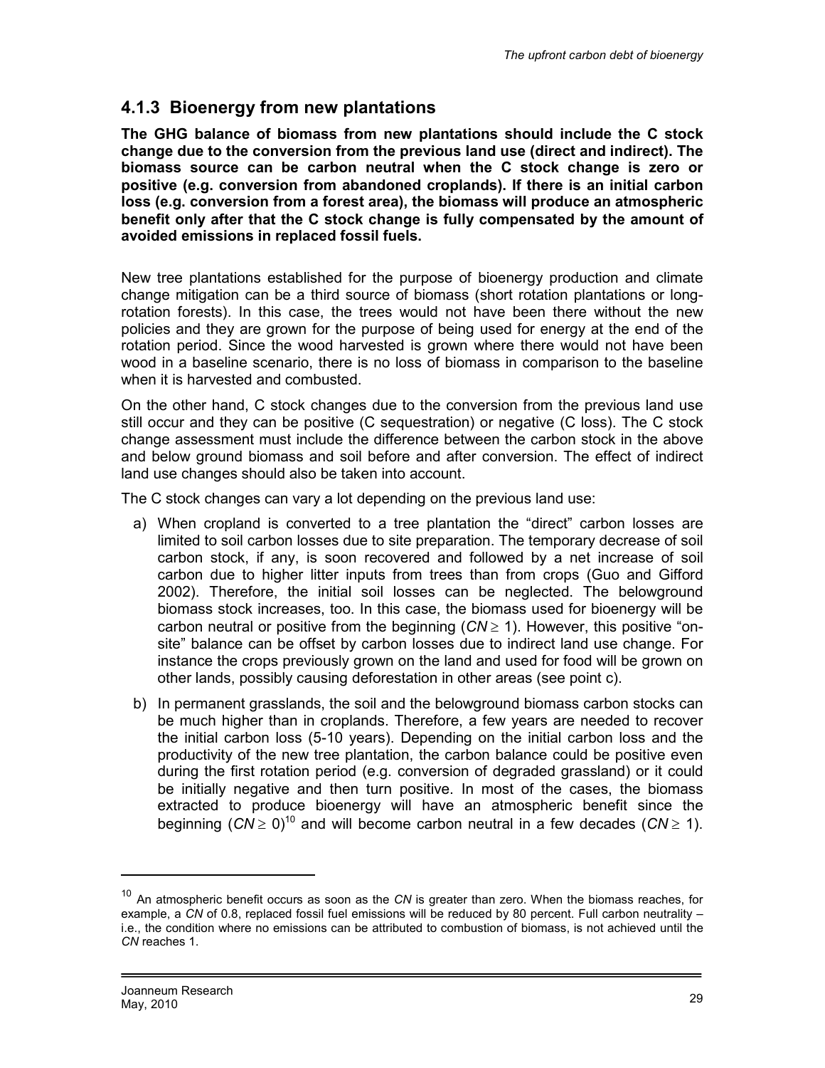### 4.1.3 Bioenergy from new plantations

**The GHG balance of biomass from new plantations should include the C stock change due to the conversion from the previous land use (direct and indirect). The biomass source can be carbon neutral when the C stock change is zero or positive (e.g. conversion from abandoned croplands). If there is an initial carbon loss (e.g. conversion from a forest area), the biomass will produce an atmospheric benefit only after that the C stock change is fully compensated by the amount of avoided emissions in replaced fossil fuels.**

New tree plantations established for the purpose of bioenergy production and climate change mitigation can be a third source of biomass (short rotation plantations or long-rotation forests). In this case, the trees would not have been there without the new policies and they are grown for the purpose of being used for energy at the end of the rotation period. Since the wood harvested is grown where there would not have been wood in a baseline scenario, there is no loss of biomass in comparison to the baseline when it is harvested and combusted.

On the other hand, C stock changes due to the conversion from the previous land use still occur and they can be positive (C sequestration) or negative (C loss). The C stock change assessment must include the difference between the carbon stock in the above and below ground biomass and soil before and after conversion. The effect of indirect land use changes should also be taken into account.

The C stock changes can vary a lot depending on the previous land use:

a) When cropland is converted to a tree plantation the "direct" carbon losses are limited to soil carbon losses due to site preparation. The temporary decrease of soil carbon stock, if any, is soon recovered and followed by a net increase of soil carbon due to higher litter inputs from trees than from crops (Guo and Gifford 2002). Therefore, the initial soil losses can be neglected. The belowground biomass stock increases, too. In this case, the biomass used for bioenergy will be carbon neutral or positive from the beginning ($CN \geq 1$). However, this positive "on-site" balance can be offset by carbon losses due to indirect land use change. For instance the crops previously grown on the land and used for food will be grown on other lands, possibly causing deforestation in other areas (see point c).

b) In permanent grasslands, the soil and the belowground biomass carbon stocks can be much higher than in croplands. Therefore, a few years are needed to recover the initial carbon loss (5-10 years). Depending on the initial carbon loss and the productivity of the new tree plantation, the carbon balance could be positive even during the first rotation period (e.g. conversion of degraded grassland) or it could be initially negative and then turn positive. In most of the cases, the biomass extracted to produce bioenergy will have an atmospheric benefit since the beginning ($CN \geq 0$)[10] and will become carbon neutral in a few decades ($CN \geq 1$).

[10] An atmospheric benefit occurs as soon as the *CN* is greater than zero. When the biomass reaches, for example, a *CN* of 0.8, replaced fossil fuel emissions will be reduced by 80 percent. Full carbon neutrality – i.e., the condition where no emissions can be attributed to combustion of biomass, is not achieved until the *CN* reaches 1.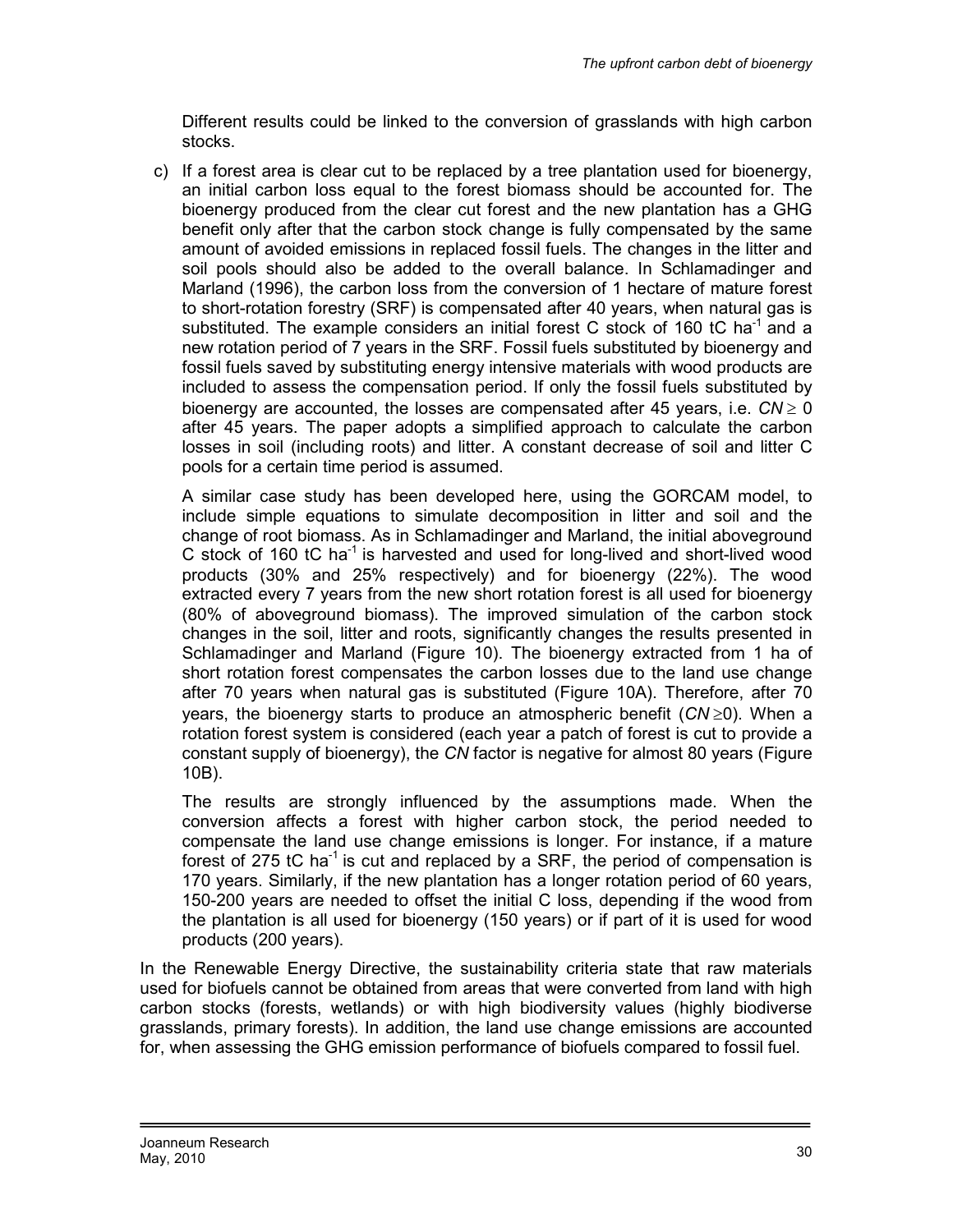Different results could be linked to the conversion of grasslands with high carbon stocks.

c) If a forest area is clear cut to be replaced by a tree plantation used for bioenergy, an initial carbon loss equal to the forest biomass should be accounted for. The bioenergy produced from the clear cut forest and the new plantation has a GHG benefit only after that the carbon stock change is fully compensated by the same amount of avoided emissions in replaced fossil fuels. The changes in the litter and soil pools should also be added to the overall balance. In Schlamadinger and Marland (1996), the carbon loss from the conversion of 1 hectare of mature forest to short-rotation forestry (SRF) is compensated after 40 years, when natural gas is substituted. The example considers an initial forest C stock of 160 tC $ha^{-1}$ and a new rotation period of 7 years in the SRF. Fossil fuels substituted by bioenergy and fossil fuels saved by substituting energy intensive materials with wood products are included to assess the compensation period. If only the fossil fuels substituted by bioenergy are accounted, the losses are compensated after 45 years, i.e. $CN \geq 0$ after 45 years. The paper adopts a simplified approach to calculate the carbon losses in soil (including roots) and litter. A constant decrease of soil and litter C pools for a certain time period is assumed.

   A similar case study has been developed here, using the GORCAM model, to include simple equations to simulate decomposition in litter and soil and the change of root biomass. As in Schlamadinger and Marland, the initial aboveground C stock of 160 tC $ha^{-1}$ is harvested and used for long-lived and short-lived wood products (30% and 25% respectively) and for bioenergy (22%). The wood extracted every 7 years from the new short rotation forest is all used for bioenergy (80% of aboveground biomass). The improved simulation of the carbon stock changes in the soil, litter and roots, significantly changes the results presented in Schlamadinger and Marland (Figure 10). The bioenergy extracted from 1 ha of short rotation forest compensates the carbon losses due to the land use change after 70 years when natural gas is substituted (Figure 10A). Therefore, after 70 years, the bioenergy starts to produce an atmospheric benefit ($CN \geq 0$). When a rotation forest system is considered (each year a patch of forest is cut to provide a constant supply of bioenergy), the *CN* factor is negative for almost 80 years (Figure 10B).

   The results are strongly influenced by the assumptions made. When the conversion affects a forest with higher carbon stock, the period needed to compensate the land use change emissions is longer. For instance, if a mature forest of 275 tC $ha^{-1}$ is cut and replaced by a SRF, the period of compensation is 170 years. Similarly, if the new plantation has a longer rotation period of 60 years, 150-200 years are needed to offset the initial C loss, depending if the wood from the plantation is all used for bioenergy (150 years) or if part of it is used for wood products (200 years).

In the Renewable Energy Directive, the sustainability criteria state that raw materials used for biofuels cannot be obtained from areas that were converted from land with high carbon stocks (forests, wetlands) or with high biodiversity values (highly biodiverse grasslands, primary forests). In addition, the land use change emissions are accounted for, when assessing the GHG emission performance of biofuels compared to fossil fuel.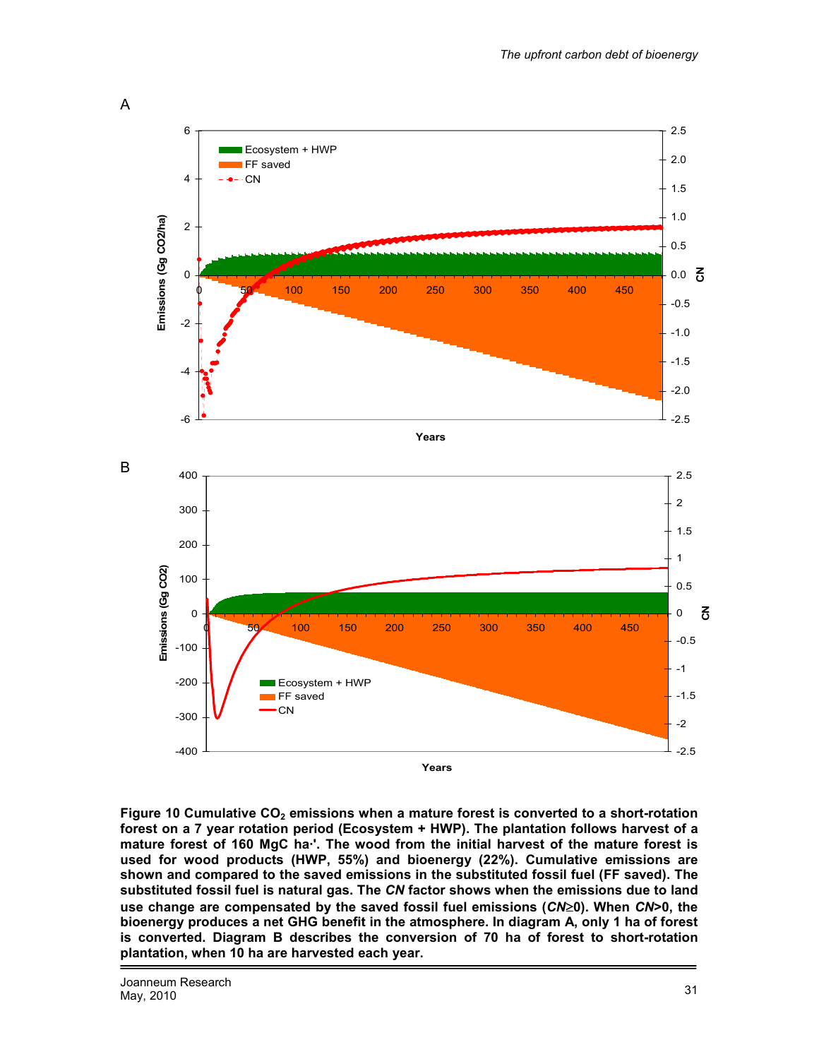A

B

**Figure 10 Cumulative $CO_2$ emissions when a mature forest is converted to a short-rotation forest on a 7 year rotation period (Ecosystem + HWP). The plantation follows harvest of a mature forest of 160 MgC ha·'. The wood from the initial harvest of the mature forest is used for wood products (HWP, 55%) and bioenergy (22%). Cumulative emissions are shown and compared to the saved emissions in the substituted fossil fuel (FF saved). The substituted fossil fuel is natural gas. The *CN* factor shows when the emissions due to land use change are compensated by the saved fossil fuel emissions (*CN*≥0). When *CN*>0, the bioenergy produces a net GHG benefit in the atmosphere. In diagram A, only 1 ha of forest is converted. Diagram B describes the conversion of 70 ha of forest to short-rotation plantation, when 10 ha are harvested each year.**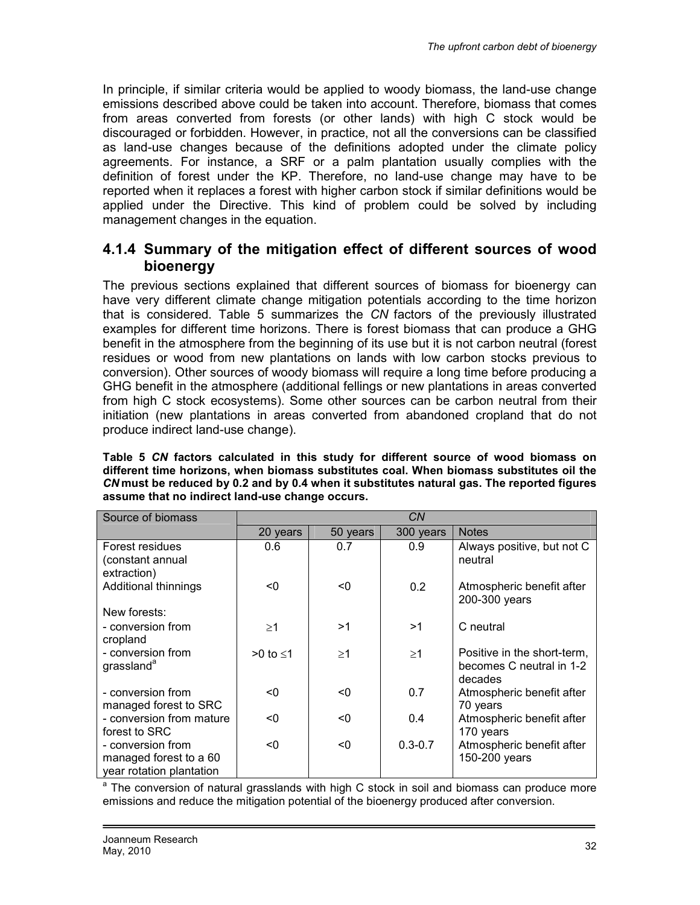In principle, if similar criteria would be applied to woody biomass, the land-use change emissions described above could be taken into account. Therefore, biomass that comes from areas converted from forests (or other lands) with high C stock would be discouraged or forbidden. However, in practice, not all the conversions can be classified as land-use changes because of the definitions adopted under the climate policy agreements. For instance, a SRF or a palm plantation usually complies with the definition of forest under the KP. Therefore, no land-use change may have to be reported when it replaces a forest with higher carbon stock if similar definitions would be applied under the Directive. This kind of problem could be solved by including management changes in the equation.

### 4.1.4 Summary of the mitigation effect of different sources of wood bioenergy

The previous sections explained that different sources of biomass for bioenergy can have very different climate change mitigation potentials according to the time horizon that is considered. Table 5 summarizes the *CN* factors of the previously illustrated examples for different time horizons. There is forest biomass that can produce a GHG benefit in the atmosphere from the beginning of its use but it is not carbon neutral (forest residues or wood from new plantations on lands with low carbon stocks previous to conversion). Other sources of woody biomass will require a long time before producing a GHG benefit in the atmosphere (additional fellings or new plantations in areas converted from high C stock ecosystems). Some other sources can be carbon neutral from their initiation (new plantations in areas converted from abandoned cropland that do not produce indirect land-use change).

**Table 5 *CN* factors calculated in this study for different source of wood biomass on different time horizons, when biomass substitutes coal. When biomass substitutes oil the *CN* must be reduced by 0.2 and by 0.4 when it substitutes natural gas. The reported figures assume that no indirect land-use change occurs.**

| Source of biomass | *CN* | | | |
|---|---|---|---|---|
| | 20 years | 50 years | 300 years | Notes |
| Forest residues (constant annual extraction) | 0.6 | 0.7 | 0.9 | Always positive, but not C neutral |
| Additional thinnings | <0 | <0 | 0.2 | Atmospheric benefit after 200-300 years |
| New forests: | | | | |
| - conversion from cropland | ≥1 | >1 | >1 | C neutral |
| - conversion from grassland[a] | >0 to ≤1 | ≥1 | ≥1 | Positive in the short-term, becomes C neutral in 1-2 decades |
| - conversion from managed forest to SRC | <0 | <0 | 0.7 | Atmospheric benefit after 70 years |
| - conversion from mature forest to SRC | <0 | <0 | 0.4 | Atmospheric benefit after 170 years |
| - conversion from managed forest to a 60 year rotation plantation | <0 | <0 | 0.3-0.7 | Atmospheric benefit after 150-200 years |

[a] The conversion of natural grasslands with high C stock in soil and biomass can produce more emissions and reduce the mitigation potential of the bioenergy produced after conversion.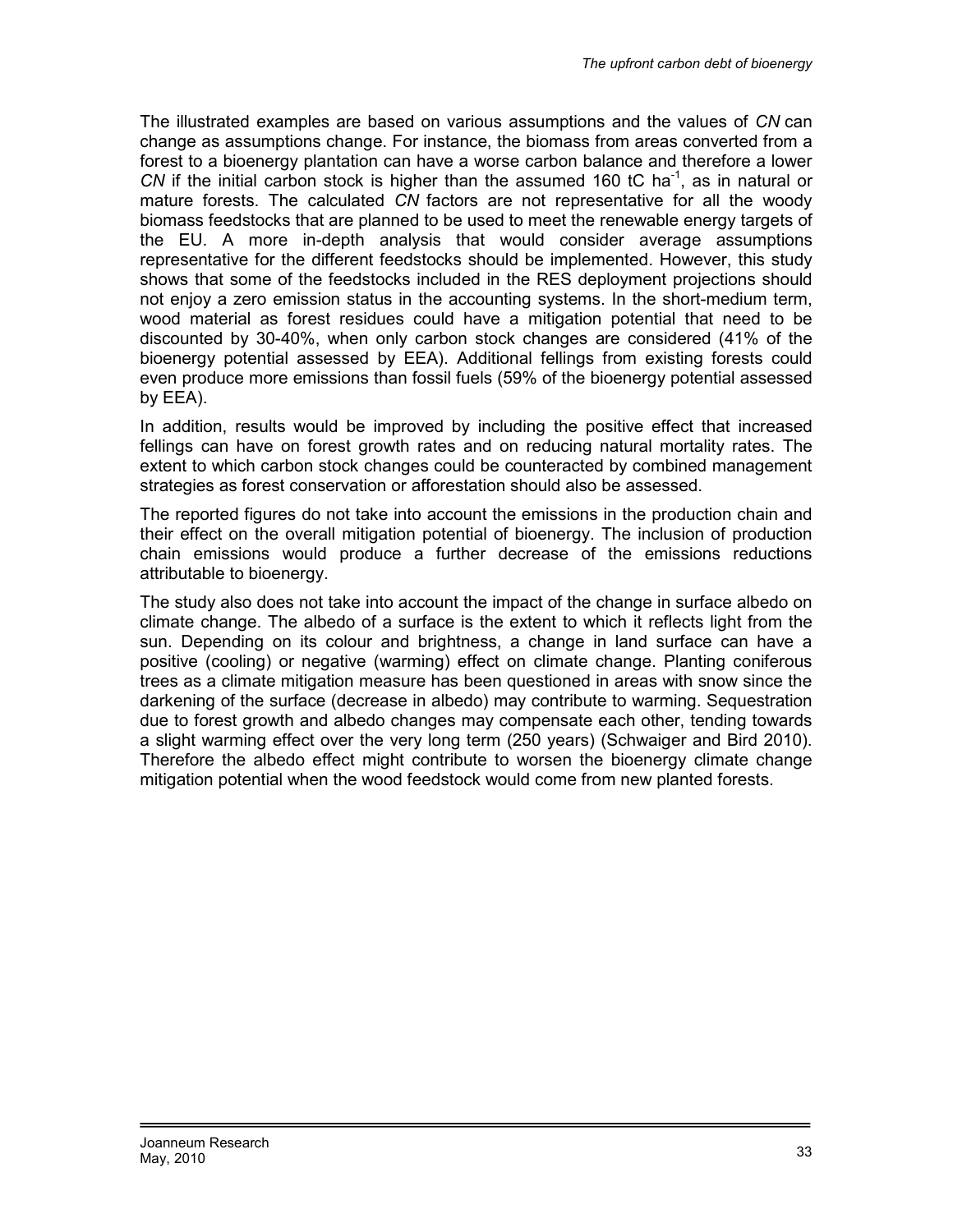The illustrated examples are based on various assumptions and the values of *CN* can change as assumptions change. For instance, the biomass from areas converted from a forest to a bioenergy plantation can have a worse carbon balance and therefore a lower *CN* if the initial carbon stock is higher than the assumed 160 tC $ha^{-1}$, as in natural or mature forests. The calculated *CN* factors are not representative for all the woody biomass feedstocks that are planned to be used to meet the renewable energy targets of the EU. A more in-depth analysis that would consider average assumptions representative for the different feedstocks should be implemented. However, this study shows that some of the feedstocks included in the RES deployment projections should not enjoy a zero emission status in the accounting systems. In the short-medium term, wood material as forest residues could have a mitigation potential that need to be discounted by 30-40%, when only carbon stock changes are considered (41% of the bioenergy potential assessed by EEA). Additional fellings from existing forests could even produce more emissions than fossil fuels (59% of the bioenergy potential assessed by EEA).

In addition, results would be improved by including the positive effect that increased fellings can have on forest growth rates and on reducing natural mortality rates. The extent to which carbon stock changes could be counteracted by combined management strategies as forest conservation or afforestation should also be assessed.

The reported figures do not take into account the emissions in the production chain and their effect on the overall mitigation potential of bioenergy. The inclusion of production chain emissions would produce a further decrease of the emissions reductions attributable to bioenergy.

The study also does not take into account the impact of the change in surface albedo on climate change. The albedo of a surface is the extent to which it reflects light from the sun. Depending on its colour and brightness, a change in land surface can have a positive (cooling) or negative (warming) effect on climate change. Planting coniferous trees as a climate mitigation measure has been questioned in areas with snow since the darkening of the surface (decrease in albedo) may contribute to warming. Sequestration due to forest growth and albedo changes may compensate each other, tending towards a slight warming effect over the very long term (250 years) (Schwaiger and Bird 2010). Therefore the albedo effect might contribute to worsen the bioenergy climate change mitigation potential when the wood feedstock would come from new planted forests.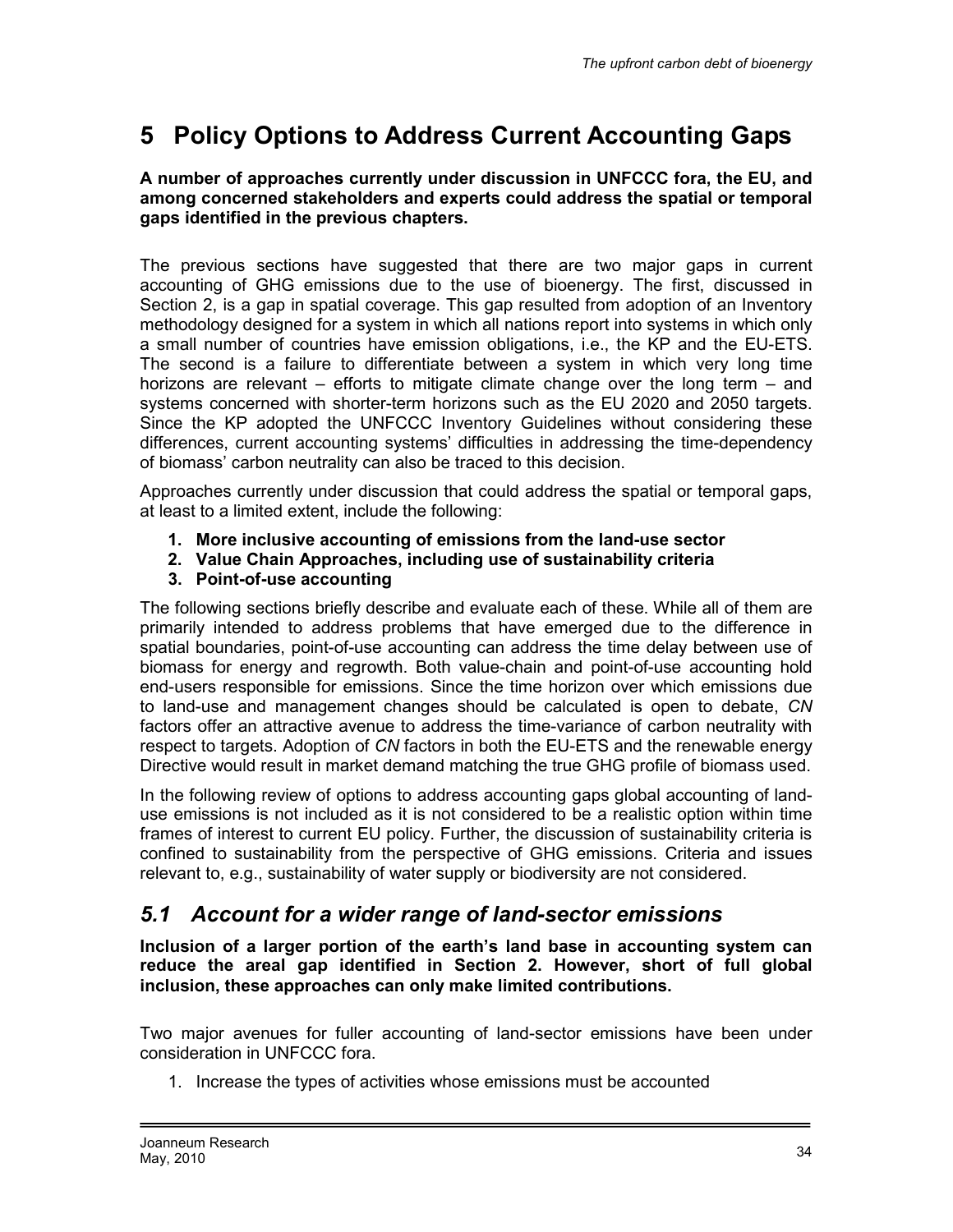# 5 Policy Options to Address Current Accounting Gaps

**A number of approaches currently under discussion in UNFCCC fora, the EU, and among concerned stakeholders and experts could address the spatial or temporal gaps identified in the previous chapters.**

The previous sections have suggested that there are two major gaps in current accounting of GHG emissions due to the use of bioenergy. The first, discussed in Section 2, is a gap in spatial coverage. This gap resulted from adoption of an Inventory methodology designed for a system in which all nations report into systems in which only a small number of countries have emission obligations, i.e., the KP and the EU-ETS. The second is a failure to differentiate between a system in which very long time horizons are relevant – efforts to mitigate climate change over the long term – and systems concerned with shorter-term horizons such as the EU 2020 and 2050 targets. Since the KP adopted the UNFCCC Inventory Guidelines without considering these differences, current accounting systems' difficulties in addressing the time-dependency of biomass' carbon neutrality can also be traced to this decision.

Approaches currently under discussion that could address the spatial or temporal gaps, at least to a limited extent, include the following:

1. **More inclusive accounting of emissions from the land-use sector**
2. **Value Chain Approaches, including use of sustainability criteria**
3. **Point-of-use accounting**

The following sections briefly describe and evaluate each of these. While all of them are primarily intended to address problems that have emerged due to the difference in spatial boundaries, point-of-use accounting can address the time delay between use of biomass for energy and regrowth. Both value-chain and point-of-use accounting hold end-users responsible for emissions. Since the time horizon over which emissions due to land-use and management changes should be calculated is open to debate, *CN* factors offer an attractive avenue to address the time-variance of carbon neutrality with respect to targets. Adoption of *CN* factors in both the EU-ETS and the renewable energy Directive would result in market demand matching the true GHG profile of biomass used.

In the following review of options to address accounting gaps global accounting of land-use emissions is not included as it is not considered to be a realistic option within time frames of interest to current EU policy. Further, the discussion of sustainability criteria is confined to sustainability from the perspective of GHG emissions. Criteria and issues relevant to, e.g., sustainability of water supply or biodiversity are not considered.

## *5.1 Account for a wider range of land-sector emissions*

**Inclusion of a larger portion of the earth's land base in accounting system can reduce the areal gap identified in Section 2. However, short of full global inclusion, these approaches can only make limited contributions.**

Two major avenues for fuller accounting of land-sector emissions have been under consideration in UNFCCC fora.

1. Increase the types of activities whose emissions must be accounted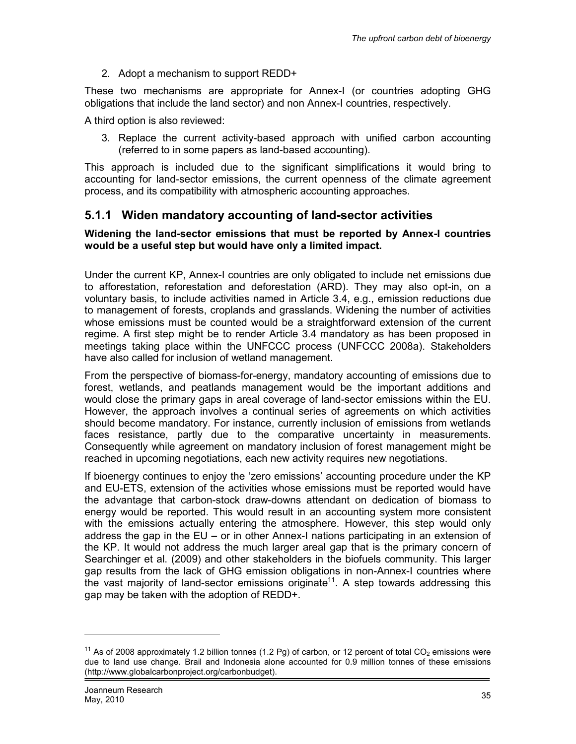2. Adopt a mechanism to support REDD+

These two mechanisms are appropriate for Annex-I (or countries adopting GHG obligations that include the land sector) and non Annex-I countries, respectively.

A third option is also reviewed:

3. Replace the current activity-based approach with unified carbon accounting (referred to in some papers as land-based accounting).

This approach is included due to the significant simplifications it would bring to accounting for land-sector emissions, the current openness of the climate agreement process, and its compatibility with atmospheric accounting approaches.

### 5.1.1 Widen mandatory accounting of land-sector activities

**Widening the land-sector emissions that must be reported by Annex-I countries would be a useful step but would have only a limited impact.**

Under the current KP, Annex-I countries are only obligated to include net emissions due to afforestation, reforestation and deforestation (ARD). They may also opt-in, on a voluntary basis, to include activities named in Article 3.4, e.g., emission reductions due to management of forests, croplands and grasslands. Widening the number of activities whose emissions must be counted would be a straightforward extension of the current regime. A first step might be to render Article 3.4 mandatory as has been proposed in meetings taking place within the UNFCCC process (UNFCCC 2008a). Stakeholders have also called for inclusion of wetland management.

From the perspective of biomass-for-energy, mandatory accounting of emissions due to forest, wetlands, and peatlands management would be the important additions and would close the primary gaps in areal coverage of land-sector emissions within the EU. However, the approach involves a continual series of agreements on which activities should become mandatory. For instance, currently inclusion of emissions from wetlands faces resistance, partly due to the comparative uncertainty in measurements. Consequently while agreement on mandatory inclusion of forest management might be reached in upcoming negotiations, each new activity requires new negotiations.

If bioenergy continues to enjoy the 'zero emissions' accounting procedure under the KP and EU-ETS, extension of the activities whose emissions must be reported would have the advantage that carbon-stock draw-downs attendant on dedication of biomass to energy would be reported. This would result in an accounting system more consistent with the emissions actually entering the atmosphere. However, this step would only address the gap in the EU **–** or in other Annex-I nations participating in an extension of the KP. It would not address the much larger areal gap that is the primary concern of Searchinger et al. (2009) and other stakeholders in the biofuels community. This larger gap results from the lack of GHG emission obligations in non-Annex-I countries where the vast majority of land-sector emissions originate[11]. A step towards addressing this gap may be taken with the adoption of REDD+.

---

[11] As of 2008 approximately 1.2 billion tonnes (1.2 Pg) of carbon, or 12 percent of total $CO_2$ emissions were due to land use change. Brail and Indonesia alone accounted for 0.9 million tonnes of these emissions (http://www.globalcarbonproject.org/carbonbudget).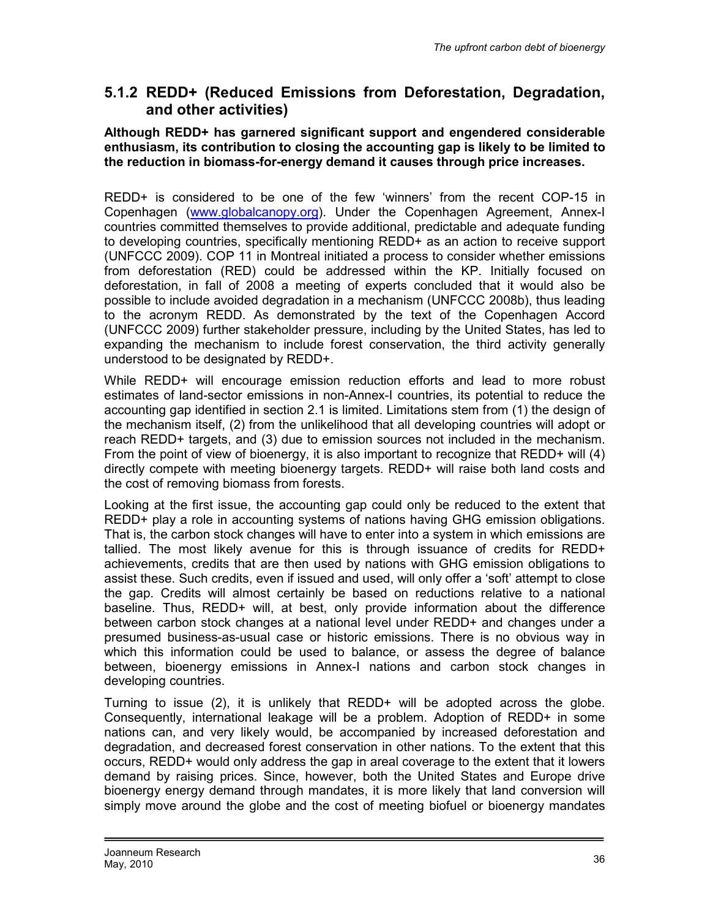### 5.1.2 REDD+ (Reduced Emissions from Deforestation, Degradation, and other activities)

**Although REDD+ has garnered significant support and engendered considerable enthusiasm, its contribution to closing the accounting gap is likely to be limited to the reduction in biomass-for-energy demand it causes through price increases.**

REDD+ is considered to be one of the few 'winners' from the recent COP-15 in Copenhagen (www.globalcanopy.org). Under the Copenhagen Agreement, Annex-I countries committed themselves to provide additional, predictable and adequate funding to developing countries, specifically mentioning REDD+ as an action to receive support (UNFCCC 2009). COP 11 in Montreal initiated a process to consider whether emissions from deforestation (RED) could be addressed within the KP. Initially focused on deforestation, in fall of 2008 a meeting of experts concluded that it would also be possible to include avoided degradation in a mechanism (UNFCCC 2008b), thus leading to the acronym REDD. As demonstrated by the text of the Copenhagen Accord (UNFCCC 2009) further stakeholder pressure, including by the United States, has led to expanding the mechanism to include forest conservation, the third activity generally understood to be designated by REDD+.

While REDD+ will encourage emission reduction efforts and lead to more robust estimates of land-sector emissions in non-Annex-I countries, its potential to reduce the accounting gap identified in section 2.1 is limited. Limitations stem from (1) the design of the mechanism itself, (2) from the unlikelihood that all developing countries will adopt or reach REDD+ targets, and (3) due to emission sources not included in the mechanism. From the point of view of bioenergy, it is also important to recognize that REDD+ will (4) directly compete with meeting bioenergy targets. REDD+ will raise both land costs and the cost of removing biomass from forests.

Looking at the first issue, the accounting gap could only be reduced to the extent that REDD+ play a role in accounting systems of nations having GHG emission obligations. That is, the carbon stock changes will have to enter into a system in which emissions are tallied. The most likely avenue for this is through issuance of credits for REDD+ achievements, credits that are then used by nations with GHG emission obligations to assist these. Such credits, even if issued and used, will only offer a 'soft' attempt to close the gap. Credits will almost certainly be based on reductions relative to a national baseline. Thus, REDD+ will, at best, only provide information about the difference between carbon stock changes at a national level under REDD+ and changes under a presumed business-as-usual case or historic emissions. There is no obvious way in which this information could be used to balance, or assess the degree of balance between, bioenergy emissions in Annex-I nations and carbon stock changes in developing countries.

Turning to issue (2), it is unlikely that REDD+ will be adopted across the globe. Consequently, international leakage will be a problem. Adoption of REDD+ in some nations can, and very likely would, be accompanied by increased deforestation and degradation, and decreased forest conservation in other nations. To the extent that this occurs, REDD+ would only address the gap in areal coverage to the extent that it lowers demand by raising prices. Since, however, both the United States and Europe drive bioenergy energy demand through mandates, it is more likely that land conversion will simply move around the globe and the cost of meeting biofuel or bioenergy mandates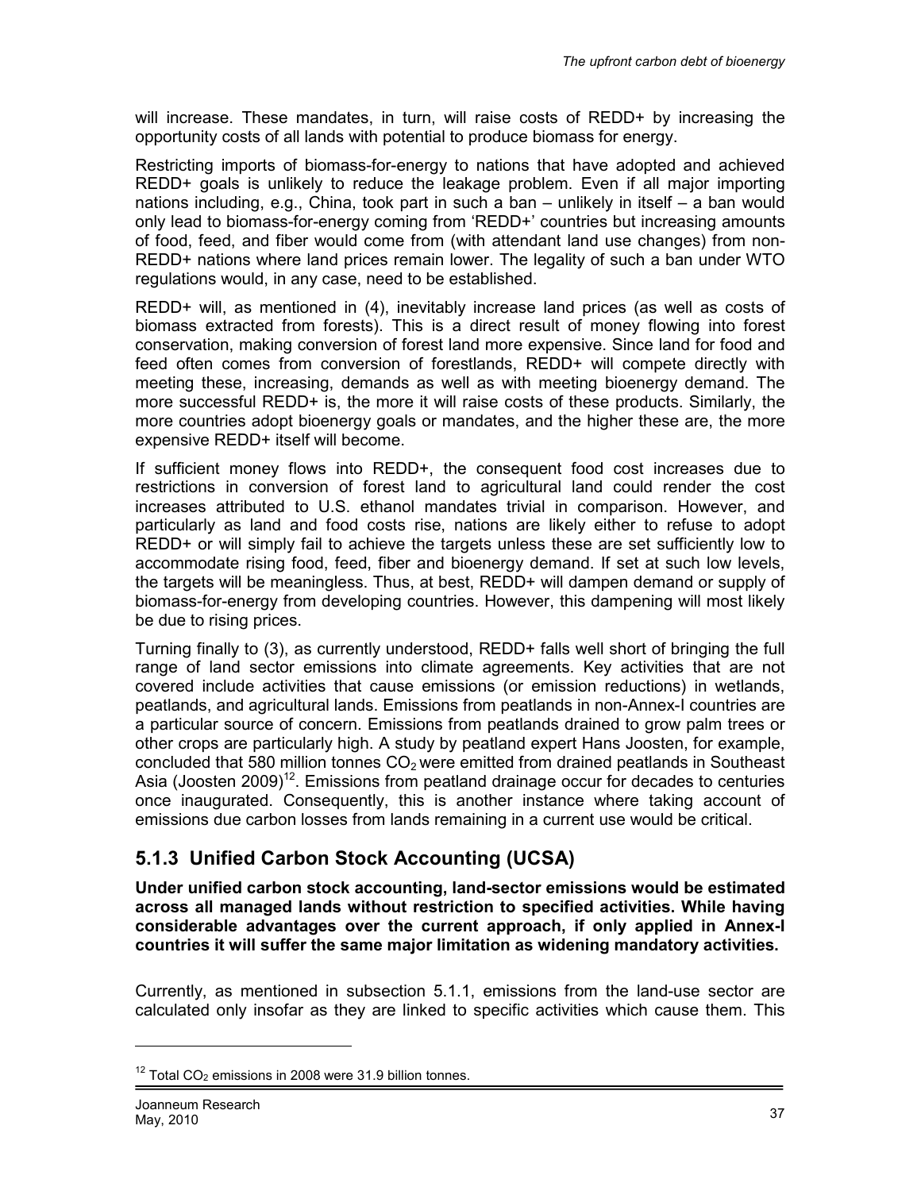will increase. These mandates, in turn, will raise costs of REDD+ by increasing the opportunity costs of all lands with potential to produce biomass for energy.

Restricting imports of biomass-for-energy to nations that have adopted and achieved REDD+ goals is unlikely to reduce the leakage problem. Even if all major importing nations including, e.g., China, took part in such a ban – unlikely in itself – a ban would only lead to biomass-for-energy coming from 'REDD+' countries but increasing amounts of food, feed, and fiber would come from (with attendant land use changes) from non-REDD+ nations where land prices remain lower. The legality of such a ban under WTO regulations would, in any case, need to be established.

REDD+ will, as mentioned in (4), inevitably increase land prices (as well as costs of biomass extracted from forests). This is a direct result of money flowing into forest conservation, making conversion of forest land more expensive. Since land for food and feed often comes from conversion of forestlands, REDD+ will compete directly with meeting these, increasing, demands as well as with meeting bioenergy demand. The more successful REDD+ is, the more it will raise costs of these products. Similarly, the more countries adopt bioenergy goals or mandates, and the higher these are, the more expensive REDD+ itself will become.

If sufficient money flows into REDD+, the consequent food cost increases due to restrictions in conversion of forest land to agricultural land could render the cost increases attributed to U.S. ethanol mandates trivial in comparison. However, and particularly as land and food costs rise, nations are likely either to refuse to adopt REDD+ or will simply fail to achieve the targets unless these are set sufficiently low to accommodate rising food, feed, fiber and bioenergy demand. If set at such low levels, the targets will be meaningless. Thus, at best, REDD+ will dampen demand or supply of biomass-for-energy from developing countries. However, this dampening will most likely be due to rising prices.

Turning finally to (3), as currently understood, REDD+ falls well short of bringing the full range of land sector emissions into climate agreements. Key activities that are not covered include activities that cause emissions (or emission reductions) in wetlands, peatlands, and agricultural lands. Emissions from peatlands in non-Annex-I countries are a particular source of concern. Emissions from peatlands drained to grow palm trees or other crops are particularly high. A study by peatland expert Hans Joosten, for example, concluded that 580 million tonnes $CO_2$ were emitted from drained peatlands in Southeast Asia (Joosten 2009)[12]. Emissions from peatland drainage occur for decades to centuries once inaugurated. Consequently, this is another instance where taking account of emissions due carbon losses from lands remaining in a current use would be critical.

### 5.1.3 Unified Carbon Stock Accounting (UCSA)

**Under unified carbon stock accounting, land-sector emissions would be estimated across all managed lands without restriction to specified activities. While having considerable advantages over the current approach, if only applied in Annex-I countries it will suffer the same major limitation as widening mandatory activities.**

Currently, as mentioned in subsection 5.1.1, emissions from the land-use sector are calculated only insofar as they are linked to specific activities which cause them. This

[12] Total $CO_2$ emissions in 2008 were 31.9 billion tonnes.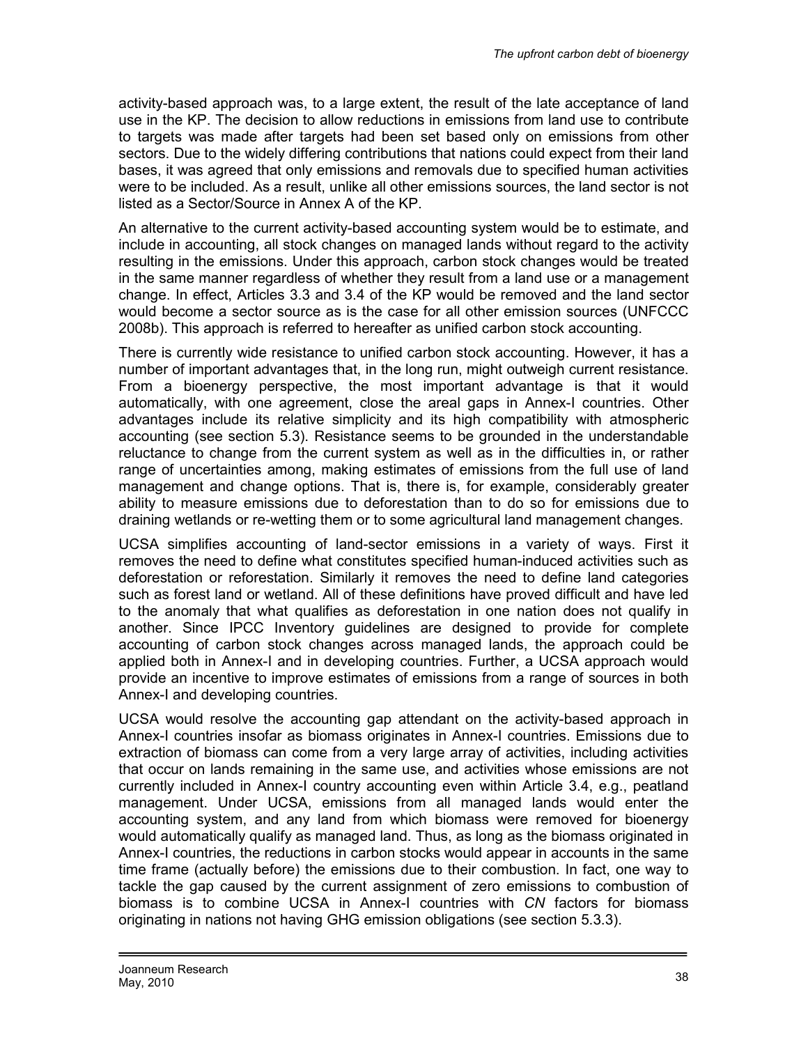activity-based approach was, to a large extent, the result of the late acceptance of land use in the KP. The decision to allow reductions in emissions from land use to contribute to targets was made after targets had been set based only on emissions from other sectors. Due to the widely differing contributions that nations could expect from their land bases, it was agreed that only emissions and removals due to specified human activities were to be included. As a result, unlike all other emissions sources, the land sector is not listed as a Sector/Source in Annex A of the KP.

An alternative to the current activity-based accounting system would be to estimate, and include in accounting, all stock changes on managed lands without regard to the activity resulting in the emissions. Under this approach, carbon stock changes would be treated in the same manner regardless of whether they result from a land use or a management change. In effect, Articles 3.3 and 3.4 of the KP would be removed and the land sector would become a sector source as is the case for all other emission sources (UNFCCC 2008b). This approach is referred to hereafter as unified carbon stock accounting.

There is currently wide resistance to unified carbon stock accounting. However, it has a number of important advantages that, in the long run, might outweigh current resistance. From a bioenergy perspective, the most important advantage is that it would automatically, with one agreement, close the areal gaps in Annex-I countries. Other advantages include its relative simplicity and its high compatibility with atmospheric accounting (see section 5.3). Resistance seems to be grounded in the understandable reluctance to change from the current system as well as in the difficulties in, or rather range of uncertainties among, making estimates of emissions from the full use of land management and change options. That is, there is, for example, considerably greater ability to measure emissions due to deforestation than to do so for emissions due to draining wetlands or re-wetting them or to some agricultural land management changes.

UCSA simplifies accounting of land-sector emissions in a variety of ways. First it removes the need to define what constitutes specified human-induced activities such as deforestation or reforestation. Similarly it removes the need to define land categories such as forest land or wetland. All of these definitions have proved difficult and have led to the anomaly that what qualifies as deforestation in one nation does not qualify in another. Since IPCC Inventory guidelines are designed to provide for complete accounting of carbon stock changes across managed lands, the approach could be applied both in Annex-I and in developing countries. Further, a UCSA approach would provide an incentive to improve estimates of emissions from a range of sources in both Annex-I and developing countries.

UCSA would resolve the accounting gap attendant on the activity-based approach in Annex-I countries insofar as biomass originates in Annex-I countries. Emissions due to extraction of biomass can come from a very large array of activities, including activities that occur on lands remaining in the same use, and activities whose emissions are not currently included in Annex-I country accounting even within Article 3.4, e.g., peatland management. Under UCSA, emissions from all managed lands would enter the accounting system, and any land from which biomass were removed for bioenergy would automatically qualify as managed land. Thus, as long as the biomass originated in Annex-I countries, the reductions in carbon stocks would appear in accounts in the same time frame (actually before) the emissions due to their combustion. In fact, one way to tackle the gap caused by the current assignment of zero emissions to combustion of biomass is to combine UCSA in Annex-I countries with *CN* factors for biomass originating in nations not having GHG emission obligations (see section 5.3.3).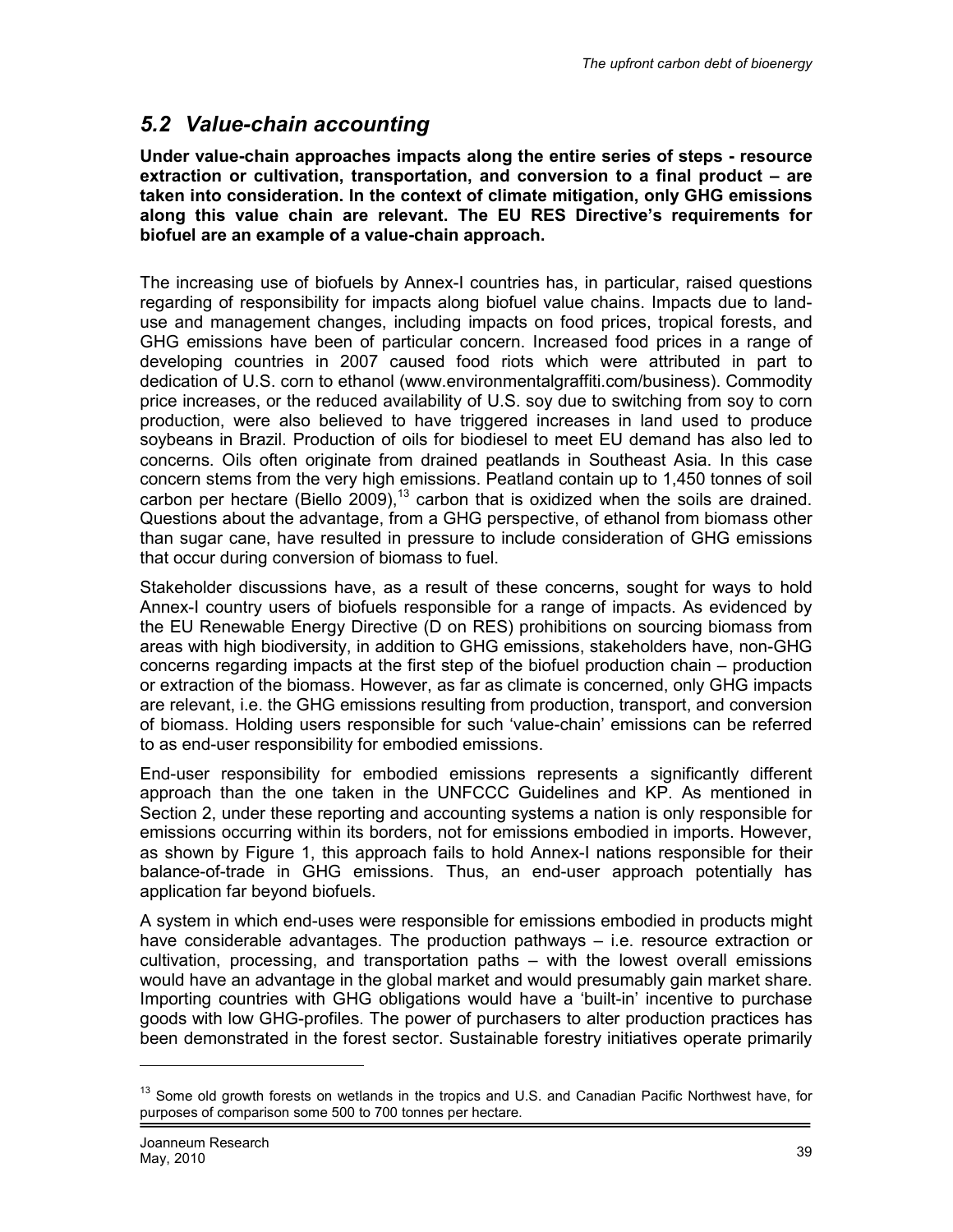## *5.2 Value-chain accounting*

**Under value-chain approaches impacts along the entire series of steps - resource extraction or cultivation, transportation, and conversion to a final product – are taken into consideration. In the context of climate mitigation, only GHG emissions along this value chain are relevant. The EU RES Directive's requirements for biofuel are an example of a value-chain approach.**

The increasing use of biofuels by Annex-I countries has, in particular, raised questions regarding of responsibility for impacts along biofuel value chains. Impacts due to land-use and management changes, including impacts on food prices, tropical forests, and GHG emissions have been of particular concern. Increased food prices in a range of developing countries in 2007 caused food riots which were attributed in part to dedication of U.S. corn to ethanol (www.environmentalgraffiti.com/business). Commodity price increases, or the reduced availability of U.S. soy due to switching from soy to corn production, were also believed to have triggered increases in land used to produce soybeans in Brazil. Production of oils for biodiesel to meet EU demand has also led to concerns. Oils often originate from drained peatlands in Southeast Asia. In this case concern stems from the very high emissions. Peatland contain up to 1,450 tonnes of soil carbon per hectare (Biello 2009),[13] carbon that is oxidized when the soils are drained. Questions about the advantage, from a GHG perspective, of ethanol from biomass other than sugar cane, have resulted in pressure to include consideration of GHG emissions that occur during conversion of biomass to fuel.

Stakeholder discussions have, as a result of these concerns, sought for ways to hold Annex-I country users of biofuels responsible for a range of impacts. As evidenced by the EU Renewable Energy Directive (D on RES) prohibitions on sourcing biomass from areas with high biodiversity, in addition to GHG emissions, stakeholders have, non-GHG concerns regarding impacts at the first step of the biofuel production chain – production or extraction of the biomass. However, as far as climate is concerned, only GHG impacts are relevant, i.e. the GHG emissions resulting from production, transport, and conversion of biomass. Holding users responsible for such 'value-chain' emissions can be referred to as end-user responsibility for embodied emissions.

End-user responsibility for embodied emissions represents a significantly different approach than the one taken in the UNFCCC Guidelines and KP. As mentioned in Section 2, under these reporting and accounting systems a nation is only responsible for emissions occurring within its borders, not for emissions embodied in imports. However, as shown by Figure 1, this approach fails to hold Annex-I nations responsible for their balance-of-trade in GHG emissions. Thus, an end-user approach potentially has application far beyond biofuels.

A system in which end-uses were responsible for emissions embodied in products might have considerable advantages. The production pathways – i.e. resource extraction or cultivation, processing, and transportation paths – with the lowest overall emissions would have an advantage in the global market and would presumably gain market share. Importing countries with GHG obligations would have a 'built-in' incentive to purchase goods with low GHG-profiles. The power of purchasers to alter production practices has been demonstrated in the forest sector. Sustainable forestry initiatives operate primarily

---

[13] Some old growth forests on wetlands in the tropics and U.S. and Canadian Pacific Northwest have, for purposes of comparison some 500 to 700 tonnes per hectare.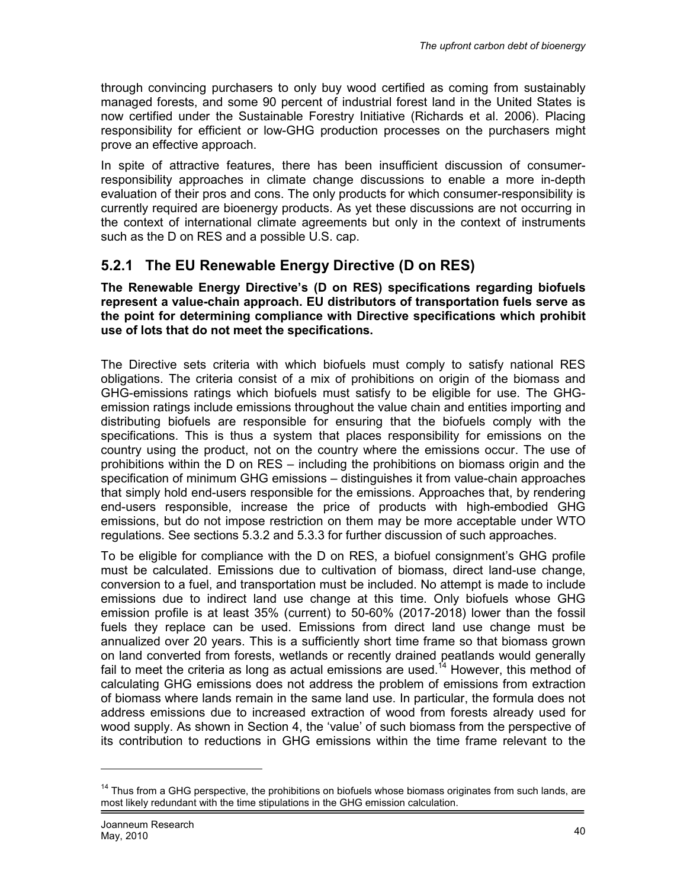through convincing purchasers to only buy wood certified as coming from sustainably managed forests, and some 90 percent of industrial forest land in the United States is now certified under the Sustainable Forestry Initiative (Richards et al. 2006). Placing responsibility for efficient or low-GHG production processes on the purchasers might prove an effective approach.

In spite of attractive features, there has been insufficient discussion of consumer-responsibility approaches in climate change discussions to enable a more in-depth evaluation of their pros and cons. The only products for which consumer-responsibility is currently required are bioenergy products. As yet these discussions are not occurring in the context of international climate agreements but only in the context of instruments such as the D on RES and a possible U.S. cap.

### 5.2.1 The EU Renewable Energy Directive (D on RES)

**The Renewable Energy Directive's (D on RES) specifications regarding biofuels represent a value-chain approach. EU distributors of transportation fuels serve as the point for determining compliance with Directive specifications which prohibit use of lots that do not meet the specifications.**

The Directive sets criteria with which biofuels must comply to satisfy national RES obligations. The criteria consist of a mix of prohibitions on origin of the biomass and GHG-emissions ratings which biofuels must satisfy to be eligible for use. The GHG-emission ratings include emissions throughout the value chain and entities importing and distributing biofuels are responsible for ensuring that the biofuels comply with the specifications. This is thus a system that places responsibility for emissions on the country using the product, not on the country where the emissions occur. The use of prohibitions within the D on RES – including the prohibitions on biomass origin and the specification of minimum GHG emissions – distinguishes it from value-chain approaches that simply hold end-users responsible for the emissions. Approaches that, by rendering end-users responsible, increase the price of products with high-embodied GHG emissions, but do not impose restriction on them may be more acceptable under WTO regulations. See sections 5.3.2 and 5.3.3 for further discussion of such approaches.

To be eligible for compliance with the D on RES, a biofuel consignment's GHG profile must be calculated. Emissions due to cultivation of biomass, direct land-use change, conversion to a fuel, and transportation must be included. No attempt is made to include emissions due to indirect land use change at this time. Only biofuels whose GHG emission profile is at least 35% (current) to 50-60% (2017-2018) lower than the fossil fuels they replace can be used. Emissions from direct land use change must be annualized over 20 years. This is a sufficiently short time frame so that biomass grown on land converted from forests, wetlands or recently drained peatlands would generally fail to meet the criteria as long as actual emissions are used.[14] However, this method of calculating GHG emissions does not address the problem of emissions from extraction of biomass where lands remain in the same land use. In particular, the formula does not address emissions due to increased extraction of wood from forests already used for wood supply. As shown in Section 4, the 'value' of such biomass from the perspective of its contribution to reductions in GHG emissions within the time frame relevant to the

[14] Thus from a GHG perspective, the prohibitions on biofuels whose biomass originates from such lands, are most likely redundant with the time stipulations in the GHG emission calculation.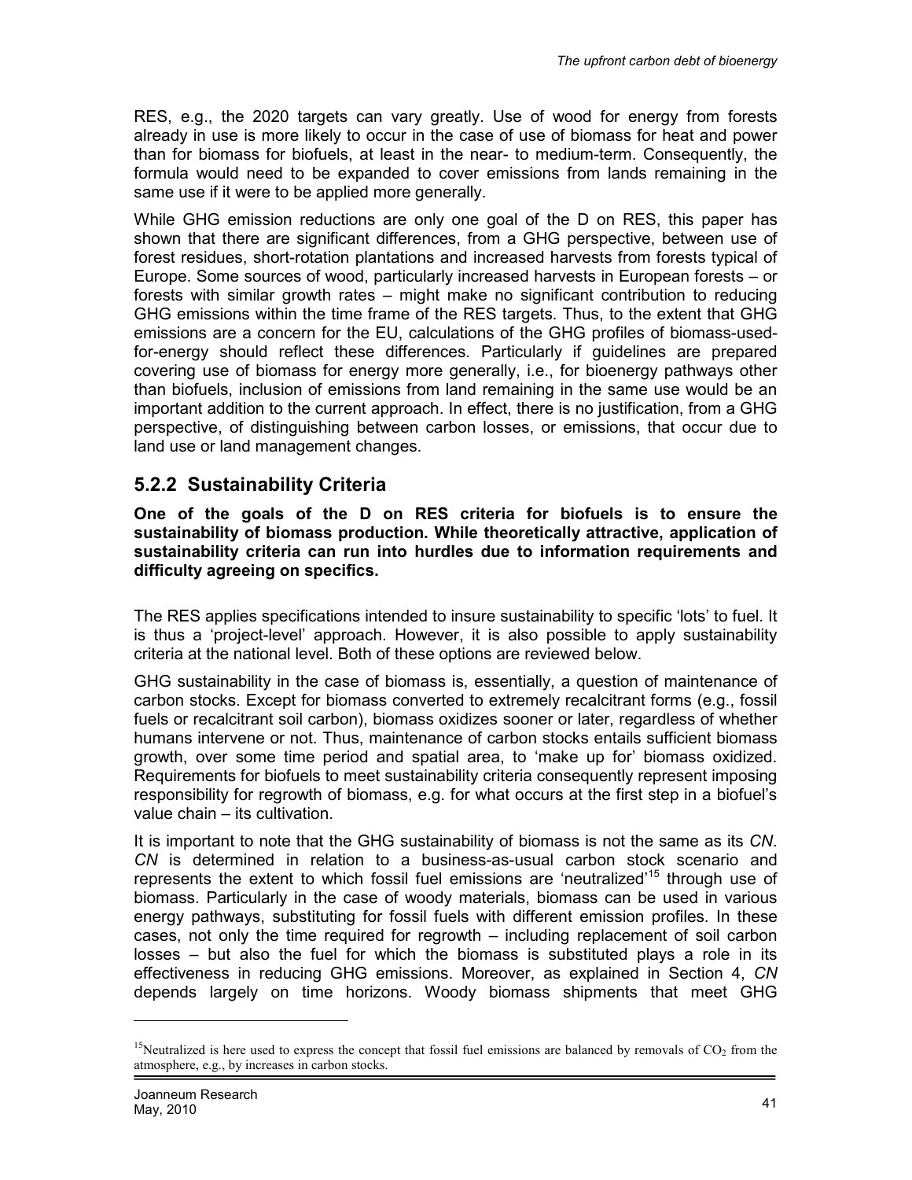RES, e.g., the 2020 targets can vary greatly. Use of wood for energy from forests already in use is more likely to occur in the case of use of biomass for heat and power than for biomass for biofuels, at least in the near- to medium-term. Consequently, the formula would need to be expanded to cover emissions from lands remaining in the same use if it were to be applied more generally.

While GHG emission reductions are only one goal of the D on RES, this paper has shown that there are significant differences, from a GHG perspective, between use of forest residues, short-rotation plantations and increased harvests from forests typical of Europe. Some sources of wood, particularly increased harvests in European forests – or forests with similar growth rates – might make no significant contribution to reducing GHG emissions within the time frame of the RES targets. Thus, to the extent that GHG emissions are a concern for the EU, calculations of the GHG profiles of biomass-used-for-energy should reflect these differences. Particularly if guidelines are prepared covering use of biomass for energy more generally, i.e., for bioenergy pathways other than biofuels, inclusion of emissions from land remaining in the same use would be an important addition to the current approach. In effect, there is no justification, from a GHG perspective, of distinguishing between carbon losses, or emissions, that occur due to land use or land management changes.

### 5.2.2 Sustainability Criteria

**One of the goals of the D on RES criteria for biofuels is to ensure the sustainability of biomass production. While theoretically attractive, application of sustainability criteria can run into hurdles due to information requirements and difficulty agreeing on specifics.**

The RES applies specifications intended to insure sustainability to specific 'lots' to fuel. It is thus a 'project-level' approach. However, it is also possible to apply sustainability criteria at the national level. Both of these options are reviewed below.

GHG sustainability in the case of biomass is, essentially, a question of maintenance of carbon stocks. Except for biomass converted to extremely recalcitrant forms (e.g., fossil fuels or recalcitrant soil carbon), biomass oxidizes sooner or later, regardless of whether humans intervene or not. Thus, maintenance of carbon stocks entails sufficient biomass growth, over some time period and spatial area, to 'make up for' biomass oxidized. Requirements for biofuels to meet sustainability criteria consequently represent imposing responsibility for regrowth of biomass, e.g. for what occurs at the first step in a biofuel's value chain – its cultivation.

It is important to note that the GHG sustainability of biomass is not the same as its *CN*. *CN* is determined in relation to a business-as-usual carbon stock scenario and represents the extent to which fossil fuel emissions are 'neutralized'[15] through use of biomass. Particularly in the case of woody materials, biomass can be used in various energy pathways, substituting for fossil fuels with different emission profiles. In these cases, not only the time required for regrowth – including replacement of soil carbon losses – but also the fuel for which the biomass is substituted plays a role in its effectiveness in reducing GHG emissions. Moreover, as explained in Section 4, *CN* depends largely on time horizons. Woody biomass shipments that meet GHG

[15] Neutralized is here used to express the concept that fossil fuel emissions are balanced by removals of $CO_2$ from the atmosphere, e.g., by increases in carbon stocks.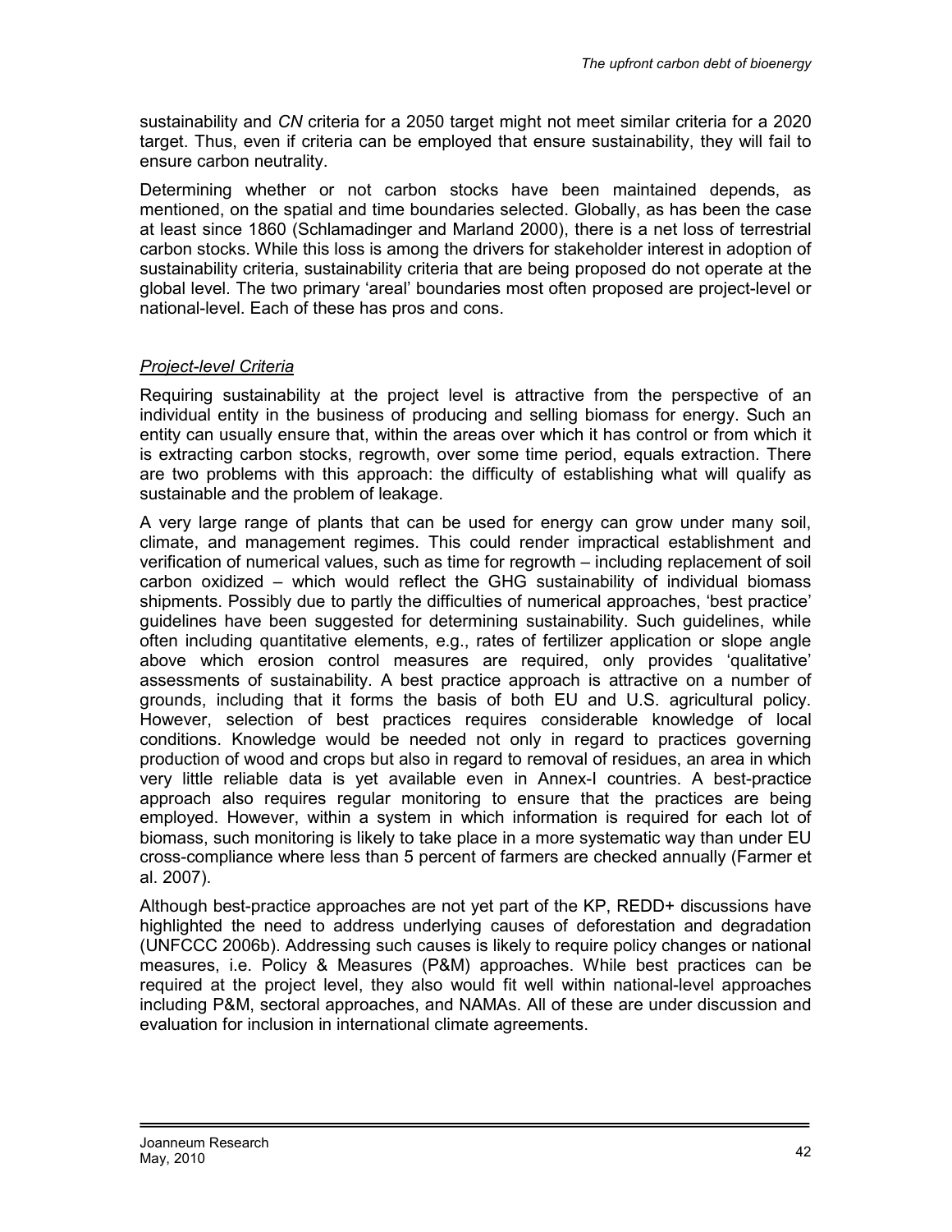sustainability and *CN* criteria for a 2050 target might not meet similar criteria for a 2020 target. Thus, even if criteria can be employed that ensure sustainability, they will fail to ensure carbon neutrality.

Determining whether or not carbon stocks have been maintained depends, as mentioned, on the spatial and time boundaries selected. Globally, as has been the case at least since 1860 (Schlamadinger and Marland 2000), there is a net loss of terrestrial carbon stocks. While this loss is among the drivers for stakeholder interest in adoption of sustainability criteria, sustainability criteria that are being proposed do not operate at the global level. The two primary 'areal' boundaries most often proposed are project-level or national-level. Each of these has pros and cons.

*Project-level Criteria*

Requiring sustainability at the project level is attractive from the perspective of an individual entity in the business of producing and selling biomass for energy. Such an entity can usually ensure that, within the areas over which it has control or from which it is extracting carbon stocks, regrowth, over some time period, equals extraction. There are two problems with this approach: the difficulty of establishing what will qualify as sustainable and the problem of leakage.

A very large range of plants that can be used for energy can grow under many soil, climate, and management regimes. This could render impractical establishment and verification of numerical values, such as time for regrowth – including replacement of soil carbon oxidized – which would reflect the GHG sustainability of individual biomass shipments. Possibly due to partly the difficulties of numerical approaches, 'best practice' guidelines have been suggested for determining sustainability. Such guidelines, while often including quantitative elements, e.g., rates of fertilizer application or slope angle above which erosion control measures are required, only provides 'qualitative' assessments of sustainability. A best practice approach is attractive on a number of grounds, including that it forms the basis of both EU and U.S. agricultural policy. However, selection of best practices requires considerable knowledge of local conditions. Knowledge would be needed not only in regard to practices governing production of wood and crops but also in regard to removal of residues, an area in which very little reliable data is yet available even in Annex-I countries. A best-practice approach also requires regular monitoring to ensure that the practices are being employed. However, within a system in which information is required for each lot of biomass, such monitoring is likely to take place in a more systematic way than under EU cross-compliance where less than 5 percent of farmers are checked annually (Farmer et al. 2007).

Although best-practice approaches are not yet part of the KP, REDD+ discussions have highlighted the need to address underlying causes of deforestation and degradation (UNFCCC 2006b). Addressing such causes is likely to require policy changes or national measures, i.e. Policy & Measures (P&M) approaches. While best practices can be required at the project level, they also would fit well within national-level approaches including P&M, sectoral approaches, and NAMAs. All of these are under discussion and evaluation for inclusion in international climate agreements.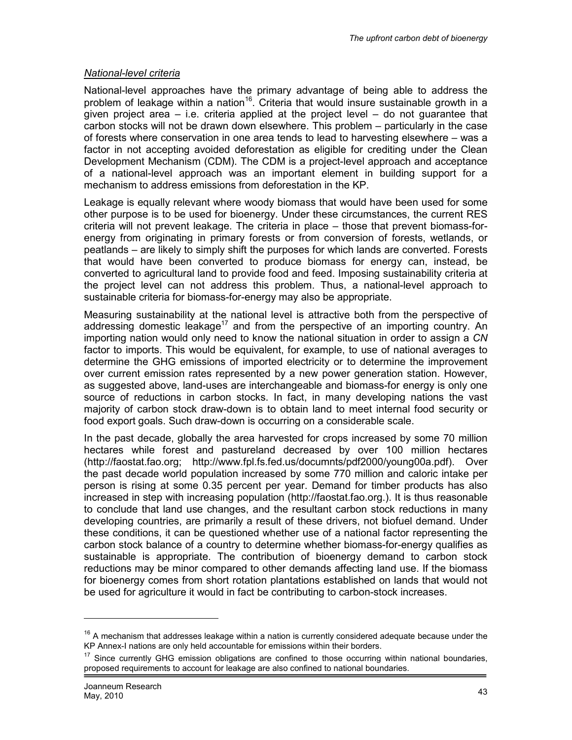*National-level criteria*

National-level approaches have the primary advantage of being able to address the problem of leakage within a nation[16]. Criteria that would insure sustainable growth in a given project area – i.e. criteria applied at the project level – do not guarantee that carbon stocks will not be drawn down elsewhere. This problem – particularly in the case of forests where conservation in one area tends to lead to harvesting elsewhere – was a factor in not accepting avoided deforestation as eligible for crediting under the Clean Development Mechanism (CDM). The CDM is a project-level approach and acceptance of a national-level approach was an important element in building support for a mechanism to address emissions from deforestation in the KP.

Leakage is equally relevant where woody biomass that would have been used for some other purpose is to be used for bioenergy. Under these circumstances, the current RES criteria will not prevent leakage. The criteria in place – those that prevent biomass-for-energy from originating in primary forests or from conversion of forests, wetlands, or peatlands – are likely to simply shift the purposes for which lands are converted. Forests that would have been converted to produce biomass for energy can, instead, be converted to agricultural land to provide food and feed. Imposing sustainability criteria at the project level can not address this problem. Thus, a national-level approach to sustainable criteria for biomass-for-energy may also be appropriate.

Measuring sustainability at the national level is attractive both from the perspective of addressing domestic leakage[17] and from the perspective of an importing country. An importing nation would only need to know the national situation in order to assign a *CN* factor to imports. This would be equivalent, for example, to use of national averages to determine the GHG emissions of imported electricity or to determine the improvement over current emission rates represented by a new power generation station. However, as suggested above, land-uses are interchangeable and biomass-for energy is only one source of reductions in carbon stocks. In fact, in many developing nations the vast majority of carbon stock draw-down is to obtain land to meet internal food security or food export goals. Such draw-down is occurring on a considerable scale.

In the past decade, globally the area harvested for crops increased by some 70 million hectares while forest and pastureland decreased by over 100 million hectares (http://faostat.fao.org; http://www.fpl.fs.fed.us/documnts/pdf2000/young00a.pdf). Over the past decade world population increased by some 770 million and caloric intake per person is rising at some 0.35 percent per year. Demand for timber products has also increased in step with increasing population (http://faostat.fao.org.). It is thus reasonable to conclude that land use changes, and the resultant carbon stock reductions in many developing countries, are primarily a result of these drivers, not biofuel demand. Under these conditions, it can be questioned whether use of a national factor representing the carbon stock balance of a country to determine whether biomass-for-energy qualifies as sustainable is appropriate. The contribution of bioenergy demand to carbon stock reductions may be minor compared to other demands affecting land use. If the biomass for bioenergy comes from short rotation plantations established on lands that would not be used for agriculture it would in fact be contributing to carbon-stock increases.

---

[16] A mechanism that addresses leakage within a nation is currently considered adequate because under the KP Annex-I nations are only held accountable for emissions within their borders.

[17] Since currently GHG emission obligations are confined to those occurring within national boundaries, proposed requirements to account for leakage are also confined to national boundaries.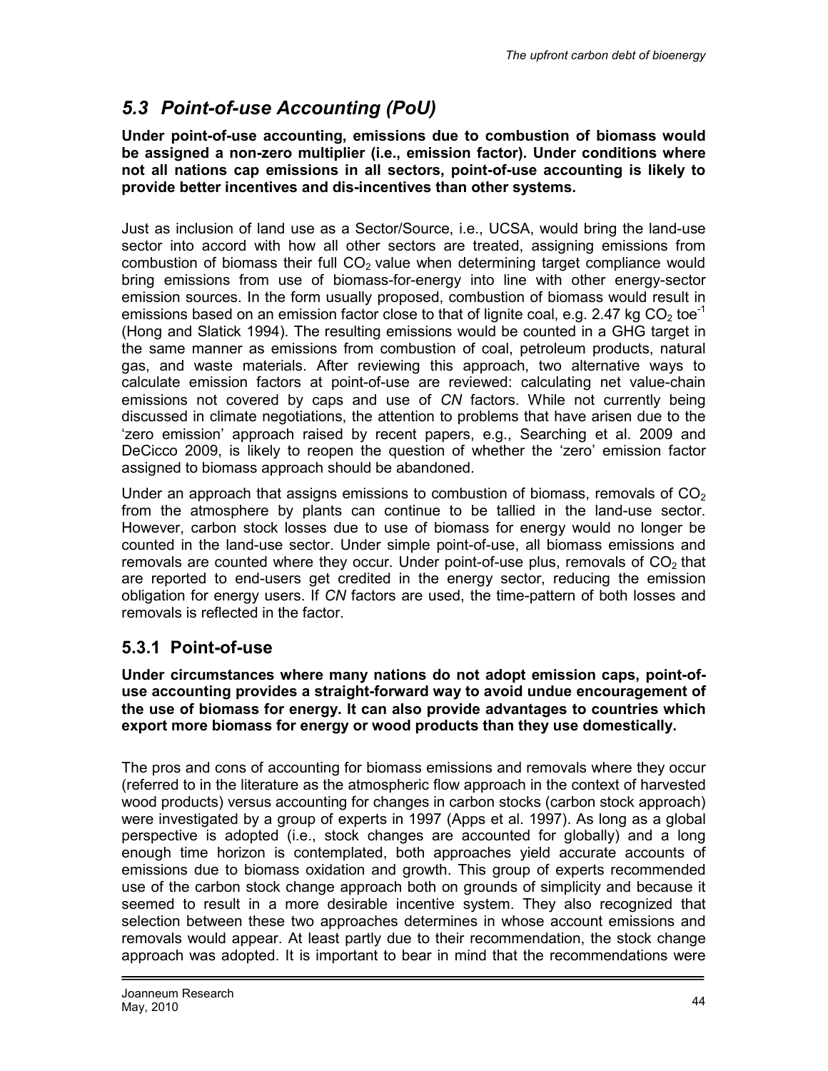## *5.3 Point-of-use Accounting (PoU)*

**Under point-of-use accounting, emissions due to combustion of biomass would be assigned a non-zero multiplier (i.e., emission factor). Under conditions where not all nations cap emissions in all sectors, point-of-use accounting is likely to provide better incentives and dis-incentives than other systems.**

Just as inclusion of land use as a Sector/Source, i.e., UCSA, would bring the land-use sector into accord with how all other sectors are treated, assigning emissions from combustion of biomass their full $CO_2$ value when determining target compliance would bring emissions from use of biomass-for-energy into line with other energy-sector emission sources. In the form usually proposed, combustion of biomass would result in emissions based on an emission factor close to that of lignite coal, e.g. 2.47 kg $CO_2$ $toe^{-1}$ (Hong and Slatick 1994). The resulting emissions would be counted in a GHG target in the same manner as emissions from combustion of coal, petroleum products, natural gas, and waste materials. After reviewing this approach, two alternative ways to calculate emission factors at point-of-use are reviewed: calculating net value-chain emissions not covered by caps and use of *CN* factors. While not currently being discussed in climate negotiations, the attention to problems that have arisen due to the 'zero emission' approach raised by recent papers, e.g., Searching et al. 2009 and DeCicco 2009, is likely to reopen the question of whether the 'zero' emission factor assigned to biomass approach should be abandoned.

Under an approach that assigns emissions to combustion of biomass, removals of $CO_2$ from the atmosphere by plants can continue to be tallied in the land-use sector. However, carbon stock losses due to use of biomass for energy would no longer be counted in the land-use sector. Under simple point-of-use, all biomass emissions and removals are counted where they occur. Under point-of-use plus, removals of $CO_2$ that are reported to end-users get credited in the energy sector, reducing the emission obligation for energy users. If *CN* factors are used, the time-pattern of both losses and removals is reflected in the factor.

### 5.3.1 Point-of-use

**Under circumstances where many nations do not adopt emission caps, point-of-use accounting provides a straight-forward way to avoid undue encouragement of the use of biomass for energy. It can also provide advantages to countries which export more biomass for energy or wood products than they use domestically.**

The pros and cons of accounting for biomass emissions and removals where they occur (referred to in the literature as the atmospheric flow approach in the context of harvested wood products) versus accounting for changes in carbon stocks (carbon stock approach) were investigated by a group of experts in 1997 (Apps et al. 1997). As long as a global perspective is adopted (i.e., stock changes are accounted for globally) and a long enough time horizon is contemplated, both approaches yield accurate accounts of emissions due to biomass oxidation and growth. This group of experts recommended use of the carbon stock change approach both on grounds of simplicity and because it seemed to result in a more desirable incentive system. They also recognized that selection between these two approaches determines in whose account emissions and removals would appear. At least partly due to their recommendation, the stock change approach was adopted. It is important to bear in mind that the recommendations were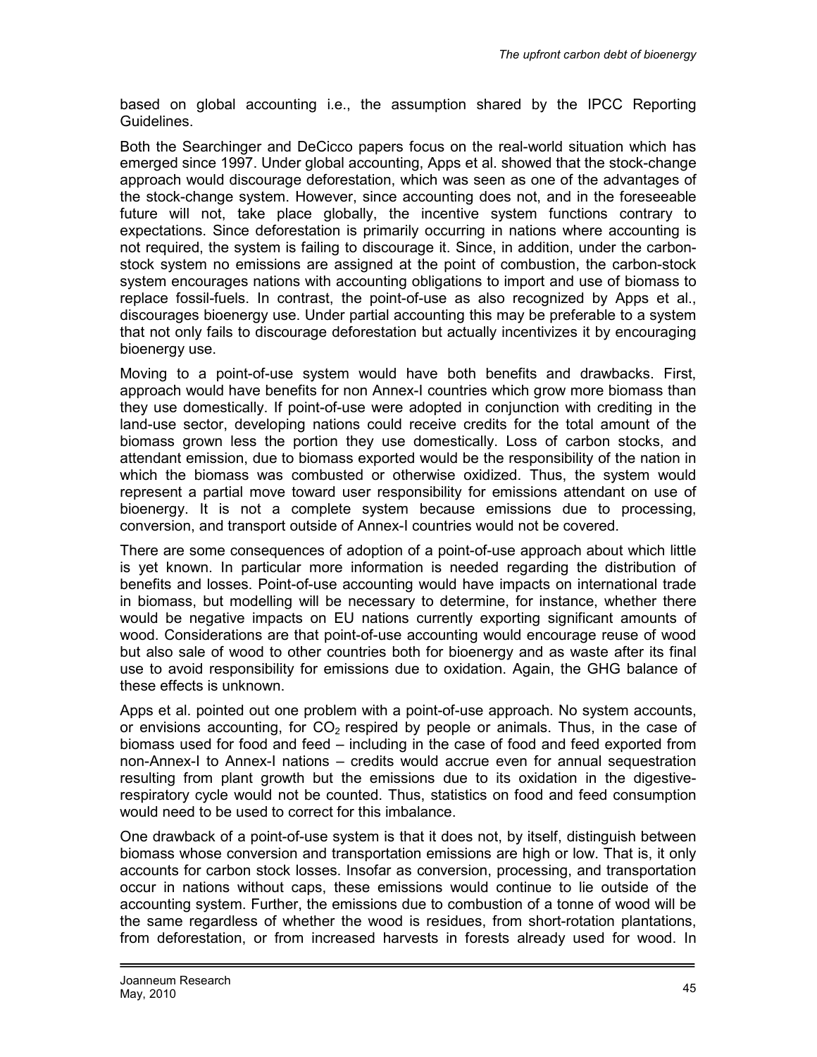based on global accounting i.e., the assumption shared by the IPCC Reporting Guidelines.

Both the Searchinger and DeCicco papers focus on the real-world situation which has emerged since 1997. Under global accounting, Apps et al. showed that the stock-change approach would discourage deforestation, which was seen as one of the advantages of the stock-change system. However, since accounting does not, and in the foreseeable future will not, take place globally, the incentive system functions contrary to expectations. Since deforestation is primarily occurring in nations where accounting is not required, the system is failing to discourage it. Since, in addition, under the carbon-stock system no emissions are assigned at the point of combustion, the carbon-stock system encourages nations with accounting obligations to import and use of biomass to replace fossil-fuels. In contrast, the point-of-use as also recognized by Apps et al., discourages bioenergy use. Under partial accounting this may be preferable to a system that not only fails to discourage deforestation but actually incentivizes it by encouraging bioenergy use.

Moving to a point-of-use system would have both benefits and drawbacks. First, approach would have benefits for non Annex-I countries which grow more biomass than they use domestically. If point-of-use were adopted in conjunction with crediting in the land-use sector, developing nations could receive credits for the total amount of the biomass grown less the portion they use domestically. Loss of carbon stocks, and attendant emission, due to biomass exported would be the responsibility of the nation in which the biomass was combusted or otherwise oxidized. Thus, the system would represent a partial move toward user responsibility for emissions attendant on use of bioenergy. It is not a complete system because emissions due to processing, conversion, and transport outside of Annex-I countries would not be covered.

There are some consequences of adoption of a point-of-use approach about which little is yet known. In particular more information is needed regarding the distribution of benefits and losses. Point-of-use accounting would have impacts on international trade in biomass, but modelling will be necessary to determine, for instance, whether there would be negative impacts on EU nations currently exporting significant amounts of wood. Considerations are that point-of-use accounting would encourage reuse of wood but also sale of wood to other countries both for bioenergy and as waste after its final use to avoid responsibility for emissions due to oxidation. Again, the GHG balance of these effects is unknown.

Apps et al. pointed out one problem with a point-of-use approach. No system accounts, or envisions accounting, for $CO_2$ respired by people or animals. Thus, in the case of biomass used for food and feed – including in the case of food and feed exported from non-Annex-I to Annex-I nations – credits would accrue even for annual sequestration resulting from plant growth but the emissions due to its oxidation in the digestive-respiratory cycle would not be counted. Thus, statistics on food and feed consumption would need to be used to correct for this imbalance.

One drawback of a point-of-use system is that it does not, by itself, distinguish between biomass whose conversion and transportation emissions are high or low. That is, it only accounts for carbon stock losses. Insofar as conversion, processing, and transportation occur in nations without caps, these emissions would continue to lie outside of the accounting system. Further, the emissions due to combustion of a tonne of wood will be the same regardless of whether the wood is residues, from short-rotation plantations, from deforestation, or from increased harvests in forests already used for wood. In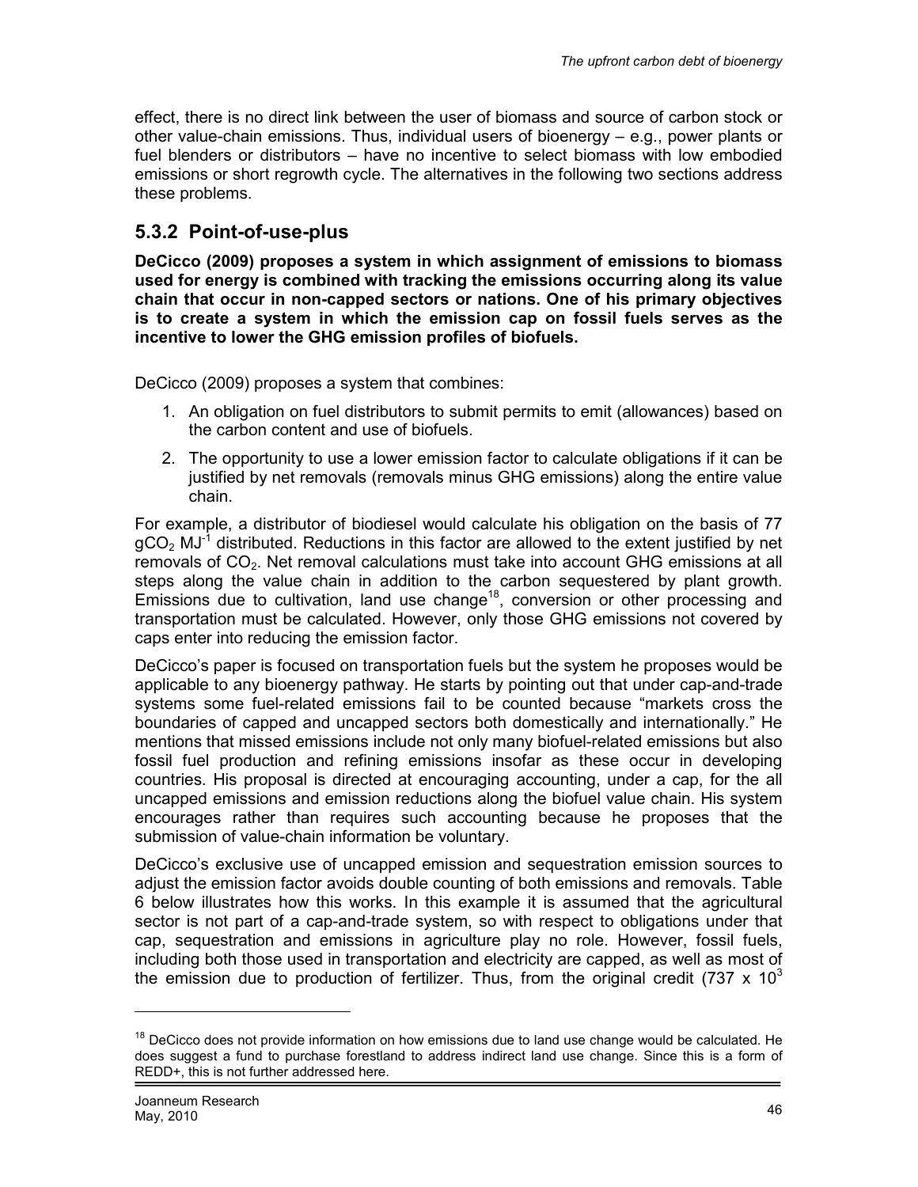effect, there is no direct link between the user of biomass and source of carbon stock or other value-chain emissions. Thus, individual users of bioenergy – e.g., power plants or fuel blenders or distributors – have no incentive to select biomass with low embodied emissions or short regrowth cycle. The alternatives in the following two sections address these problems.

### 5.3.2 Point-of-use-plus

**DeCicco (2009) proposes a system in which assignment of emissions to biomass used for energy is combined with tracking the emissions occurring along its value chain that occur in non-capped sectors or nations. One of his primary objectives is to create a system in which the emission cap on fossil fuels serves as the incentive to lower the GHG emission profiles of biofuels.**

DeCicco (2009) proposes a system that combines:

1. An obligation on fuel distributors to submit permits to emit (allowances) based on the carbon content and use of biofuels.
2. The opportunity to use a lower emission factor to calculate obligations if it can be justified by net removals (removals minus GHG emissions) along the entire value chain.

For example, a distributor of biodiesel would calculate his obligation on the basis of 77 $gCO_2\ MJ^{-1}$ distributed. Reductions in this factor are allowed to the extent justified by net removals of $CO_2$. Net removal calculations must take into account GHG emissions at all steps along the value chain in addition to the carbon sequestered by plant growth. Emissions due to cultivation, land use change[18], conversion or other processing and transportation must be calculated. However, only those GHG emissions not covered by caps enter into reducing the emission factor.

DeCicco's paper is focused on transportation fuels but the system he proposes would be applicable to any bioenergy pathway. He starts by pointing out that under cap-and-trade systems some fuel-related emissions fail to be counted because "markets cross the boundaries of capped and uncapped sectors both domestically and internationally." He mentions that missed emissions include not only many biofuel-related emissions but also fossil fuel production and refining emissions insofar as these occur in developing countries. His proposal is directed at encouraging accounting, under a cap, for the all uncapped emissions and emission reductions along the biofuel value chain. His system encourages rather than requires such accounting because he proposes that the submission of value-chain information be voluntary.

DeCicco's exclusive use of uncapped emission and sequestration emission sources to adjust the emission factor avoids double counting of both emissions and removals. Table 6 below illustrates how this works. In this example it is assumed that the agricultural sector is not part of a cap-and-trade system, so with respect to obligations under that cap, sequestration and emissions in agriculture play no role. However, fossil fuels, including both those used in transportation and electricity are capped, as well as most of the emission due to production of fertilizer. Thus, from the original credit ($737 \times 10^3$

---

[18] DeCicco does not provide information on how emissions due to land use change would be calculated. He does suggest a fund to purchase forestland to address indirect land use change. Since this is a form of REDD+, this is not further addressed here.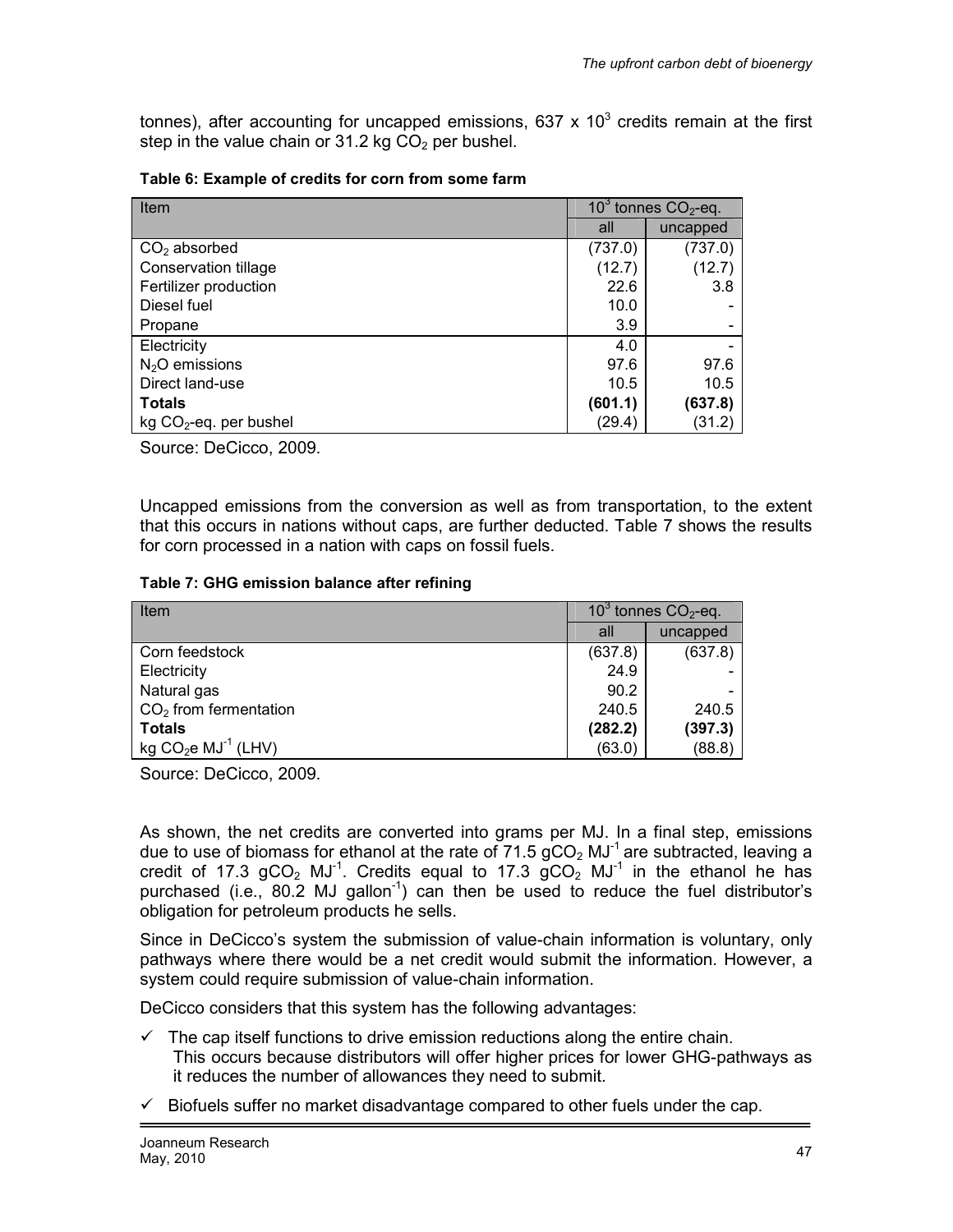tonnes), after accounting for uncapped emissions, 637 x $10^3$ credits remain at the first step in the value chain or 31.2 kg $CO_2$ per bushel.

**Table 6: Example of credits for corn from some farm**

| Item | $10^3$ tonnes $CO_2$-eq. | |
|---|---|---|
| | all | uncapped |
| $CO_2$ absorbed | (737.0) | (737.0) |
| Conservation tillage | (12.7) | (12.7) |
| Fertilizer production | 22.6 | 3.8 |
| Diesel fuel | 10.0 | - |
| Propane | 3.9 | - |
| Electricity | 4.0 | - |
| $N_2O$ emissions | 97.6 | 97.6 |
| Direct land-use | 10.5 | 10.5 |
| **Totals** | **(601.1)** | **(637.8)** |
| kg $CO_2$-eq. per bushel | (29.4) | (31.2) |

Source: DeCicco, 2009.

Uncapped emissions from the conversion as well as from transportation, to the extent that this occurs in nations without caps, are further deducted. Table 7 shows the results for corn processed in a nation with caps on fossil fuels.

**Table 7: GHG emission balance after refining**

| Item | $10^3$ tonnes $CO_2$-eq. | |
|---|---|---|
| | all | uncapped |
| Corn feedstock | (637.8) | (637.8) |
| Electricity | 24.9 | - |
| Natural gas | 90.2 | - |
| $CO_2$ from fermentation | 240.5 | 240.5 |
| **Totals** | **(282.2)** | **(397.3)** |
| kg $CO_2$e $MJ^{-1}$ (LHV) | (63.0) | (88.8) |

Source: DeCicco, 2009.

As shown, the net credits are converted into grams per MJ. In a final step, emissions due to use of biomass for ethanol at the rate of 71.5 $gCO_2$ $MJ^{-1}$ are subtracted, leaving a credit of 17.3 $gCO_2$ $MJ^{-1}$. Credits equal to 17.3 $gCO_2$ $MJ^{-1}$ in the ethanol he has purchased (i.e., 80.2 MJ $gallon^{-1}$) can then be used to reduce the fuel distributor's obligation for petroleum products he sells.

Since in DeCicco's system the submission of value-chain information is voluntary, only pathways where there would be a net credit would submit the information. However, a system could require submission of value-chain information.

DeCicco considers that this system has the following advantages:

- ✓ The cap itself functions to drive emission reductions along the entire chain. This occurs because distributors will offer higher prices for lower GHG-pathways as it reduces the number of allowances they need to submit.
- ✓ Biofuels suffer no market disadvantage compared to other fuels under the cap.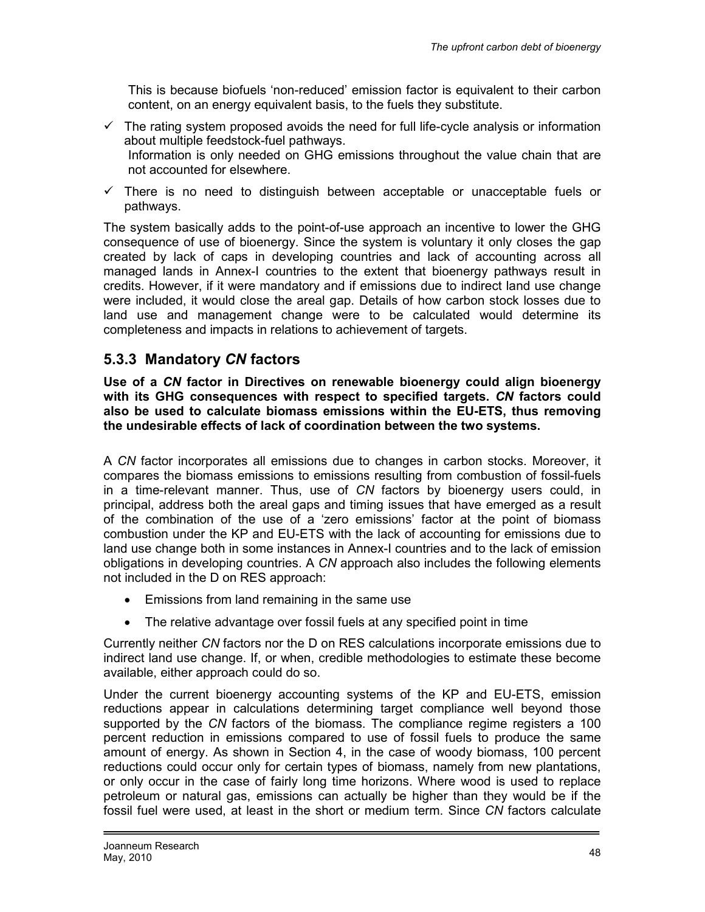This is because biofuels 'non-reduced' emission factor is equivalent to their carbon content, on an energy equivalent basis, to the fuels they substitute.

- ✓ The rating system proposed avoids the need for full life-cycle analysis or information about multiple feedstock-fuel pathways.
  Information is only needed on GHG emissions throughout the value chain that are not accounted for elsewhere.
- ✓ There is no need to distinguish between acceptable or unacceptable fuels or pathways.

The system basically adds to the point-of-use approach an incentive to lower the GHG consequence of use of bioenergy. Since the system is voluntary it only closes the gap created by lack of caps in developing countries and lack of accounting across all managed lands in Annex-I countries to the extent that bioenergy pathways result in credits. However, if it were mandatory and if emissions due to indirect land use change were included, it would close the areal gap. Details of how carbon stock losses due to land use and management change were to be calculated would determine its completeness and impacts in relations to achievement of targets.

### 5.3.3 Mandatory *CN* factors

**Use of a *CN* factor in Directives on renewable bioenergy could align bioenergy with its GHG consequences with respect to specified targets. *CN* factors could also be used to calculate biomass emissions within the EU-ETS, thus removing the undesirable effects of lack of coordination between the two systems.**

A *CN* factor incorporates all emissions due to changes in carbon stocks. Moreover, it compares the biomass emissions to emissions resulting from combustion of fossil-fuels in a time-relevant manner. Thus, use of *CN* factors by bioenergy users could, in principal, address both the areal gaps and timing issues that have emerged as a result of the combination of the use of a 'zero emissions' factor at the point of biomass combustion under the KP and EU-ETS with the lack of accounting for emissions due to land use change both in some instances in Annex-I countries and to the lack of emission obligations in developing countries. A *CN* approach also includes the following elements not included in the D on RES approach:

- Emissions from land remaining in the same use
- The relative advantage over fossil fuels at any specified point in time

Currently neither *CN* factors nor the D on RES calculations incorporate emissions due to indirect land use change. If, or when, credible methodologies to estimate these become available, either approach could do so.

Under the current bioenergy accounting systems of the KP and EU-ETS, emission reductions appear in calculations determining target compliance well beyond those supported by the *CN* factors of the biomass. The compliance regime registers a 100 percent reduction in emissions compared to use of fossil fuels to produce the same amount of energy. As shown in Section 4, in the case of woody biomass, 100 percent reductions could occur only for certain types of biomass, namely from new plantations, or only occur in the case of fairly long time horizons. Where wood is used to replace petroleum or natural gas, emissions can actually be higher than they would be if the fossil fuel were used, at least in the short or medium term. Since *CN* factors calculate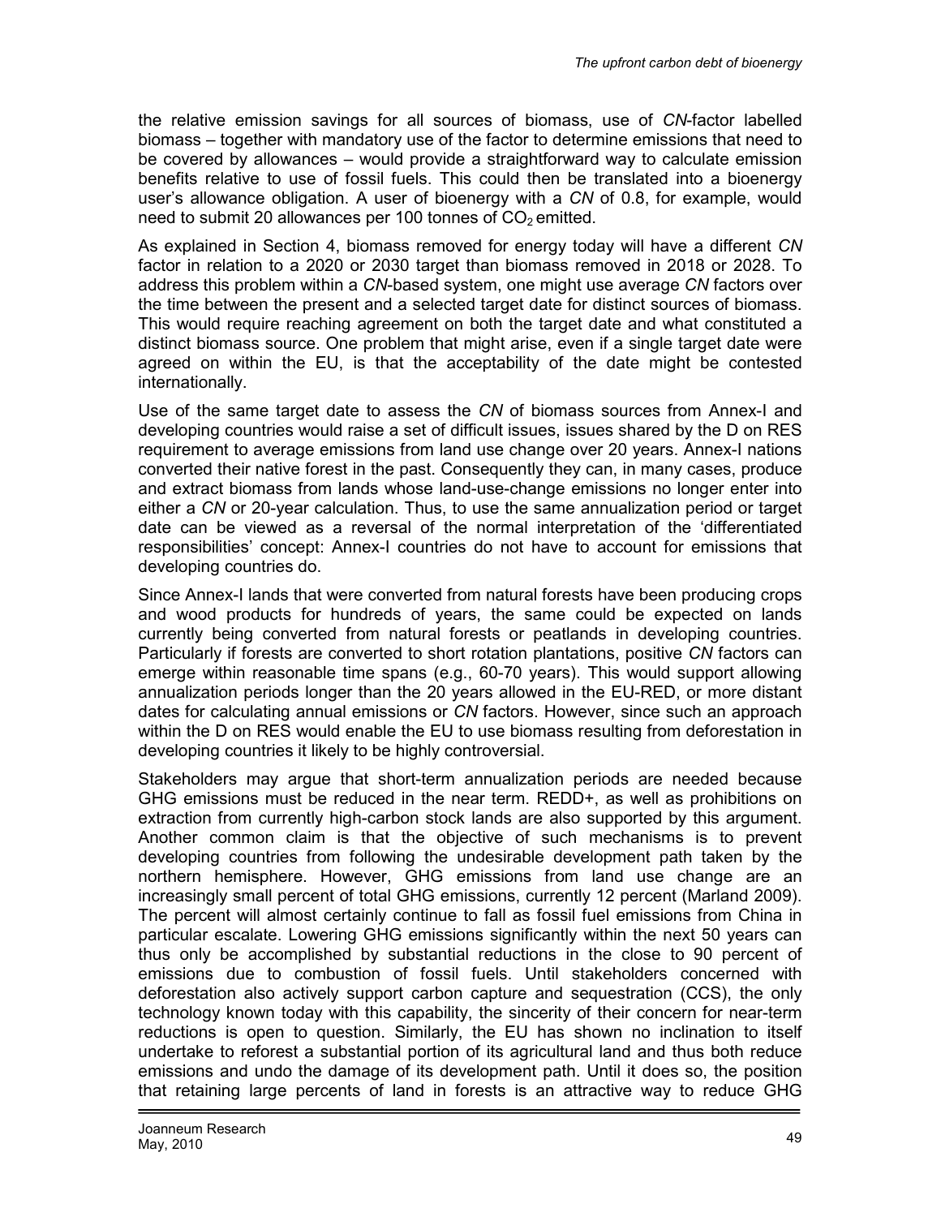the relative emission savings for all sources of biomass, use of *CN*-factor labelled biomass – together with mandatory use of the factor to determine emissions that need to be covered by allowances – would provide a straightforward way to calculate emission benefits relative to use of fossil fuels. This could then be translated into a bioenergy user's allowance obligation. A user of bioenergy with a *CN* of 0.8, for example, would need to submit 20 allowances per 100 tonnes of $CO_2$ emitted.

As explained in Section 4, biomass removed for energy today will have a different *CN* factor in relation to a 2020 or 2030 target than biomass removed in 2018 or 2028. To address this problem within a *CN*-based system, one might use average *CN* factors over the time between the present and a selected target date for distinct sources of biomass. This would require reaching agreement on both the target date and what constituted a distinct biomass source. One problem that might arise, even if a single target date were agreed on within the EU, is that the acceptability of the date might be contested internationally.

Use of the same target date to assess the *CN* of biomass sources from Annex-I and developing countries would raise a set of difficult issues, issues shared by the D on RES requirement to average emissions from land use change over 20 years. Annex-I nations converted their native forest in the past. Consequently they can, in many cases, produce and extract biomass from lands whose land-use-change emissions no longer enter into either a *CN* or 20-year calculation. Thus, to use the same annualization period or target date can be viewed as a reversal of the normal interpretation of the 'differentiated responsibilities' concept: Annex-I countries do not have to account for emissions that developing countries do.

Since Annex-I lands that were converted from natural forests have been producing crops and wood products for hundreds of years, the same could be expected on lands currently being converted from natural forests or peatlands in developing countries. Particularly if forests are converted to short rotation plantations, positive *CN* factors can emerge within reasonable time spans (e.g., 60-70 years). This would support allowing annualization periods longer than the 20 years allowed in the EU-RED, or more distant dates for calculating annual emissions or *CN* factors. However, since such an approach within the D on RES would enable the EU to use biomass resulting from deforestation in developing countries it likely to be highly controversial.

Stakeholders may argue that short-term annualization periods are needed because GHG emissions must be reduced in the near term. REDD+, as well as prohibitions on extraction from currently high-carbon stock lands are also supported by this argument. Another common claim is that the objective of such mechanisms is to prevent developing countries from following the undesirable development path taken by the northern hemisphere. However, GHG emissions from land use change are an increasingly small percent of total GHG emissions, currently 12 percent (Marland 2009). The percent will almost certainly continue to fall as fossil fuel emissions from China in particular escalate. Lowering GHG emissions significantly within the next 50 years can thus only be accomplished by substantial reductions in the close to 90 percent of emissions due to combustion of fossil fuels. Until stakeholders concerned with deforestation also actively support carbon capture and sequestration (CCS), the only technology known today with this capability, the sincerity of their concern for near-term reductions is open to question. Similarly, the EU has shown no inclination to itself undertake to reforest a substantial portion of its agricultural land and thus both reduce emissions and undo the damage of its development path. Until it does so, the position that retaining large percents of land in forests is an attractive way to reduce GHG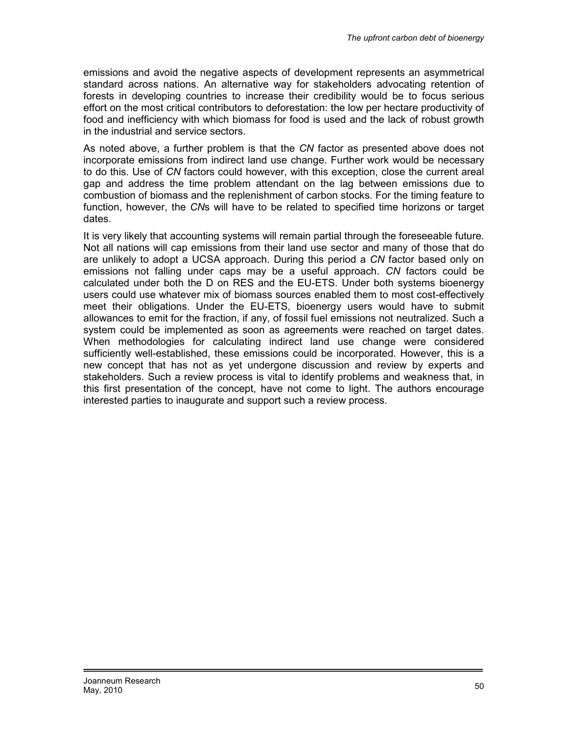emissions and avoid the negative aspects of development represents an asymmetrical standard across nations. An alternative way for stakeholders advocating retention of forests in developing countries to increase their credibility would be to focus serious effort on the most critical contributors to deforestation: the low per hectare productivity of food and inefficiency with which biomass for food is used and the lack of robust growth in the industrial and service sectors.

As noted above, a further problem is that the *CN* factor as presented above does not incorporate emissions from indirect land use change. Further work would be necessary to do this. Use of *CN* factors could however, with this exception, close the current areal gap and address the time problem attendant on the lag between emissions due to combustion of biomass and the replenishment of carbon stocks. For the timing feature to function, however, the *CN*s will have to be related to specified time horizons or target dates.

It is very likely that accounting systems will remain partial through the foreseeable future. Not all nations will cap emissions from their land use sector and many of those that do are unlikely to adopt a UCSA approach. During this period a *CN* factor based only on emissions not falling under caps may be a useful approach. *CN* factors could be calculated under both the D on RES and the EU-ETS. Under both systems bioenergy users could use whatever mix of biomass sources enabled them to most cost-effectively meet their obligations. Under the EU-ETS, bioenergy users would have to submit allowances to emit for the fraction, if any, of fossil fuel emissions not neutralized. Such a system could be implemented as soon as agreements were reached on target dates. When methodologies for calculating indirect land use change were considered sufficiently well-established, these emissions could be incorporated. However, this is a new concept that has not as yet undergone discussion and review by experts and stakeholders. Such a review process is vital to identify problems and weakness that, in this first presentation of the concept, have not come to light. The authors encourage interested parties to inaugurate and support such a review process.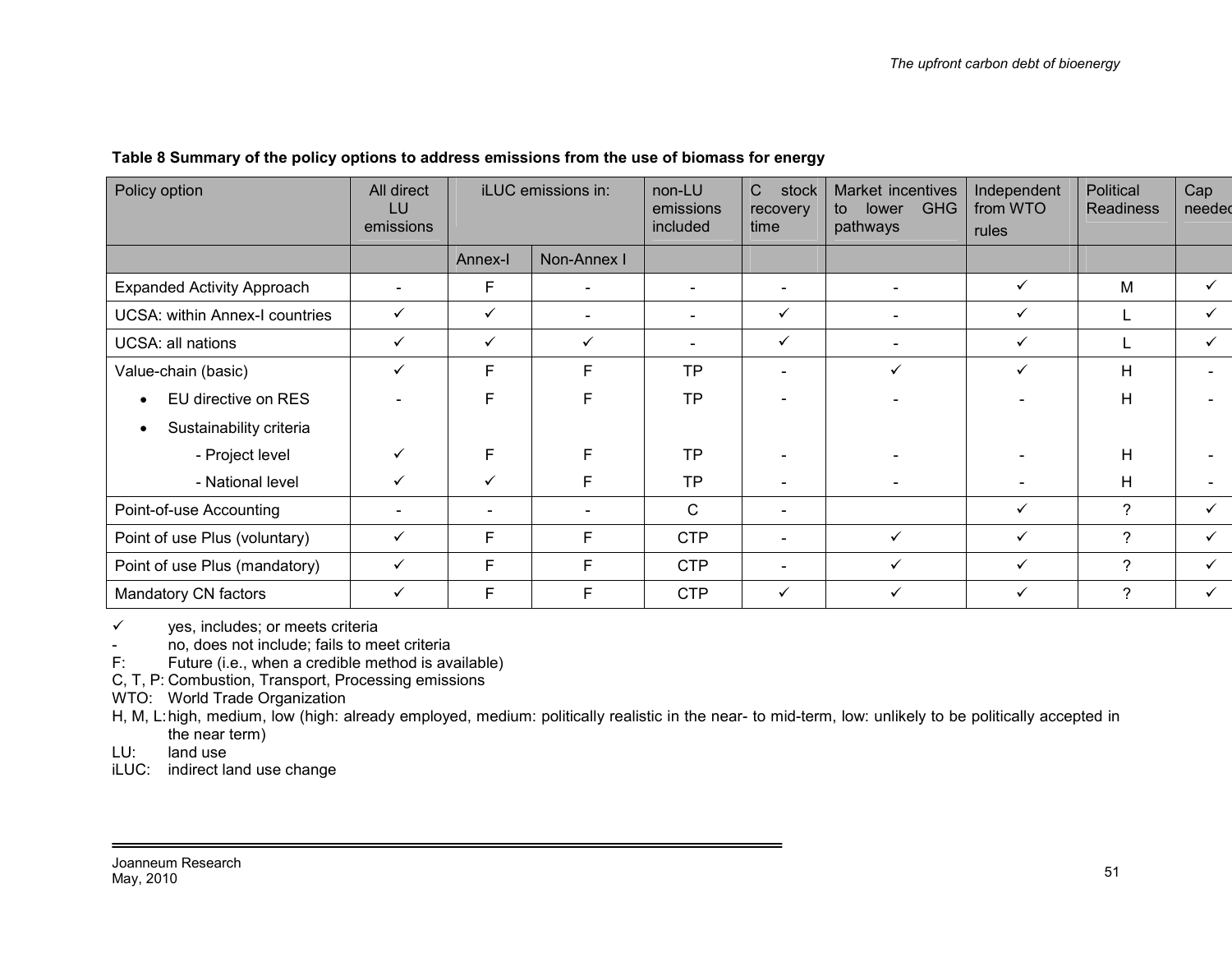**Table 8 Summary of the policy options to address emissions from the use of biomass for energy**

| Policy option | All direct LU emissions | iLUC emissions in: | | non-LU emissions included | C stock recovery time | Market incentives to lower GHG pathways | Independent from WTO rules | Political Readiness | Cap needed |
|---|---|---|---|---|---|---|---|---|---|
| | | Annex-I | Non-Annex I | | | | | | |
| Expanded Activity Approach | - | F | - | - | - | - | ✓ | M | ✓ |
| UCSA: within Annex-I countries | ✓ | ✓ | - | - | ✓ | - | ✓ | L | ✓ |
| UCSA: all nations | ✓ | ✓ | ✓ | - | ✓ | - | ✓ | L | ✓ |
| Value-chain (basic) | ✓ | F | F | TP | - | ✓ | ✓ | H | - |
| • EU directive on RES | - | F | F | TP | - | - | - | H | - |
| • Sustainability criteria | | | | | | | | | |
| - Project level | ✓ | F | F | TP | - | - | - | H | - |
| - National level | ✓ | ✓ | F | TP | - | - | - | H | - |
| Point-of-use Accounting | - | - | - | C | - | | ✓ | ? | ✓ |
| Point of use Plus (voluntary) | ✓ | F | F | CTP | - | ✓ | ✓ | ? | ✓ |
| Point of use Plus (mandatory) | ✓ | F | F | CTP | - | ✓ | ✓ | ? | ✓ |
| Mandatory CN factors | ✓ | F | F | CTP | ✓ | ✓ | ✓ | ? | ✓ |

✓ yes, includes; or meets criteria  
- no, does not include; fails to meet criteria  
F: Future (i.e., when a credible method is available)  
C, T, P: Combustion, Transport, Processing emissions  
WTO: World Trade Organization  
H, M, L: high, medium, low (high: already employed, medium: politically realistic in the near- to mid-term, low: unlikely to be politically accepted in the near term)  
LU: land use  
iLUC: indirect land use change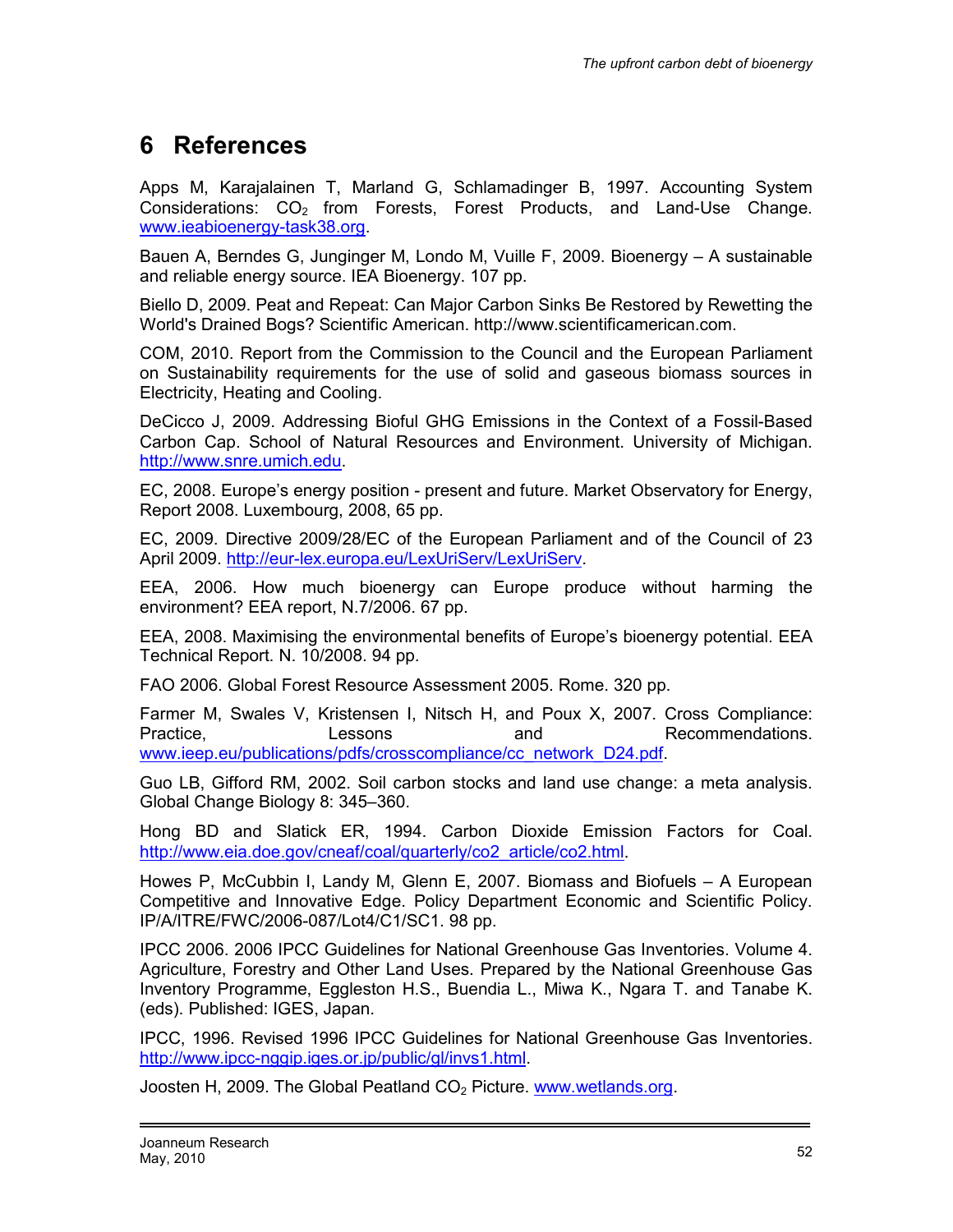# 6 References

Apps M, Karajalainen T, Marland G, Schlamadinger B, 1997. Accounting System Considerations: $CO_2$ from Forests, Forest Products, and Land-Use Change. www.ieabioenergy-task38.org.

Bauen A, Berndes G, Junginger M, Londo M, Vuille F, 2009. Bioenergy – A sustainable and reliable energy source. IEA Bioenergy. 107 pp.

Biello D, 2009. Peat and Repeat: Can Major Carbon Sinks Be Restored by Rewetting the World's Drained Bogs? Scientific American. http://www.scientificamerican.com.

COM, 2010. Report from the Commission to the Council and the European Parliament on Sustainability requirements for the use of solid and gaseous biomass sources in Electricity, Heating and Cooling.

DeCicco J, 2009. Addressing Bioful GHG Emissions in the Context of a Fossil-Based Carbon Cap. School of Natural Resources and Environment. University of Michigan. http://www.snre.umich.edu.

EC, 2008. Europe's energy position - present and future. Market Observatory for Energy, Report 2008. Luxembourg, 2008, 65 pp.

EC, 2009. Directive 2009/28/EC of the European Parliament and of the Council of 23 April 2009. http://eur-lex.europa.eu/LexUriServ/LexUriServ.

EEA, 2006. How much bioenergy can Europe produce without harming the environment? EEA report, N.7/2006. 67 pp.

EEA, 2008. Maximising the environmental benefits of Europe's bioenergy potential. EEA Technical Report. N. 10/2008. 94 pp.

FAO 2006. Global Forest Resource Assessment 2005. Rome. 320 pp.

Farmer M, Swales V, Kristensen I, Nitsch H, and Poux X, 2007. Cross Compliance: Practice, Lessons and Recommendations. www.ieep.eu/publications/pdfs/crosscompliance/cc_network_D24.pdf.

Guo LB, Gifford RM, 2002. Soil carbon stocks and land use change: a meta analysis. Global Change Biology 8: 345–360.

Hong BD and Slatick ER, 1994. Carbon Dioxide Emission Factors for Coal. http://www.eia.doe.gov/cneaf/coal/quarterly/co2_article/co2.html.

Howes P, McCubbin I, Landy M, Glenn E, 2007. Biomass and Biofuels – A European Competitive and Innovative Edge. Policy Department Economic and Scientific Policy. IP/A/ITRE/FWC/2006-087/Lot4/C1/SC1. 98 pp.

IPCC 2006. 2006 IPCC Guidelines for National Greenhouse Gas Inventories. Volume 4. Agriculture, Forestry and Other Land Uses. Prepared by the National Greenhouse Gas Inventory Programme, Eggleston H.S., Buendia L., Miwa K., Ngara T. and Tanabe K. (eds). Published: IGES, Japan.

IPCC, 1996. Revised 1996 IPCC Guidelines for National Greenhouse Gas Inventories. http://www.ipcc-nggip.iges.or.jp/public/gl/invs1.html.

Joosten H, 2009. The Global Peatland $CO_2$ Picture. www.wetlands.org.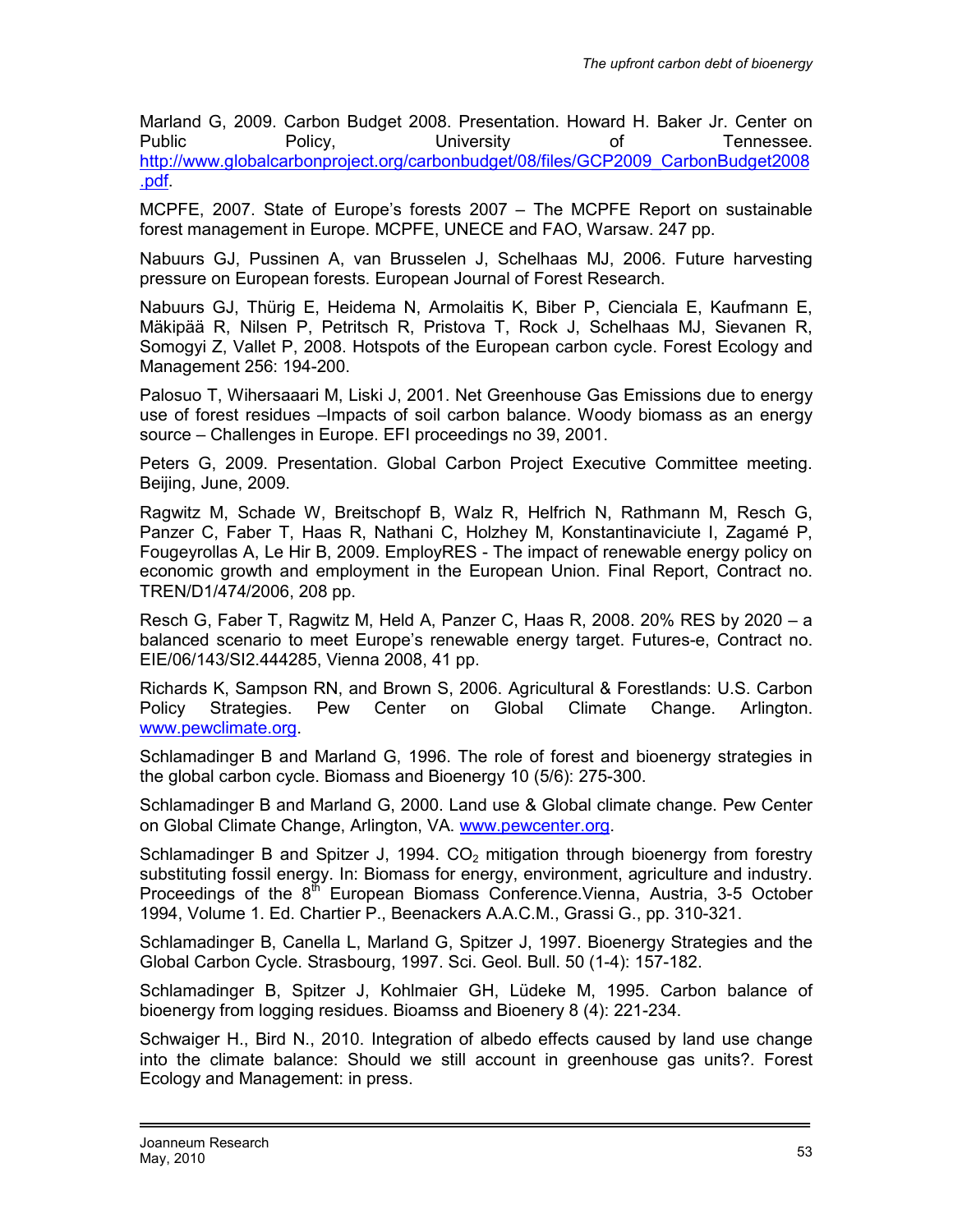Marland G, 2009. Carbon Budget 2008. Presentation. Howard H. Baker Jr. Center on Public Policy, University of Tennessee. http://www.globalcarbonproject.org/carbonbudget/08/files/GCP2009_CarbonBudget2008.pdf.

MCPFE, 2007. State of Europe's forests 2007 – The MCPFE Report on sustainable forest management in Europe. MCPFE, UNECE and FAO, Warsaw. 247 pp.

Nabuurs GJ, Pussinen A, van Brusselen J, Schelhaas MJ, 2006. Future harvesting pressure on European forests. European Journal of Forest Research.

Nabuurs GJ, Thürig E, Heidema N, Armolaitis K, Biber P, Cienciala E, Kaufmann E, Mäkipää R, Nilsen P, Petritsch R, Pristova T, Rock J, Schelhaas MJ, Sievanen R, Somogyi Z, Vallet P, 2008. Hotspots of the European carbon cycle. Forest Ecology and Management 256: 194-200.

Palosuo T, Wihersaaari M, Liski J, 2001. Net Greenhouse Gas Emissions due to energy use of forest residues –Impacts of soil carbon balance. Woody biomass as an energy source – Challenges in Europe. EFI proceedings no 39, 2001.

Peters G, 2009. Presentation. Global Carbon Project Executive Committee meeting. Beijing, June, 2009.

Ragwitz M, Schade W, Breitschopf B, Walz R, Helfrich N, Rathmann M, Resch G, Panzer C, Faber T, Haas R, Nathani C, Holzhey M, Konstantinaviciute I, Zagamé P, Fougeyrollas A, Le Hir B, 2009. EmployRES - The impact of renewable energy policy on economic growth and employment in the European Union. Final Report, Contract no. TREN/D1/474/2006, 208 pp.

Resch G, Faber T, Ragwitz M, Held A, Panzer C, Haas R, 2008. 20% RES by 2020 – a balanced scenario to meet Europe's renewable energy target. Futures-e, Contract no. EIE/06/143/SI2.444285, Vienna 2008, 41 pp.

Richards K, Sampson RN, and Brown S, 2006. Agricultural & Forestlands: U.S. Carbon Policy Strategies. Pew Center on Global Climate Change. Arlington. www.pewclimate.org.

Schlamadinger B and Marland G, 1996. The role of forest and bioenergy strategies in the global carbon cycle. Biomass and Bioenergy 10 (5/6): 275-300.

Schlamadinger B and Marland G, 2000. Land use & Global climate change. Pew Center on Global Climate Change, Arlington, VA. www.pewcenter.org.

Schlamadinger B and Spitzer J, 1994. $CO_2$ mitigation through bioenergy from forestry substituting fossil energy. In: Biomass for energy, environment, agriculture and industry. Proceedings of the 8th European Biomass Conference.Vienna, Austria, 3-5 October 1994, Volume 1. Ed. Chartier P., Beenackers A.A.C.M., Grassi G., pp. 310-321.

Schlamadinger B, Canella L, Marland G, Spitzer J, 1997. Bioenergy Strategies and the Global Carbon Cycle. Strasbourg, 1997. Sci. Geol. Bull. 50 (1-4): 157-182.

Schlamadinger B, Spitzer J, Kohlmaier GH, Lüdeke M, 1995. Carbon balance of bioenergy from logging residues. Bioamss and Bioenery 8 (4): 221-234.

Schwaiger H., Bird N., 2010. Integration of albedo effects caused by land use change into the climate balance: Should we still account in greenhouse gas units?. Forest Ecology and Management: in press.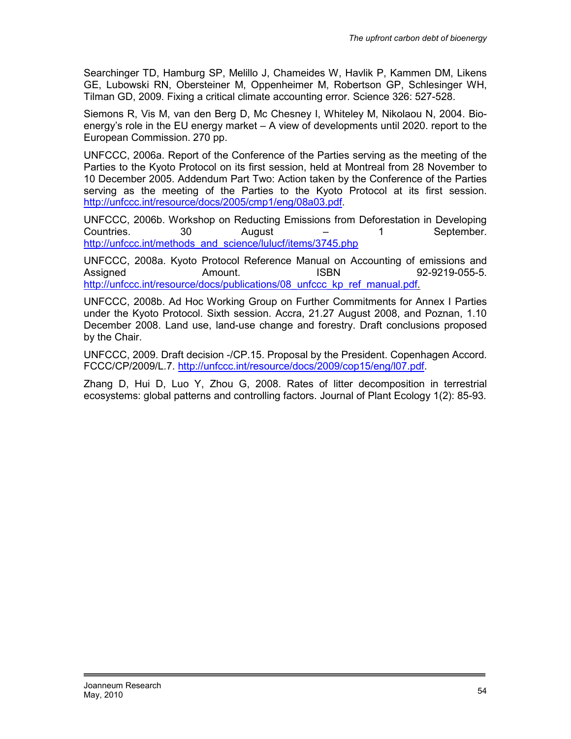Searchinger TD, Hamburg SP, Melillo J, Chameides W, Havlik P, Kammen DM, Likens GE, Lubowski RN, Obersteiner M, Oppenheimer M, Robertson GP, Schlesinger WH, Tilman GD, 2009. Fixing a critical climate accounting error. Science 326: 527-528.

Siemons R, Vis M, van den Berg D, Mc Chesney I, Whiteley M, Nikolaou N, 2004. Bio-energy's role in the EU energy market – A view of developments until 2020. report to the European Commission. 270 pp.

UNFCCC, 2006a. Report of the Conference of the Parties serving as the meeting of the Parties to the Kyoto Protocol on its first session, held at Montreal from 28 November to 10 December 2005. Addendum Part Two: Action taken by the Conference of the Parties serving as the meeting of the Parties to the Kyoto Protocol at its first session. http://unfccc.int/resource/docs/2005/cmp1/eng/08a03.pdf.

UNFCCC, 2006b. Workshop on Reducting Emissions from Deforestation in Developing Countries. 30 August – 1 September. http://unfccc.int/methods_and_science/lulucf/items/3745.php

UNFCCC, 2008a. Kyoto Protocol Reference Manual on Accounting of emissions and Assigned Amount. ISBN 92-9219-055-5. http://unfccc.int/resource/docs/publications/08_unfccc_kp_ref_manual.pdf.

UNFCCC, 2008b. Ad Hoc Working Group on Further Commitments for Annex I Parties under the Kyoto Protocol. Sixth session. Accra, 21.27 August 2008, and Poznan, 1.10 December 2008. Land use, land-use change and forestry. Draft conclusions proposed by the Chair.

UNFCCC, 2009. Draft decision -/CP.15. Proposal by the President. Copenhagen Accord. FCCC/CP/2009/L.7. http://unfccc.int/resource/docs/2009/cop15/eng/l07.pdf.

Zhang D, Hui D, Luo Y, Zhou G, 2008. Rates of litter decomposition in terrestrial ecosystems: global patterns and controlling factors. Journal of Plant Ecology 1(2): 85-93.